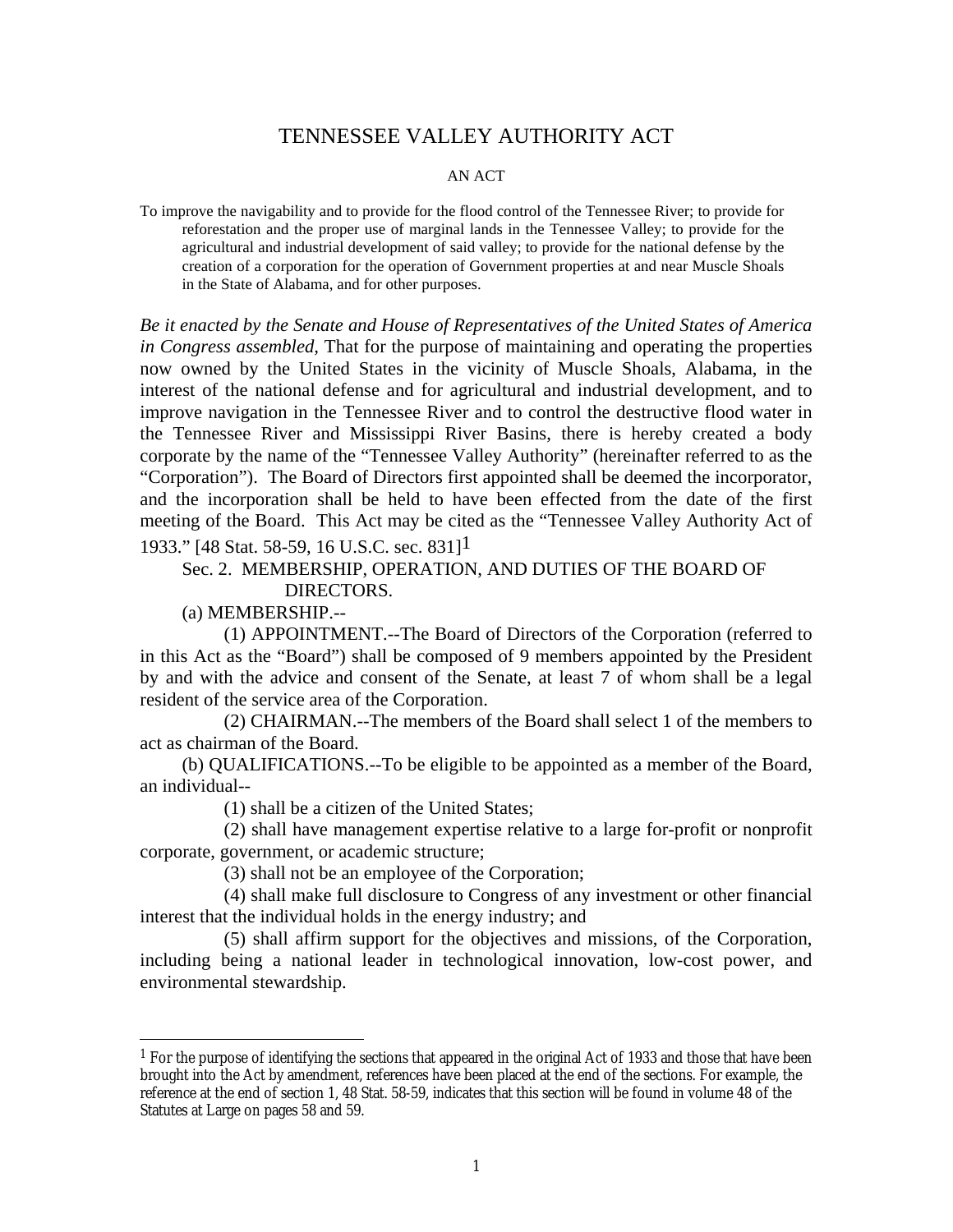# TENNESSEE VALLEY AUTHORITY ACT

AN ACT

To improve the navigability and to provide for the flood control of the Tennessee River; to provide for reforestation and the proper use of marginal lands in the Tennessee Valley; to provide for the agricultural and industrial development of said valley; to provide for the national defense by the creation of a corporation for the operation of Government properties at and near Muscle Shoals in the State of Alabama, and for other purposes.

*Be it enacted by the Senate and House of Representatives of the United States of America in Congress assembled,* That for the purpose of maintaining and operating the properties now owned by the United States in the vicinity of Muscle Shoals, Alabama, in the interest of the national defense and for agricultural and industrial development, and to improve navigation in the Tennessee River and to control the destructive flood water in the Tennessee River and Mississippi River Basins, there is hereby created a body corporate by the name of the "Tennessee Valley Authority" (hereinafter referred to as the "Corporation"). The Board of Directors first appointed shall be deemed the incorporator, and the incorporation shall be held to have been effected from the date of the first meeting of the Board. This Act may be cited as the "Tennessee Valley Authority Act of 1933." [48 Stat. 58-59, 16 U.S.C. sec. 831][1]

Sec. 2. MEMBERSHIP, OPERATION, AND DUTIES OF THE BOARD OF DIRECTORS.

(a) MEMBERSHIP.--

(1) APPOINTMENT.--The Board of Directors of the Corporation (referred to in this Act as the "Board") shall be composed of 9 members appointed by the President by and with the advice and consent of the Senate, at least 7 of whom shall be a legal resident of the service area of the Corporation.

(2) CHAIRMAN.--The members of the Board shall select 1 of the members to act as chairman of the Board.

(b) QUALIFICATIONS.--To be eligible to be appointed as a member of the Board, an individual--

(1) shall be a citizen of the United States;

(2) shall have management expertise relative to a large for-profit or nonprofit corporate, government, or academic structure;

(3) shall not be an employee of the Corporation;

(4) shall make full disclosure to Congress of any investment or other financial interest that the individual holds in the energy industry; and

(5) shall affirm support for the objectives and missions, of the Corporation, including being a national leader in technological innovation, low-cost power, and environmental stewardship.

---

[1] For the purpose of identifying the sections that appeared in the original Act of 1933 and those that have been brought into the Act by amendment, references have been placed at the end of the sections. For example, the reference at the end of section 1, 48 Stat. 58-59, indicates that this section will be found in volume 48 of the Statutes at Large on pages 58 and 59.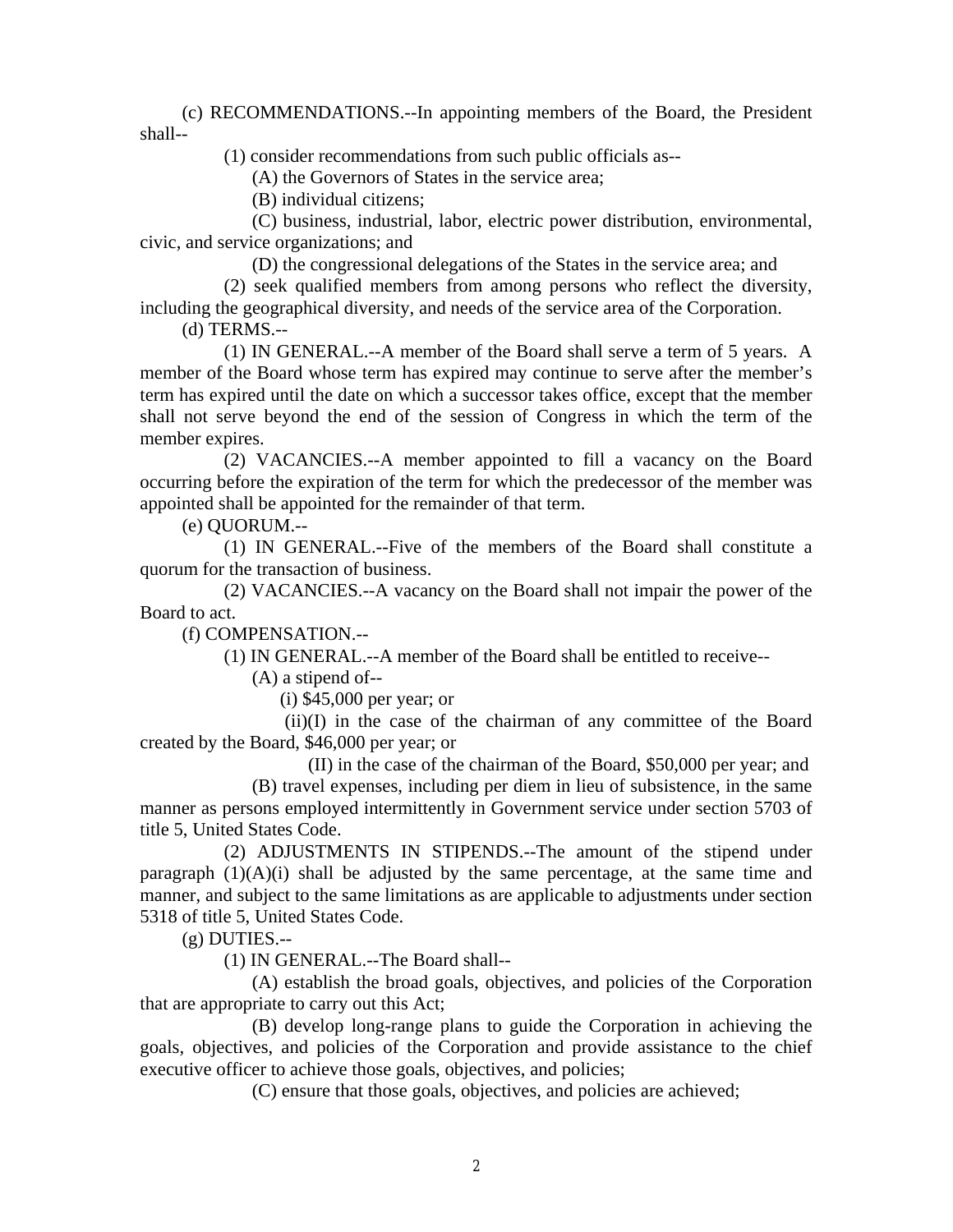(c) RECOMMENDATIONS.--In appointing members of the Board, the President shall--

(1) consider recommendations from such public officials as--

(A) the Governors of States in the service area;

(B) individual citizens;

(C) business, industrial, labor, electric power distribution, environmental, civic, and service organizations; and

(D) the congressional delegations of the States in the service area; and

(2) seek qualified members from among persons who reflect the diversity, including the geographical diversity, and needs of the service area of the Corporation.

(d) TERMS.--

(1) IN GENERAL.--A member of the Board shall serve a term of 5 years. A member of the Board whose term has expired may continue to serve after the member's term has expired until the date on which a successor takes office, except that the member shall not serve beyond the end of the session of Congress in which the term of the member expires.

(2) VACANCIES.--A member appointed to fill a vacancy on the Board occurring before the expiration of the term for which the predecessor of the member was appointed shall be appointed for the remainder of that term.

(e) QUORUM.--

(1) IN GENERAL.--Five of the members of the Board shall constitute a quorum for the transaction of business.

(2) VACANCIES.--A vacancy on the Board shall not impair the power of the Board to act.

(f) COMPENSATION.--

(1) IN GENERAL.--A member of the Board shall be entitled to receive--

(A) a stipend of--

(i) $45,000 per year; or

(ii)(I) in the case of the chairman of any committee of the Board created by the Board, $46,000 per year; or

(II) in the case of the chairman of the Board, $50,000 per year; and

(B) travel expenses, including per diem in lieu of subsistence, in the same manner as persons employed intermittently in Government service under section 5703 of title 5, United States Code.

(2) ADJUSTMENTS IN STIPENDS.--The amount of the stipend under paragraph (1)(A)(i) shall be adjusted by the same percentage, at the same time and manner, and subject to the same limitations as are applicable to adjustments under section 5318 of title 5, United States Code.

(g) DUTIES.--

(1) IN GENERAL.--The Board shall--

(A) establish the broad goals, objectives, and policies of the Corporation that are appropriate to carry out this Act;

(B) develop long-range plans to guide the Corporation in achieving the goals, objectives, and policies of the Corporation and provide assistance to the chief executive officer to achieve those goals, objectives, and policies;

(C) ensure that those goals, objectives, and policies are achieved;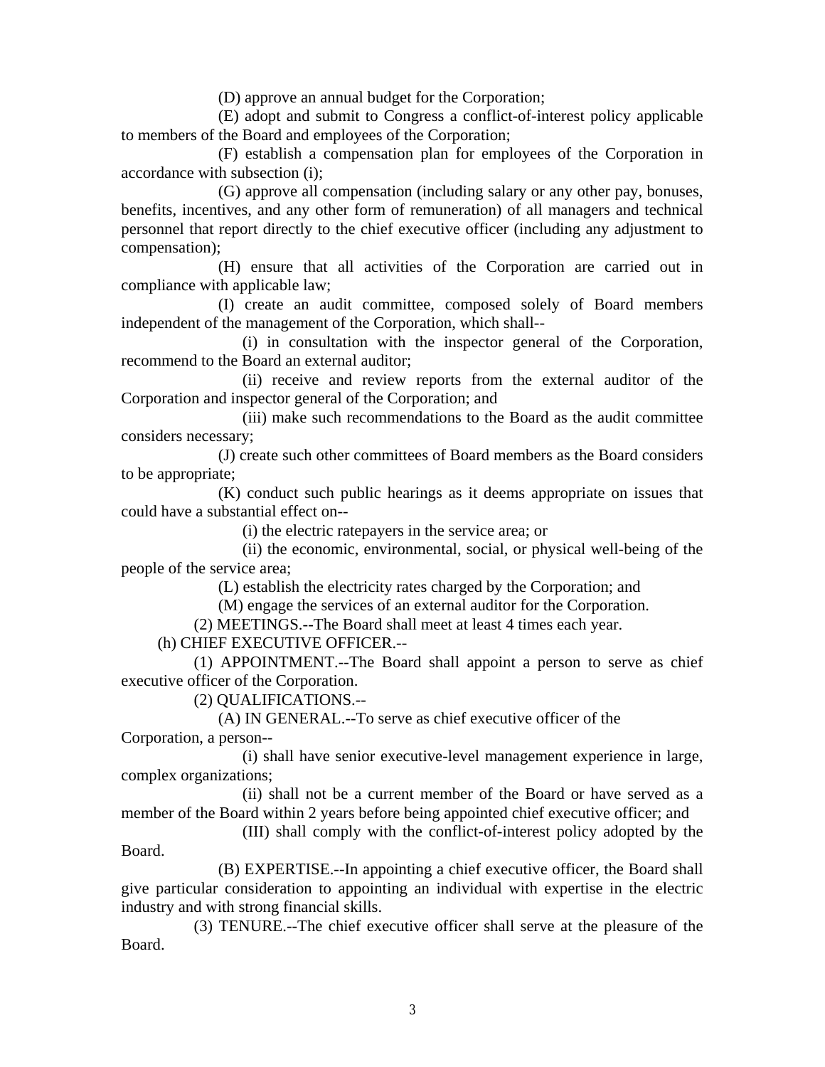(D) approve an annual budget for the Corporation;

(E) adopt and submit to Congress a conflict-of-interest policy applicable to members of the Board and employees of the Corporation;

(F) establish a compensation plan for employees of the Corporation in accordance with subsection (i);

(G) approve all compensation (including salary or any other pay, bonuses, benefits, incentives, and any other form of remuneration) of all managers and technical personnel that report directly to the chief executive officer (including any adjustment to compensation);

(H) ensure that all activities of the Corporation are carried out in compliance with applicable law;

(I) create an audit committee, composed solely of Board members independent of the management of the Corporation, which shall--

(i) in consultation with the inspector general of the Corporation, recommend to the Board an external auditor;

(ii) receive and review reports from the external auditor of the Corporation and inspector general of the Corporation; and

(iii) make such recommendations to the Board as the audit committee considers necessary;

(J) create such other committees of Board members as the Board considers to be appropriate;

(K) conduct such public hearings as it deems appropriate on issues that could have a substantial effect on--

(i) the electric ratepayers in the service area; or

(ii) the economic, environmental, social, or physical well-being of the people of the service area;

(L) establish the electricity rates charged by the Corporation; and

(M) engage the services of an external auditor for the Corporation.

(2) MEETINGS.--The Board shall meet at least 4 times each year.

(h) CHIEF EXECUTIVE OFFICER.--

(1) APPOINTMENT.--The Board shall appoint a person to serve as chief executive officer of the Corporation.

(2) QUALIFICATIONS.--

(A) IN GENERAL.--To serve as chief executive officer of the Corporation, a person--

(i) shall have senior executive-level management experience in large, complex organizations;

(ii) shall not be a current member of the Board or have served as a member of the Board within 2 years before being appointed chief executive officer; and

(III) shall comply with the conflict-of-interest policy adopted by the Board.

(B) EXPERTISE.--In appointing a chief executive officer, the Board shall give particular consideration to appointing an individual with expertise in the electric industry and with strong financial skills.

(3) TENURE.--The chief executive officer shall serve at the pleasure of the Board.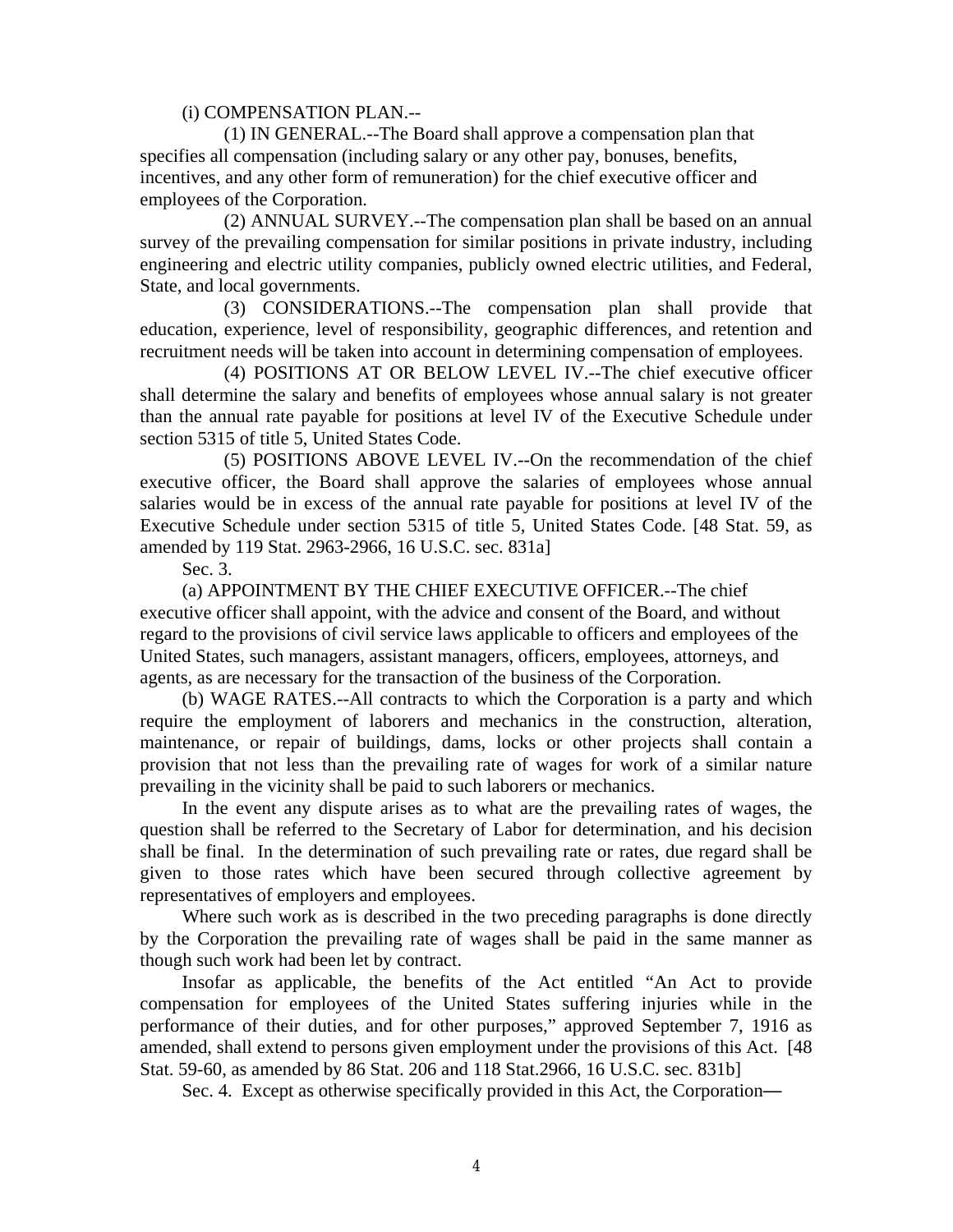(i) COMPENSATION PLAN.--

(1) IN GENERAL.--The Board shall approve a compensation plan that specifies all compensation (including salary or any other pay, bonuses, benefits, incentives, and any other form of remuneration) for the chief executive officer and employees of the Corporation.

(2) ANNUAL SURVEY.--The compensation plan shall be based on an annual survey of the prevailing compensation for similar positions in private industry, including engineering and electric utility companies, publicly owned electric utilities, and Federal, State, and local governments.

(3) CONSIDERATIONS.--The compensation plan shall provide that education, experience, level of responsibility, geographic differences, and retention and recruitment needs will be taken into account in determining compensation of employees.

(4) POSITIONS AT OR BELOW LEVEL IV.--The chief executive officer shall determine the salary and benefits of employees whose annual salary is not greater than the annual rate payable for positions at level IV of the Executive Schedule under section 5315 of title 5, United States Code.

(5) POSITIONS ABOVE LEVEL IV.--On the recommendation of the chief executive officer, the Board shall approve the salaries of employees whose annual salaries would be in excess of the annual rate payable for positions at level IV of the Executive Schedule under section 5315 of title 5, United States Code. [48 Stat. 59, as amended by 119 Stat. 2963-2966, 16 U.S.C. sec. 831a]

Sec. 3.

(a) APPOINTMENT BY THE CHIEF EXECUTIVE OFFICER.--The chief executive officer shall appoint, with the advice and consent of the Board, and without regard to the provisions of civil service laws applicable to officers and employees of the United States, such managers, assistant managers, officers, employees, attorneys, and agents, as are necessary for the transaction of the business of the Corporation.

(b) WAGE RATES.--All contracts to which the Corporation is a party and which require the employment of laborers and mechanics in the construction, alteration, maintenance, or repair of buildings, dams, locks or other projects shall contain a provision that not less than the prevailing rate of wages for work of a similar nature prevailing in the vicinity shall be paid to such laborers or mechanics.

In the event any dispute arises as to what are the prevailing rates of wages, the question shall be referred to the Secretary of Labor for determination, and his decision shall be final. In the determination of such prevailing rate or rates, due regard shall be given to those rates which have been secured through collective agreement by representatives of employers and employees.

Where such work as is described in the two preceding paragraphs is done directly by the Corporation the prevailing rate of wages shall be paid in the same manner as though such work had been let by contract.

Insofar as applicable, the benefits of the Act entitled "An Act to provide compensation for employees of the United States suffering injuries while in the performance of their duties, and for other purposes," approved September 7, 1916 as amended, shall extend to persons given employment under the provisions of this Act. [48 Stat. 59-60, as amended by 86 Stat. 206 and 118 Stat.2966, 16 U.S.C. sec. 831b]

Sec. 4. Except as otherwise specifically provided in this Act, the Corporation—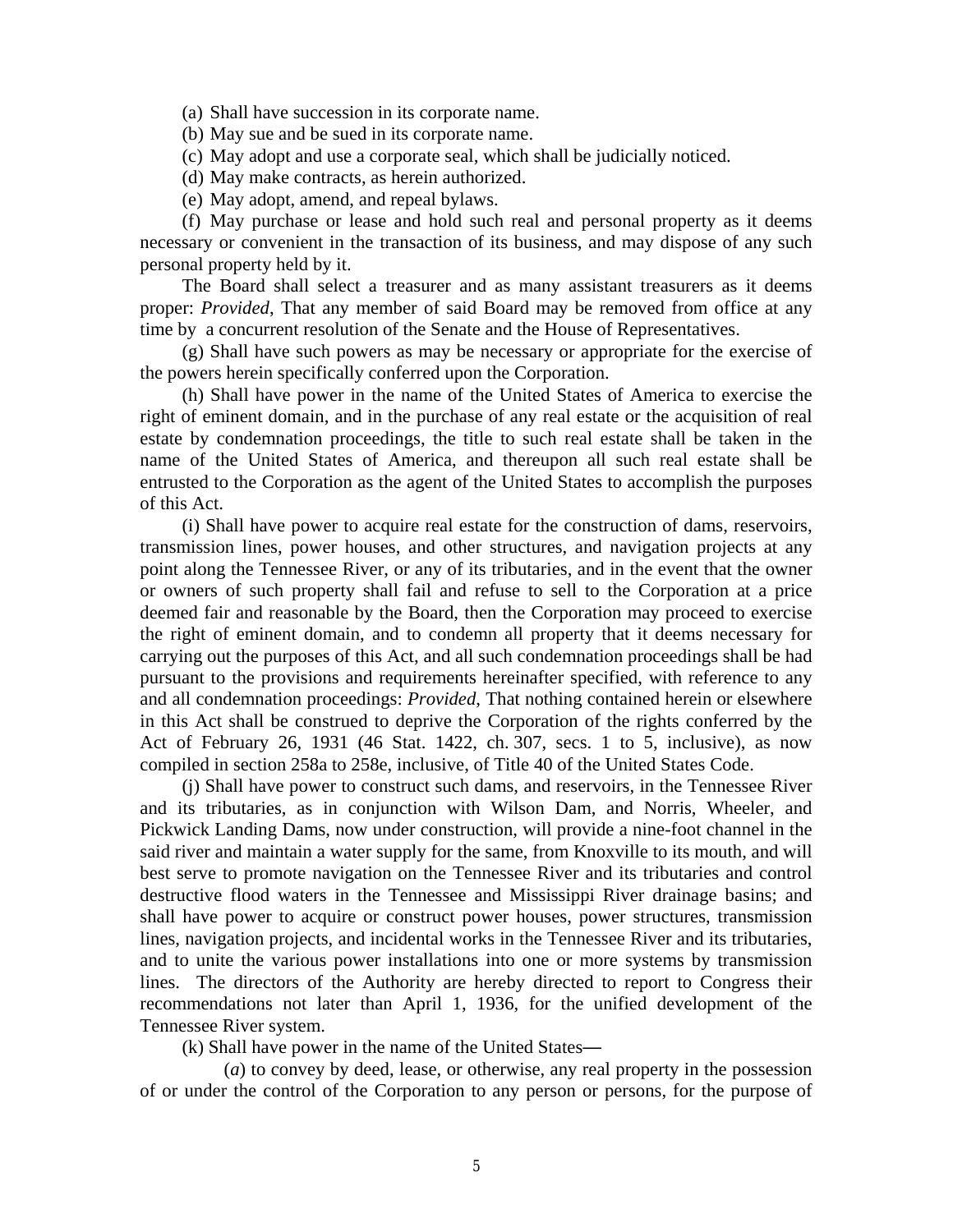(a) Shall have succession in its corporate name.

(b) May sue and be sued in its corporate name.

(c) May adopt and use a corporate seal, which shall be judicially noticed.

(d) May make contracts, as herein authorized.

(e) May adopt, amend, and repeal bylaws.

(f) May purchase or lease and hold such real and personal property as it deems necessary or convenient in the transaction of its business, and may dispose of any such personal property held by it.

The Board shall select a treasurer and as many assistant treasurers as it deems proper: *Provided*, That any member of said Board may be removed from office at any time by a concurrent resolution of the Senate and the House of Representatives.

(g) Shall have such powers as may be necessary or appropriate for the exercise of the powers herein specifically conferred upon the Corporation.

(h) Shall have power in the name of the United States of America to exercise the right of eminent domain, and in the purchase of any real estate or the acquisition of real estate by condemnation proceedings, the title to such real estate shall be taken in the name of the United States of America, and thereupon all such real estate shall be entrusted to the Corporation as the agent of the United States to accomplish the purposes of this Act.

(i) Shall have power to acquire real estate for the construction of dams, reservoirs, transmission lines, power houses, and other structures, and navigation projects at any point along the Tennessee River, or any of its tributaries, and in the event that the owner or owners of such property shall fail and refuse to sell to the Corporation at a price deemed fair and reasonable by the Board, then the Corporation may proceed to exercise the right of eminent domain, and to condemn all property that it deems necessary for carrying out the purposes of this Act, and all such condemnation proceedings shall be had pursuant to the provisions and requirements hereinafter specified, with reference to any and all condemnation proceedings: *Provided*, That nothing contained herein or elsewhere in this Act shall be construed to deprive the Corporation of the rights conferred by the Act of February 26, 1931 (46 Stat. 1422, ch. 307, secs. 1 to 5, inclusive), as now compiled in section 258a to 258e, inclusive, of Title 40 of the United States Code.

(j) Shall have power to construct such dams, and reservoirs, in the Tennessee River and its tributaries, as in conjunction with Wilson Dam, and Norris, Wheeler, and Pickwick Landing Dams, now under construction, will provide a nine-foot channel in the said river and maintain a water supply for the same, from Knoxville to its mouth, and will best serve to promote navigation on the Tennessee River and its tributaries and control destructive flood waters in the Tennessee and Mississippi River drainage basins; and shall have power to acquire or construct power houses, power structures, transmission lines, navigation projects, and incidental works in the Tennessee River and its tributaries, and to unite the various power installations into one or more systems by transmission lines. The directors of the Authority are hereby directed to report to Congress their recommendations not later than April 1, 1936, for the unified development of the Tennessee River system.

(k) Shall have power in the name of the United States—

(*a*) to convey by deed, lease, or otherwise, any real property in the possession of or under the control of the Corporation to any person or persons, for the purpose of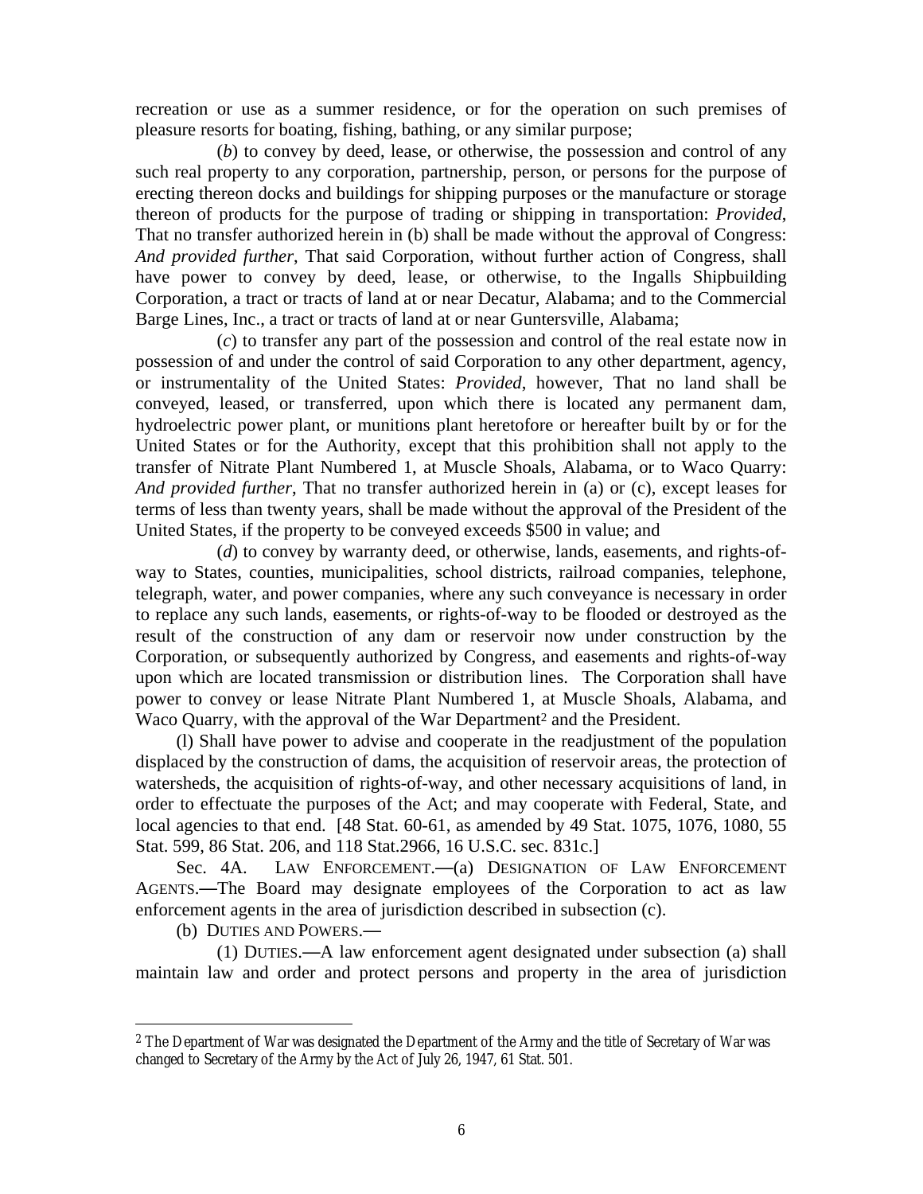recreation or use as a summer residence, or for the operation on such premises of pleasure resorts for boating, fishing, bathing, or any similar purpose;

(*b*) to convey by deed, lease, or otherwise, the possession and control of any such real property to any corporation, partnership, person, or persons for the purpose of erecting thereon docks and buildings for shipping purposes or the manufacture or storage thereon of products for the purpose of trading or shipping in transportation: *Provided*, That no transfer authorized herein in (b) shall be made without the approval of Congress: *And provided further*, That said Corporation, without further action of Congress, shall have power to convey by deed, lease, or otherwise, to the Ingalls Shipbuilding Corporation, a tract or tracts of land at or near Decatur, Alabama; and to the Commercial Barge Lines, Inc., a tract or tracts of land at or near Guntersville, Alabama;

(*c*) to transfer any part of the possession and control of the real estate now in possession of and under the control of said Corporation to any other department, agency, or instrumentality of the United States: *Provided*, however, That no land shall be conveyed, leased, or transferred, upon which there is located any permanent dam, hydroelectric power plant, or munitions plant heretofore or hereafter built by or for the United States or for the Authority, except that this prohibition shall not apply to the transfer of Nitrate Plant Numbered 1, at Muscle Shoals, Alabama, or to Waco Quarry: *And provided further*, That no transfer authorized herein in (a) or (c), except leases for terms of less than twenty years, shall be made without the approval of the President of the United States, if the property to be conveyed exceeds $500 in value; and

(*d*) to convey by warranty deed, or otherwise, lands, easements, and rights-of-way to States, counties, municipalities, school districts, railroad companies, telephone, telegraph, water, and power companies, where any such conveyance is necessary in order to replace any such lands, easements, or rights-of-way to be flooded or destroyed as the result of the construction of any dam or reservoir now under construction by the Corporation, or subsequently authorized by Congress, and easements and rights-of-way upon which are located transmission or distribution lines. The Corporation shall have power to convey or lease Nitrate Plant Numbered 1, at Muscle Shoals, Alabama, and Waco Quarry, with the approval of the War Department[2] and the President.

(l) Shall have power to advise and cooperate in the readjustment of the population displaced by the construction of dams, the acquisition of reservoir areas, the protection of watersheds, the acquisition of rights-of-way, and other necessary acquisitions of land, in order to effectuate the purposes of the Act; and may cooperate with Federal, State, and local agencies to that end. [48 Stat. 60-61, as amended by 49 Stat. 1075, 1076, 1080, 55 Stat. 599, 86 Stat. 206, and 118 Stat.2966, 16 U.S.C. sec. 831c.]

Sec. 4A. LAW ENFORCEMENT.—(a) DESIGNATION OF LAW ENFORCEMENT AGENTS.—The Board may designate employees of the Corporation to act as law enforcement agents in the area of jurisdiction described in subsection (c).

(b) DUTIES AND POWERS.—

(1) DUTIES.—A law enforcement agent designated under subsection (a) shall maintain law and order and protect persons and property in the area of jurisdiction

[2] The Department of War was designated the Department of the Army and the title of Secretary of War was changed to Secretary of the Army by the Act of July 26, 1947, 61 Stat. 501.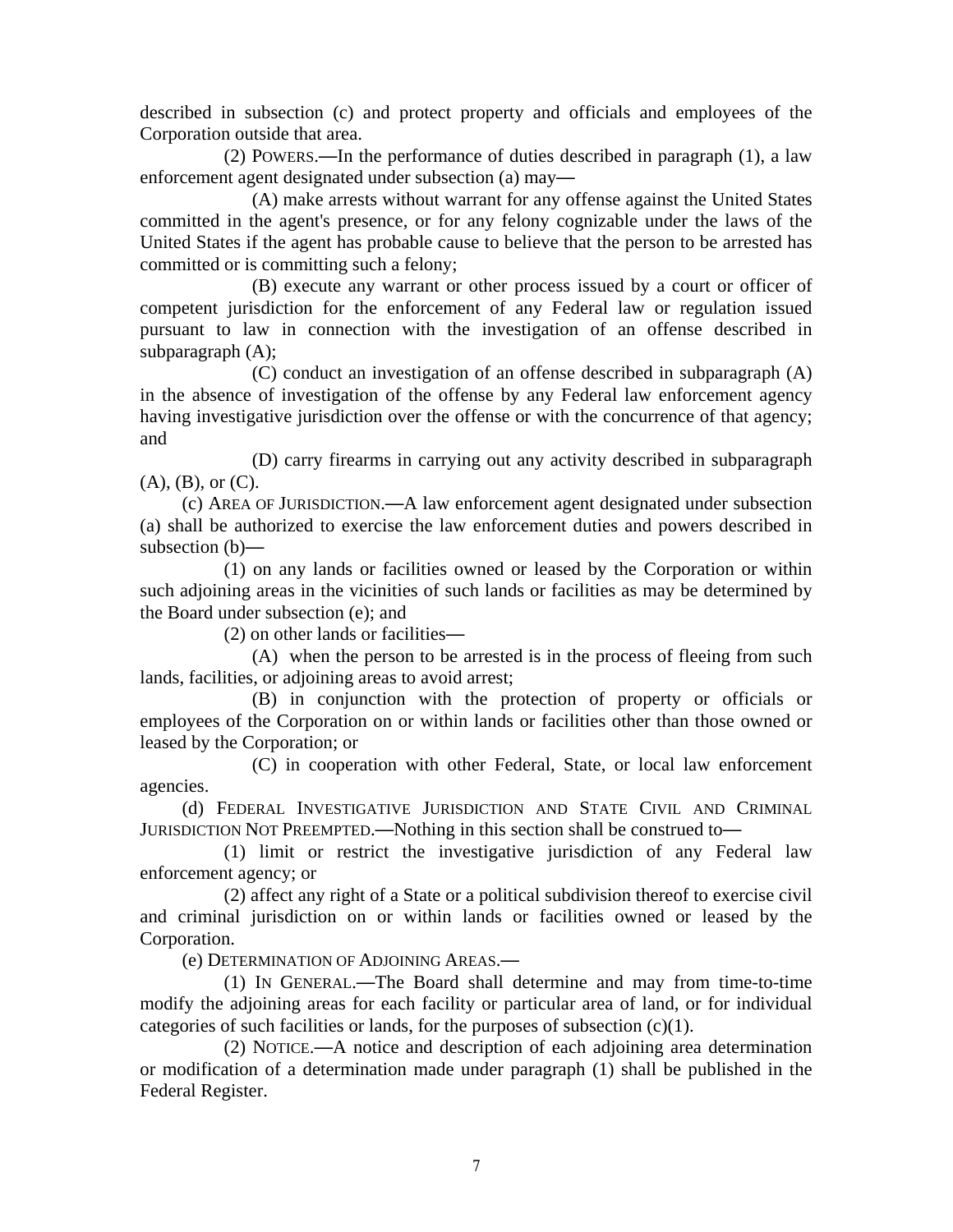described in subsection (c) and protect property and officials and employees of the Corporation outside that area.

(2) POWERS.—In the performance of duties described in paragraph (1), a law enforcement agent designated under subsection (a) may—

(A) make arrests without warrant for any offense against the United States committed in the agent's presence, or for any felony cognizable under the laws of the United States if the agent has probable cause to believe that the person to be arrested has committed or is committing such a felony;

(B) execute any warrant or other process issued by a court or officer of competent jurisdiction for the enforcement of any Federal law or regulation issued pursuant to law in connection with the investigation of an offense described in subparagraph (A);

(C) conduct an investigation of an offense described in subparagraph (A) in the absence of investigation of the offense by any Federal law enforcement agency having investigative jurisdiction over the offense or with the concurrence of that agency; and

(D) carry firearms in carrying out any activity described in subparagraph (A), (B), or (C).

(c) AREA OF JURISDICTION.—A law enforcement agent designated under subsection (a) shall be authorized to exercise the law enforcement duties and powers described in subsection (b)—

(1) on any lands or facilities owned or leased by the Corporation or within such adjoining areas in the vicinities of such lands or facilities as may be determined by the Board under subsection (e); and

(2) on other lands or facilities—

(A) when the person to be arrested is in the process of fleeing from such lands, facilities, or adjoining areas to avoid arrest;

(B) in conjunction with the protection of property or officials or employees of the Corporation on or within lands or facilities other than those owned or leased by the Corporation; or

(C) in cooperation with other Federal, State, or local law enforcement agencies.

(d) FEDERAL INVESTIGATIVE JURISDICTION AND STATE CIVIL AND CRIMINAL JURISDICTION NOT PREEMPTED.—Nothing in this section shall be construed to—

(1) limit or restrict the investigative jurisdiction of any Federal law enforcement agency; or

(2) affect any right of a State or a political subdivision thereof to exercise civil and criminal jurisdiction on or within lands or facilities owned or leased by the Corporation.

(e) DETERMINATION OF ADJOINING AREAS.—

(1) IN GENERAL.—The Board shall determine and may from time-to-time modify the adjoining areas for each facility or particular area of land, or for individual categories of such facilities or lands, for the purposes of subsection (c)(1).

(2) NOTICE.—A notice and description of each adjoining area determination or modification of a determination made under paragraph (1) shall be published in the Federal Register.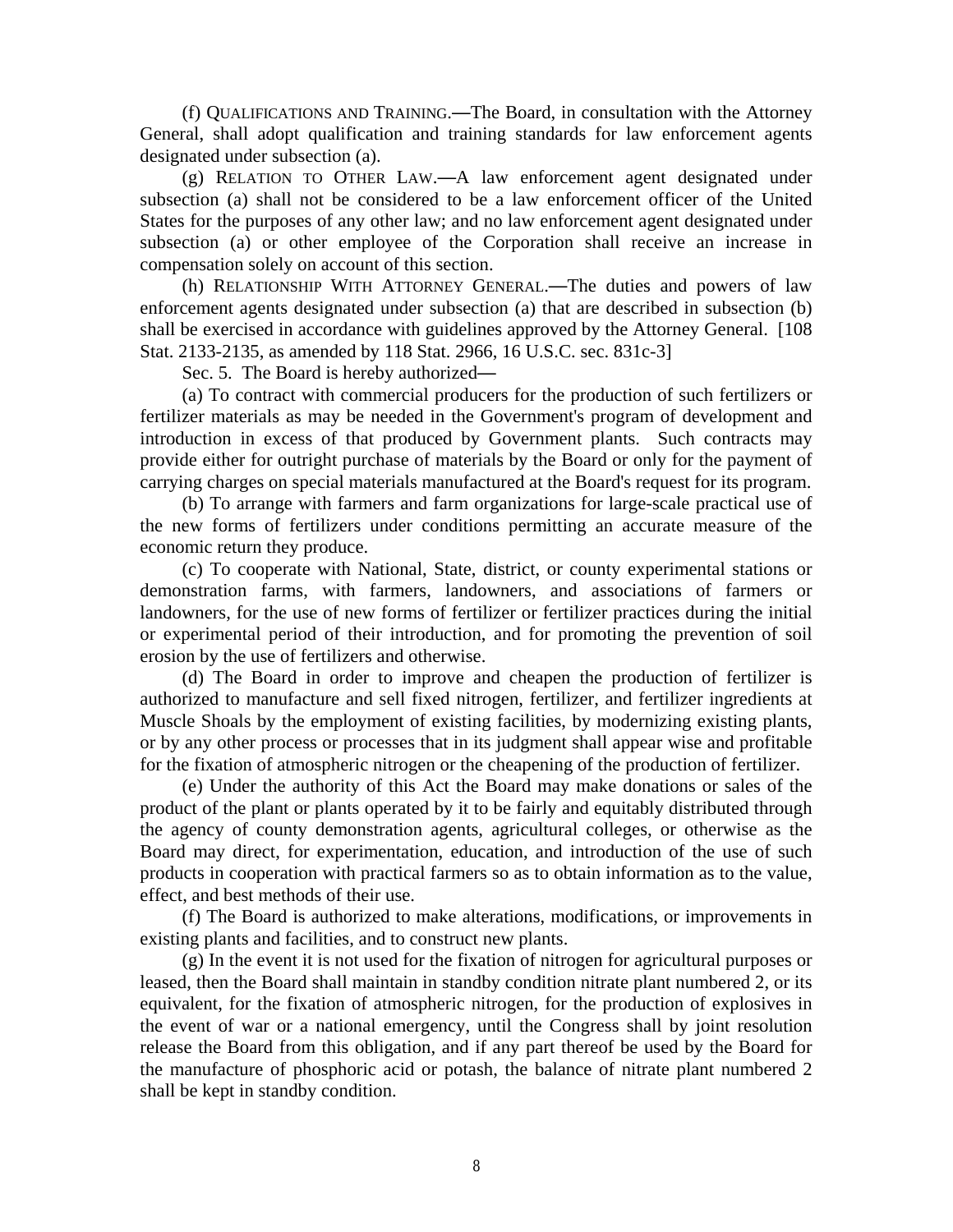(f) QUALIFICATIONS AND TRAINING.—The Board, in consultation with the Attorney General, shall adopt qualification and training standards for law enforcement agents designated under subsection (a).

(g) RELATION TO OTHER LAW.—A law enforcement agent designated under subsection (a) shall not be considered to be a law enforcement officer of the United States for the purposes of any other law; and no law enforcement agent designated under subsection (a) or other employee of the Corporation shall receive an increase in compensation solely on account of this section.

(h) RELATIONSHIP WITH ATTORNEY GENERAL.—The duties and powers of law enforcement agents designated under subsection (a) that are described in subsection (b) shall be exercised in accordance with guidelines approved by the Attorney General. [108 Stat. 2133-2135, as amended by 118 Stat. 2966, 16 U.S.C. sec. 831c-3]

Sec. 5. The Board is hereby authorized—

(a) To contract with commercial producers for the production of such fertilizers or fertilizer materials as may be needed in the Government's program of development and introduction in excess of that produced by Government plants. Such contracts may provide either for outright purchase of materials by the Board or only for the payment of carrying charges on special materials manufactured at the Board's request for its program.

(b) To arrange with farmers and farm organizations for large-scale practical use of the new forms of fertilizers under conditions permitting an accurate measure of the economic return they produce.

(c) To cooperate with National, State, district, or county experimental stations or demonstration farms, with farmers, landowners, and associations of farmers or landowners, for the use of new forms of fertilizer or fertilizer practices during the initial or experimental period of their introduction, and for promoting the prevention of soil erosion by the use of fertilizers and otherwise.

(d) The Board in order to improve and cheapen the production of fertilizer is authorized to manufacture and sell fixed nitrogen, fertilizer, and fertilizer ingredients at Muscle Shoals by the employment of existing facilities, by modernizing existing plants, or by any other process or processes that in its judgment shall appear wise and profitable for the fixation of atmospheric nitrogen or the cheapening of the production of fertilizer.

(e) Under the authority of this Act the Board may make donations or sales of the product of the plant or plants operated by it to be fairly and equitably distributed through the agency of county demonstration agents, agricultural colleges, or otherwise as the Board may direct, for experimentation, education, and introduction of the use of such products in cooperation with practical farmers so as to obtain information as to the value, effect, and best methods of their use.

(f) The Board is authorized to make alterations, modifications, or improvements in existing plants and facilities, and to construct new plants.

(g) In the event it is not used for the fixation of nitrogen for agricultural purposes or leased, then the Board shall maintain in standby condition nitrate plant numbered 2, or its equivalent, for the fixation of atmospheric nitrogen, for the production of explosives in the event of war or a national emergency, until the Congress shall by joint resolution release the Board from this obligation, and if any part thereof be used by the Board for the manufacture of phosphoric acid or potash, the balance of nitrate plant numbered 2 shall be kept in standby condition.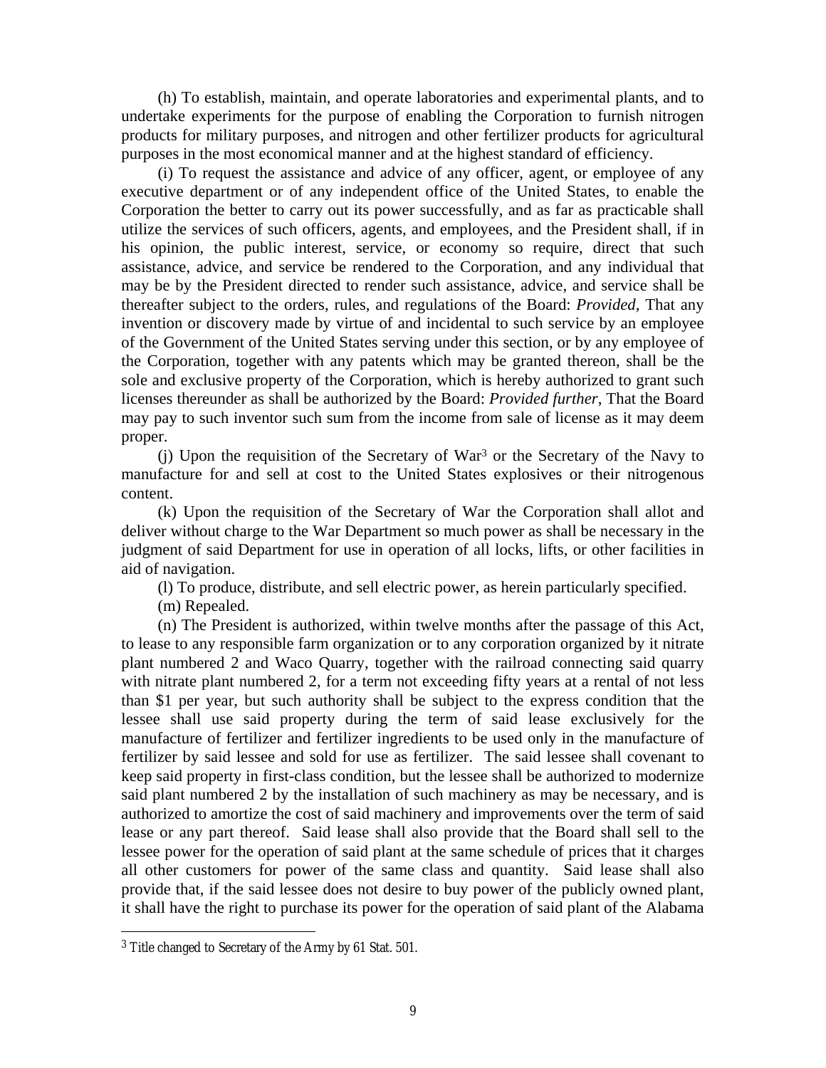(h) To establish, maintain, and operate laboratories and experimental plants, and to undertake experiments for the purpose of enabling the Corporation to furnish nitrogen products for military purposes, and nitrogen and other fertilizer products for agricultural purposes in the most economical manner and at the highest standard of efficiency.

(i) To request the assistance and advice of any officer, agent, or employee of any executive department or of any independent office of the United States, to enable the Corporation the better to carry out its power successfully, and as far as practicable shall utilize the services of such officers, agents, and employees, and the President shall, if in his opinion, the public interest, service, or economy so require, direct that such assistance, advice, and service be rendered to the Corporation, and any individual that may be by the President directed to render such assistance, advice, and service shall be thereafter subject to the orders, rules, and regulations of the Board: *Provided*, That any invention or discovery made by virtue of and incidental to such service by an employee of the Government of the United States serving under this section, or by any employee of the Corporation, together with any patents which may be granted thereon, shall be the sole and exclusive property of the Corporation, which is hereby authorized to grant such licenses thereunder as shall be authorized by the Board: *Provided further*, That the Board may pay to such inventor such sum from the income from sale of license as it may deem proper.

(j) Upon the requisition of the Secretary of War[3] or the Secretary of the Navy to manufacture for and sell at cost to the United States explosives or their nitrogenous content.

(k) Upon the requisition of the Secretary of War the Corporation shall allot and deliver without charge to the War Department so much power as shall be necessary in the judgment of said Department for use in operation of all locks, lifts, or other facilities in aid of navigation.

(l) To produce, distribute, and sell electric power, as herein particularly specified.

(m) Repealed.

(n) The President is authorized, within twelve months after the passage of this Act, to lease to any responsible farm organization or to any corporation organized by it nitrate plant numbered 2 and Waco Quarry, together with the railroad connecting said quarry with nitrate plant numbered 2, for a term not exceeding fifty years at a rental of not less than $1 per year, but such authority shall be subject to the express condition that the lessee shall use said property during the term of said lease exclusively for the manufacture of fertilizer and fertilizer ingredients to be used only in the manufacture of fertilizer by said lessee and sold for use as fertilizer. The said lessee shall covenant to keep said property in first-class condition, but the lessee shall be authorized to modernize said plant numbered 2 by the installation of such machinery as may be necessary, and is authorized to amortize the cost of said machinery and improvements over the term of said lease or any part thereof. Said lease shall also provide that the Board shall sell to the lessee power for the operation of said plant at the same schedule of prices that it charges all other customers for power of the same class and quantity. Said lease shall also provide that, if the said lessee does not desire to buy power of the publicly owned plant, it shall have the right to purchase its power for the operation of said plant of the Alabama

---

[3] Title changed to Secretary of the Army by 61 Stat. 501.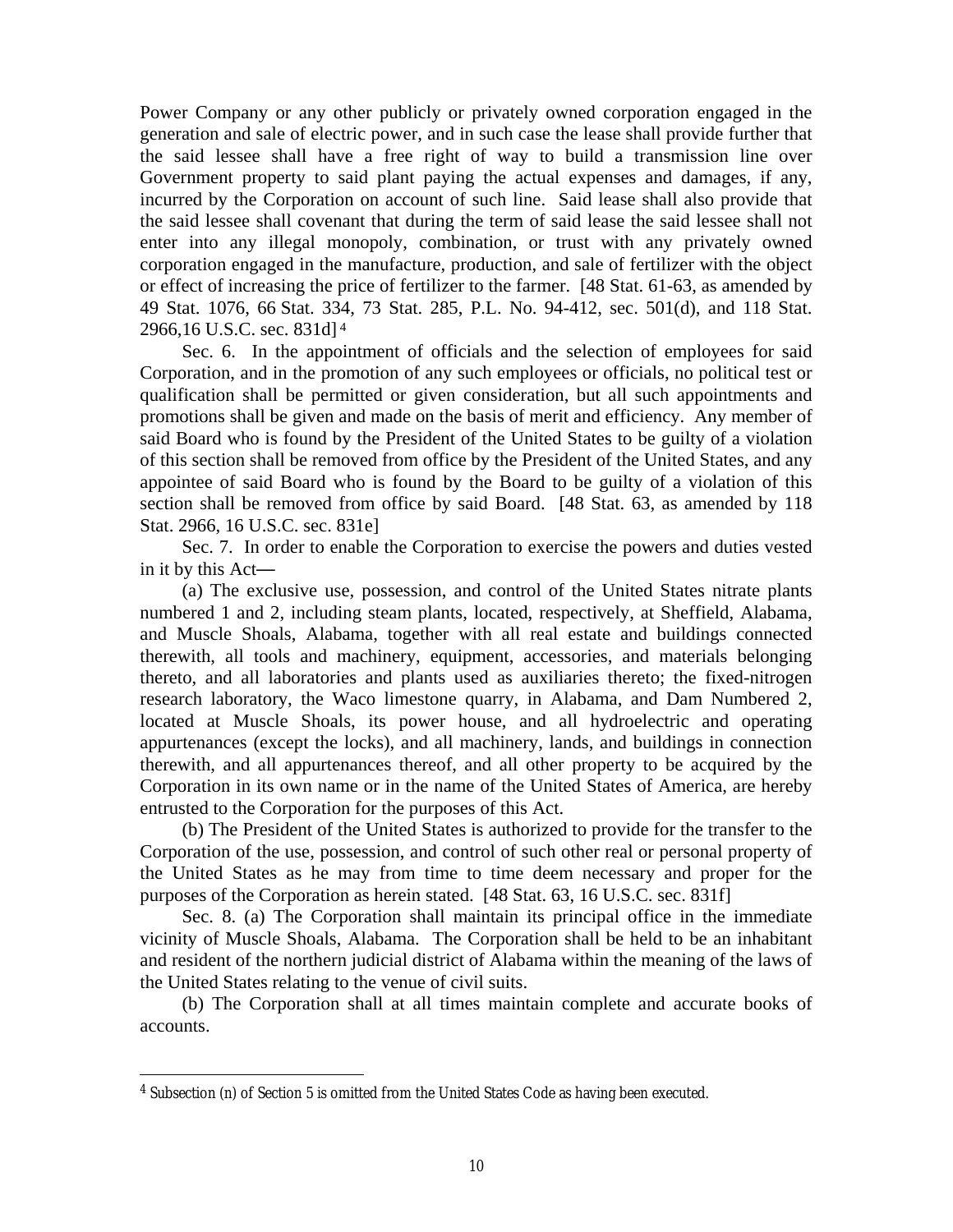Power Company or any other publicly or privately owned corporation engaged in the generation and sale of electric power, and in such case the lease shall provide further that the said lessee shall have a free right of way to build a transmission line over Government property to said plant paying the actual expenses and damages, if any, incurred by the Corporation on account of such line. Said lease shall also provide that the said lessee shall covenant that during the term of said lease the said lessee shall not enter into any illegal monopoly, combination, or trust with any privately owned corporation engaged in the manufacture, production, and sale of fertilizer with the object or effect of increasing the price of fertilizer to the farmer. [48 Stat. 61-63, as amended by 49 Stat. 1076, 66 Stat. 334, 73 Stat. 285, P.L. No. 94-412, sec. 501(d), and 118 Stat. 2966,16 U.S.C. sec. 831d] [4]

Sec. 6. In the appointment of officials and the selection of employees for said Corporation, and in the promotion of any such employees or officials, no political test or qualification shall be permitted or given consideration, but all such appointments and promotions shall be given and made on the basis of merit and efficiency. Any member of said Board who is found by the President of the United States to be guilty of a violation of this section shall be removed from office by the President of the United States, and any appointee of said Board who is found by the Board to be guilty of a violation of this section shall be removed from office by said Board. [48 Stat. 63, as amended by 118 Stat. 2966, 16 U.S.C. sec. 831e]

Sec. 7. In order to enable the Corporation to exercise the powers and duties vested in it by this Act—

(a) The exclusive use, possession, and control of the United States nitrate plants numbered 1 and 2, including steam plants, located, respectively, at Sheffield, Alabama, and Muscle Shoals, Alabama, together with all real estate and buildings connected therewith, all tools and machinery, equipment, accessories, and materials belonging thereto, and all laboratories and plants used as auxiliaries thereto; the fixed-nitrogen research laboratory, the Waco limestone quarry, in Alabama, and Dam Numbered 2, located at Muscle Shoals, its power house, and all hydroelectric and operating appurtenances (except the locks), and all machinery, lands, and buildings in connection therewith, and all appurtenances thereof, and all other property to be acquired by the Corporation in its own name or in the name of the United States of America, are hereby entrusted to the Corporation for the purposes of this Act.

(b) The President of the United States is authorized to provide for the transfer to the Corporation of the use, possession, and control of such other real or personal property of the United States as he may from time to time deem necessary and proper for the purposes of the Corporation as herein stated. [48 Stat. 63, 16 U.S.C. sec. 831f]

Sec. 8. (a) The Corporation shall maintain its principal office in the immediate vicinity of Muscle Shoals, Alabama. The Corporation shall be held to be an inhabitant and resident of the northern judicial district of Alabama within the meaning of the laws of the United States relating to the venue of civil suits.

(b) The Corporation shall at all times maintain complete and accurate books of accounts.

---

[4] Subsection (n) of Section 5 is omitted from the United States Code as having been executed.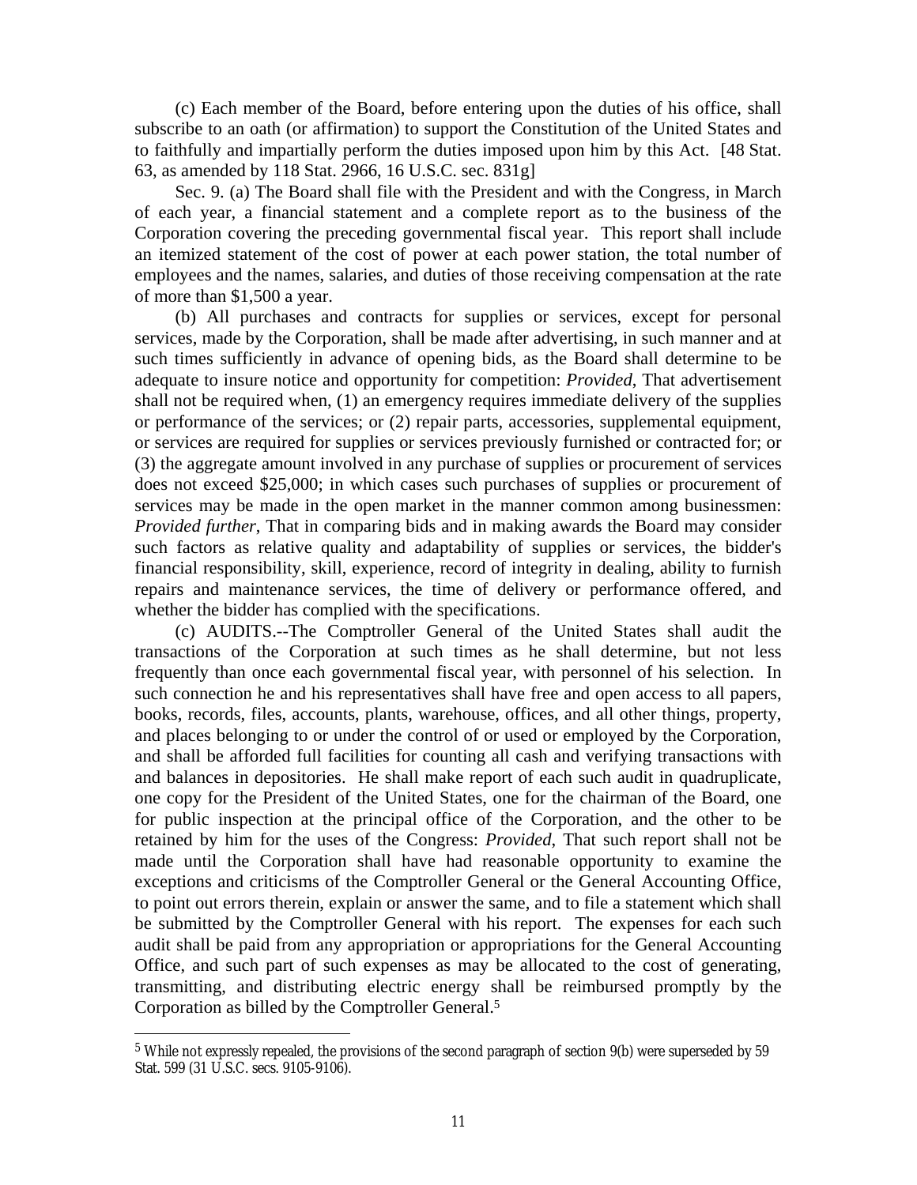(c) Each member of the Board, before entering upon the duties of his office, shall subscribe to an oath (or affirmation) to support the Constitution of the United States and to faithfully and impartially perform the duties imposed upon him by this Act. [48 Stat. 63, as amended by 118 Stat. 2966, 16 U.S.C. sec. 831g]

Sec. 9. (a) The Board shall file with the President and with the Congress, in March of each year, a financial statement and a complete report as to the business of the Corporation covering the preceding governmental fiscal year. This report shall include an itemized statement of the cost of power at each power station, the total number of employees and the names, salaries, and duties of those receiving compensation at the rate of more than $1,500 a year.

(b) All purchases and contracts for supplies or services, except for personal services, made by the Corporation, shall be made after advertising, in such manner and at such times sufficiently in advance of opening bids, as the Board shall determine to be adequate to insure notice and opportunity for competition: *Provided*, That advertisement shall not be required when, (1) an emergency requires immediate delivery of the supplies or performance of the services; or (2) repair parts, accessories, supplemental equipment, or services are required for supplies or services previously furnished or contracted for; or (3) the aggregate amount involved in any purchase of supplies or procurement of services does not exceed $25,000; in which cases such purchases of supplies or procurement of services may be made in the open market in the manner common among businessmen: *Provided further*, That in comparing bids and in making awards the Board may consider such factors as relative quality and adaptability of supplies or services, the bidder's financial responsibility, skill, experience, record of integrity in dealing, ability to furnish repairs and maintenance services, the time of delivery or performance offered, and whether the bidder has complied with the specifications.

(c) AUDITS.--The Comptroller General of the United States shall audit the transactions of the Corporation at such times as he shall determine, but not less frequently than once each governmental fiscal year, with personnel of his selection. In such connection he and his representatives shall have free and open access to all papers, books, records, files, accounts, plants, warehouse, offices, and all other things, property, and places belonging to or under the control of or used or employed by the Corporation, and shall be afforded full facilities for counting all cash and verifying transactions with and balances in depositories. He shall make report of each such audit in quadruplicate, one copy for the President of the United States, one for the chairman of the Board, one for public inspection at the principal office of the Corporation, and the other to be retained by him for the uses of the Congress: *Provided*, That such report shall not be made until the Corporation shall have had reasonable opportunity to examine the exceptions and criticisms of the Comptroller General or the General Accounting Office, to point out errors therein, explain or answer the same, and to file a statement which shall be submitted by the Comptroller General with his report. The expenses for each such audit shall be paid from any appropriation or appropriations for the General Accounting Office, and such part of such expenses as may be allocated to the cost of generating, transmitting, and distributing electric energy shall be reimbursed promptly by the Corporation as billed by the Comptroller General.[5]

---

[5] While not expressly repealed, the provisions of the second paragraph of section 9(b) were superseded by 59 Stat. 599 (31 U.S.C. secs. 9105-9106).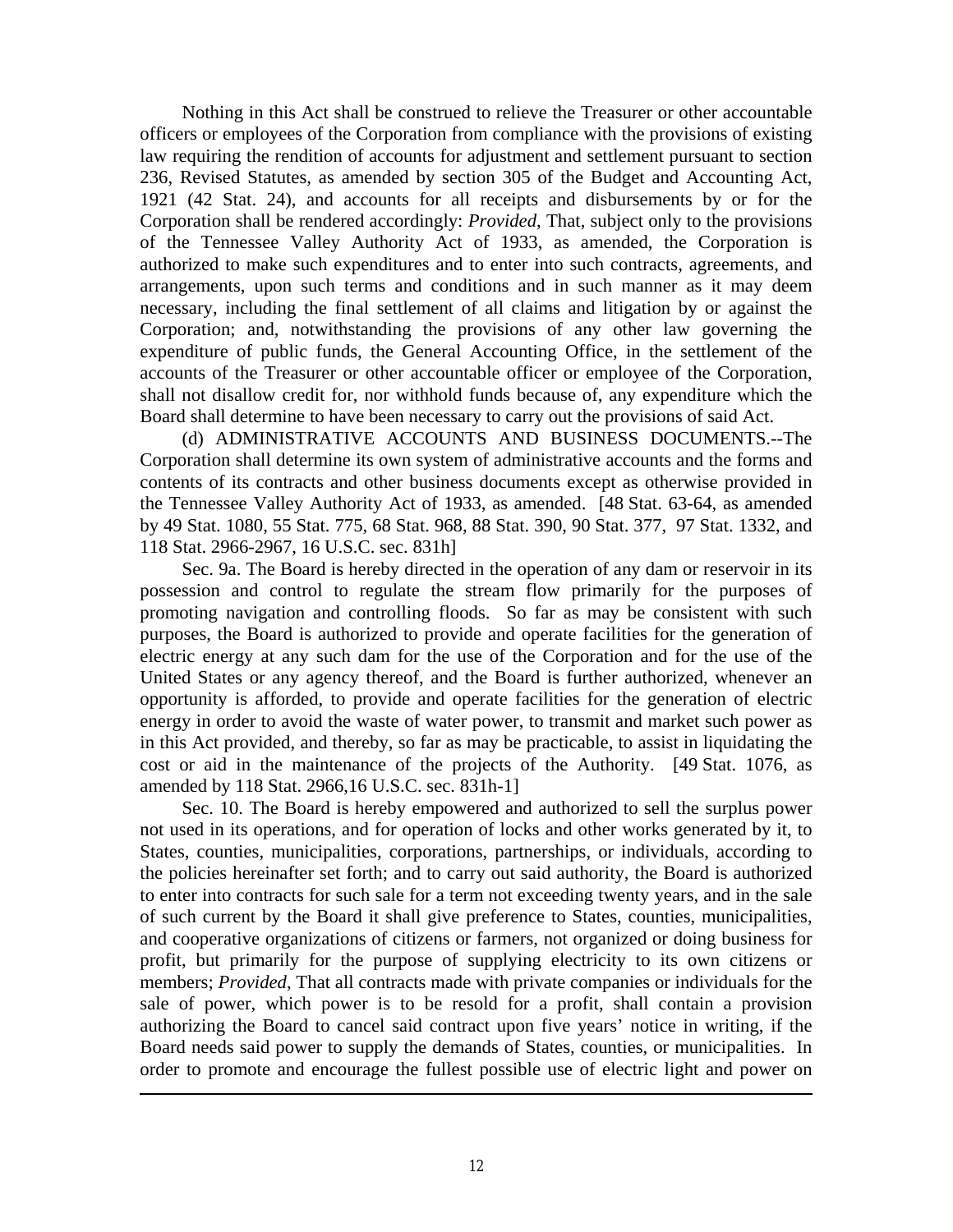Nothing in this Act shall be construed to relieve the Treasurer or other accountable officers or employees of the Corporation from compliance with the provisions of existing law requiring the rendition of accounts for adjustment and settlement pursuant to section 236, Revised Statutes, as amended by section 305 of the Budget and Accounting Act, 1921 (42 Stat. 24), and accounts for all receipts and disbursements by or for the Corporation shall be rendered accordingly: *Provided*, That, subject only to the provisions of the Tennessee Valley Authority Act of 1933, as amended, the Corporation is authorized to make such expenditures and to enter into such contracts, agreements, and arrangements, upon such terms and conditions and in such manner as it may deem necessary, including the final settlement of all claims and litigation by or against the Corporation; and, notwithstanding the provisions of any other law governing the expenditure of public funds, the General Accounting Office, in the settlement of the accounts of the Treasurer or other accountable officer or employee of the Corporation, shall not disallow credit for, nor withhold funds because of, any expenditure which the Board shall determine to have been necessary to carry out the provisions of said Act.

(d) ADMINISTRATIVE ACCOUNTS AND BUSINESS DOCUMENTS.--The Corporation shall determine its own system of administrative accounts and the forms and contents of its contracts and other business documents except as otherwise provided in the Tennessee Valley Authority Act of 1933, as amended. [48 Stat. 63-64, as amended by 49 Stat. 1080, 55 Stat. 775, 68 Stat. 968, 88 Stat. 390, 90 Stat. 377, 97 Stat. 1332, and 118 Stat. 2966-2967, 16 U.S.C. sec. 831h]

Sec. 9a. The Board is hereby directed in the operation of any dam or reservoir in its possession and control to regulate the stream flow primarily for the purposes of promoting navigation and controlling floods. So far as may be consistent with such purposes, the Board is authorized to provide and operate facilities for the generation of electric energy at any such dam for the use of the Corporation and for the use of the United States or any agency thereof, and the Board is further authorized, whenever an opportunity is afforded, to provide and operate facilities for the generation of electric energy in order to avoid the waste of water power, to transmit and market such power as in this Act provided, and thereby, so far as may be practicable, to assist in liquidating the cost or aid in the maintenance of the projects of the Authority. [49 Stat. 1076, as amended by 118 Stat. 2966,16 U.S.C. sec. 831h-1]

Sec. 10. The Board is hereby empowered and authorized to sell the surplus power not used in its operations, and for operation of locks and other works generated by it, to States, counties, municipalities, corporations, partnerships, or individuals, according to the policies hereinafter set forth; and to carry out said authority, the Board is authorized to enter into contracts for such sale for a term not exceeding twenty years, and in the sale of such current by the Board it shall give preference to States, counties, municipalities, and cooperative organizations of citizens or farmers, not organized or doing business for profit, but primarily for the purpose of supplying electricity to its own citizens or members; *Provided*, That all contracts made with private companies or individuals for the sale of power, which power is to be resold for a profit, shall contain a provision authorizing the Board to cancel said contract upon five years' notice in writing, if the Board needs said power to supply the demands of States, counties, or municipalities. In order to promote and encourage the fullest possible use of electric light and power on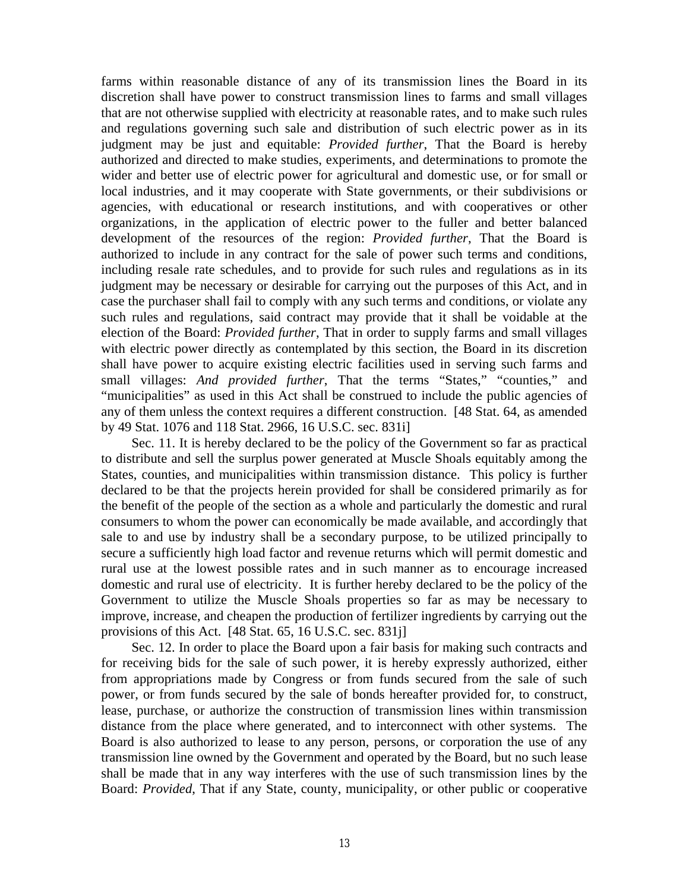farms within reasonable distance of any of its transmission lines the Board in its discretion shall have power to construct transmission lines to farms and small villages that are not otherwise supplied with electricity at reasonable rates, and to make such rules and regulations governing such sale and distribution of such electric power as in its judgment may be just and equitable: *Provided further*, That the Board is hereby authorized and directed to make studies, experiments, and determinations to promote the wider and better use of electric power for agricultural and domestic use, or for small or local industries, and it may cooperate with State governments, or their subdivisions or agencies, with educational or research institutions, and with cooperatives or other organizations, in the application of electric power to the fuller and better balanced development of the resources of the region: *Provided further*, That the Board is authorized to include in any contract for the sale of power such terms and conditions, including resale rate schedules, and to provide for such rules and regulations as in its judgment may be necessary or desirable for carrying out the purposes of this Act, and in case the purchaser shall fail to comply with any such terms and conditions, or violate any such rules and regulations, said contract may provide that it shall be voidable at the election of the Board: *Provided further*, That in order to supply farms and small villages with electric power directly as contemplated by this section, the Board in its discretion shall have power to acquire existing electric facilities used in serving such farms and small villages: *And provided further*, That the terms "States," "counties," and "municipalities" as used in this Act shall be construed to include the public agencies of any of them unless the context requires a different construction. [48 Stat. 64, as amended by 49 Stat. 1076 and 118 Stat. 2966, 16 U.S.C. sec. 831i]

Sec. 11. It is hereby declared to be the policy of the Government so far as practical to distribute and sell the surplus power generated at Muscle Shoals equitably among the States, counties, and municipalities within transmission distance. This policy is further declared to be that the projects herein provided for shall be considered primarily as for the benefit of the people of the section as a whole and particularly the domestic and rural consumers to whom the power can economically be made available, and accordingly that sale to and use by industry shall be a secondary purpose, to be utilized principally to secure a sufficiently high load factor and revenue returns which will permit domestic and rural use at the lowest possible rates and in such manner as to encourage increased domestic and rural use of electricity. It is further hereby declared to be the policy of the Government to utilize the Muscle Shoals properties so far as may be necessary to improve, increase, and cheapen the production of fertilizer ingredients by carrying out the provisions of this Act. [48 Stat. 65, 16 U.S.C. sec. 831j]

Sec. 12. In order to place the Board upon a fair basis for making such contracts and for receiving bids for the sale of such power, it is hereby expressly authorized, either from appropriations made by Congress or from funds secured from the sale of such power, or from funds secured by the sale of bonds hereafter provided for, to construct, lease, purchase, or authorize the construction of transmission lines within transmission distance from the place where generated, and to interconnect with other systems. The Board is also authorized to lease to any person, persons, or corporation the use of any transmission line owned by the Government and operated by the Board, but no such lease shall be made that in any way interferes with the use of such transmission lines by the Board: *Provided*, That if any State, county, municipality, or other public or cooperative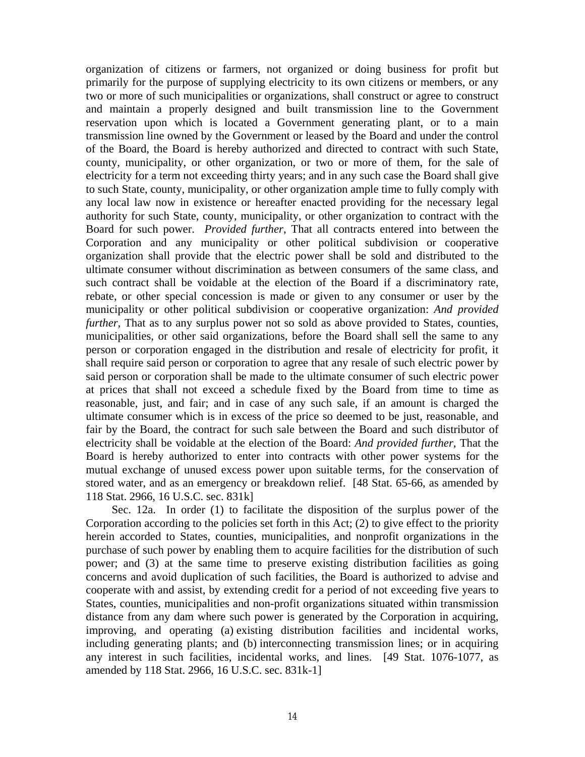organization of citizens or farmers, not organized or doing business for profit but primarily for the purpose of supplying electricity to its own citizens or members, or any two or more of such municipalities or organizations, shall construct or agree to construct and maintain a properly designed and built transmission line to the Government reservation upon which is located a Government generating plant, or to a main transmission line owned by the Government or leased by the Board and under the control of the Board, the Board is hereby authorized and directed to contract with such State, county, municipality, or other organization, or two or more of them, for the sale of electricity for a term not exceeding thirty years; and in any such case the Board shall give to such State, county, municipality, or other organization ample time to fully comply with any local law now in existence or hereafter enacted providing for the necessary legal authority for such State, county, municipality, or other organization to contract with the Board for such power. *Provided further*, That all contracts entered into between the Corporation and any municipality or other political subdivision or cooperative organization shall provide that the electric power shall be sold and distributed to the ultimate consumer without discrimination as between consumers of the same class, and such contract shall be voidable at the election of the Board if a discriminatory rate, rebate, or other special concession is made or given to any consumer or user by the municipality or other political subdivision or cooperative organization: *And provided further*, That as to any surplus power not so sold as above provided to States, counties, municipalities, or other said organizations, before the Board shall sell the same to any person or corporation engaged in the distribution and resale of electricity for profit, it shall require said person or corporation to agree that any resale of such electric power by said person or corporation shall be made to the ultimate consumer of such electric power at prices that shall not exceed a schedule fixed by the Board from time to time as reasonable, just, and fair; and in case of any such sale, if an amount is charged the ultimate consumer which is in excess of the price so deemed to be just, reasonable, and fair by the Board, the contract for such sale between the Board and such distributor of electricity shall be voidable at the election of the Board: *And provided further,* That the Board is hereby authorized to enter into contracts with other power systems for the mutual exchange of unused excess power upon suitable terms, for the conservation of stored water, and as an emergency or breakdown relief. [48 Stat. 65-66, as amended by 118 Stat. 2966, 16 U.S.C. sec. 831k]

Sec. 12a. In order (1) to facilitate the disposition of the surplus power of the Corporation according to the policies set forth in this Act; (2) to give effect to the priority herein accorded to States, counties, municipalities, and nonprofit organizations in the purchase of such power by enabling them to acquire facilities for the distribution of such power; and (3) at the same time to preserve existing distribution facilities as going concerns and avoid duplication of such facilities, the Board is authorized to advise and cooperate with and assist, by extending credit for a period of not exceeding five years to States, counties, municipalities and non-profit organizations situated within transmission distance from any dam where such power is generated by the Corporation in acquiring, improving, and operating (a) existing distribution facilities and incidental works, including generating plants; and (b) interconnecting transmission lines; or in acquiring any interest in such facilities, incidental works, and lines. [49 Stat. 1076-1077, as amended by 118 Stat. 2966, 16 U.S.C. sec. 831k-1]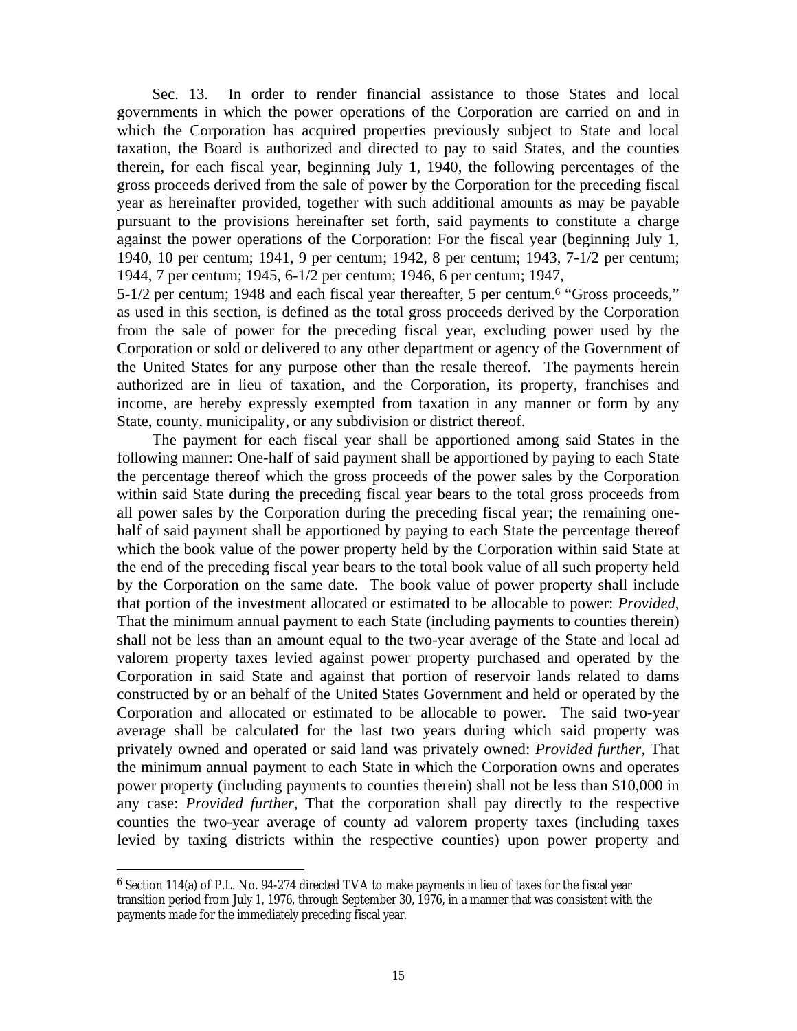Sec. 13. In order to render financial assistance to those States and local governments in which the power operations of the Corporation are carried on and in which the Corporation has acquired properties previously subject to State and local taxation, the Board is authorized and directed to pay to said States, and the counties therein, for each fiscal year, beginning July 1, 1940, the following percentages of the gross proceeds derived from the sale of power by the Corporation for the preceding fiscal year as hereinafter provided, together with such additional amounts as may be payable pursuant to the provisions hereinafter set forth, said payments to constitute a charge against the power operations of the Corporation: For the fiscal year (beginning July 1, 1940, 10 per centum; 1941, 9 per centum; 1942, 8 per centum; 1943, 7-1/2 per centum; 1944, 7 per centum; 1945, 6-1/2 per centum; 1946, 6 per centum; 1947, 5-1/2 per centum; 1948 and each fiscal year thereafter, 5 per centum.[6] "Gross proceeds," as used in this section, is defined as the total gross proceeds derived by the Corporation from the sale of power for the preceding fiscal year, excluding power used by the Corporation or sold or delivered to any other department or agency of the Government of the United States for any purpose other than the resale thereof. The payments herein authorized are in lieu of taxation, and the Corporation, its property, franchises and income, are hereby expressly exempted from taxation in any manner or form by any State, county, municipality, or any subdivision or district thereof.

The payment for each fiscal year shall be apportioned among said States in the following manner: One-half of said payment shall be apportioned by paying to each State the percentage thereof which the gross proceeds of the power sales by the Corporation within said State during the preceding fiscal year bears to the total gross proceeds from all power sales by the Corporation during the preceding fiscal year; the remaining one-half of said payment shall be apportioned by paying to each State the percentage thereof which the book value of the power property held by the Corporation within said State at the end of the preceding fiscal year bears to the total book value of all such property held by the Corporation on the same date. The book value of power property shall include that portion of the investment allocated or estimated to be allocable to power: *Provided*, That the minimum annual payment to each State (including payments to counties therein) shall not be less than an amount equal to the two-year average of the State and local ad valorem property taxes levied against power property purchased and operated by the Corporation in said State and against that portion of reservoir lands related to dams constructed by or an behalf of the United States Government and held or operated by the Corporation and allocated or estimated to be allocable to power. The said two-year average shall be calculated for the last two years during which said property was privately owned and operated or said land was privately owned: *Provided further*, That the minimum annual payment to each State in which the Corporation owns and operates power property (including payments to counties therein) shall not be less than $10,000 in any case: *Provided further*, That the corporation shall pay directly to the respective counties the two-year average of county ad valorem property taxes (including taxes levied by taxing districts within the respective counties) upon power property and

---

[6] Section 114(a) of P.L. No. 94-274 directed TVA to make payments in lieu of taxes for the fiscal year transition period from July 1, 1976, through September 30, 1976, in a manner that was consistent with the payments made for the immediately preceding fiscal year.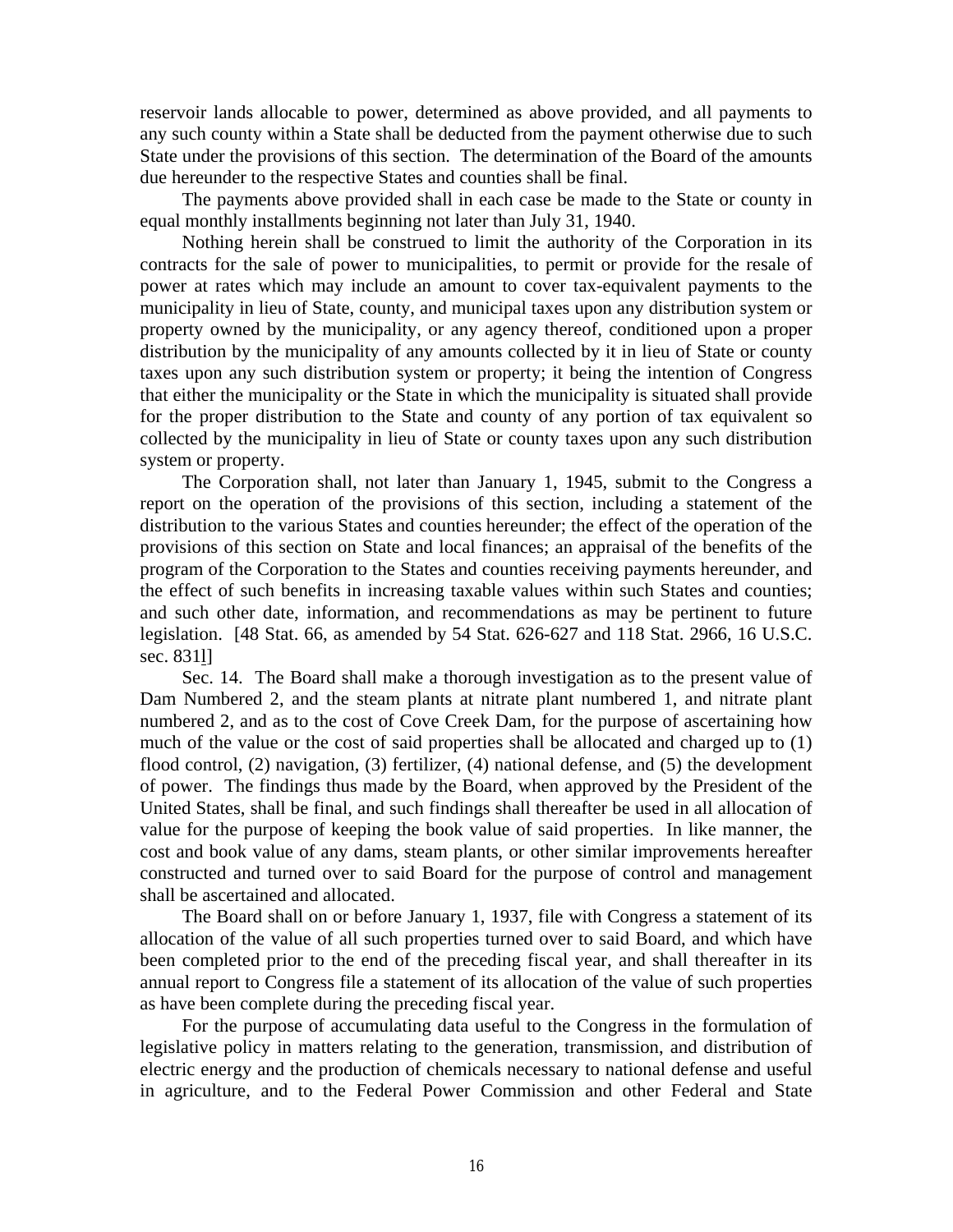reservoir lands allocable to power, determined as above provided, and all payments to any such county within a State shall be deducted from the payment otherwise due to such State under the provisions of this section. The determination of the Board of the amounts due hereunder to the respective States and counties shall be final.

The payments above provided shall in each case be made to the State or county in equal monthly installments beginning not later than July 31, 1940.

Nothing herein shall be construed to limit the authority of the Corporation in its contracts for the sale of power to municipalities, to permit or provide for the resale of power at rates which may include an amount to cover tax-equivalent payments to the municipality in lieu of State, county, and municipal taxes upon any distribution system or property owned by the municipality, or any agency thereof, conditioned upon a proper distribution by the municipality of any amounts collected by it in lieu of State or county taxes upon any such distribution system or property; it being the intention of Congress that either the municipality or the State in which the municipality is situated shall provide for the proper distribution to the State and county of any portion of tax equivalent so collected by the municipality in lieu of State or county taxes upon any such distribution system or property.

The Corporation shall, not later than January 1, 1945, submit to the Congress a report on the operation of the provisions of this section, including a statement of the distribution to the various States and counties hereunder; the effect of the operation of the provisions of this section on State and local finances; an appraisal of the benefits of the program of the Corporation to the States and counties receiving payments hereunder, and the effect of such benefits in increasing taxable values within such States and counties; and such other date, information, and recommendations as may be pertinent to future legislation. [48 Stat. 66, as amended by 54 Stat. 626-627 and 118 Stat. 2966, 16 U.S.C. sec. 831l]

Sec. 14. The Board shall make a thorough investigation as to the present value of Dam Numbered 2, and the steam plants at nitrate plant numbered 1, and nitrate plant numbered 2, and as to the cost of Cove Creek Dam, for the purpose of ascertaining how much of the value or the cost of said properties shall be allocated and charged up to (1) flood control, (2) navigation, (3) fertilizer, (4) national defense, and (5) the development of power. The findings thus made by the Board, when approved by the President of the United States, shall be final, and such findings shall thereafter be used in all allocation of value for the purpose of keeping the book value of said properties. In like manner, the cost and book value of any dams, steam plants, or other similar improvements hereafter constructed and turned over to said Board for the purpose of control and management shall be ascertained and allocated.

The Board shall on or before January 1, 1937, file with Congress a statement of its allocation of the value of all such properties turned over to said Board, and which have been completed prior to the end of the preceding fiscal year, and shall thereafter in its annual report to Congress file a statement of its allocation of the value of such properties as have been complete during the preceding fiscal year.

For the purpose of accumulating data useful to the Congress in the formulation of legislative policy in matters relating to the generation, transmission, and distribution of electric energy and the production of chemicals necessary to national defense and useful in agriculture, and to the Federal Power Commission and other Federal and State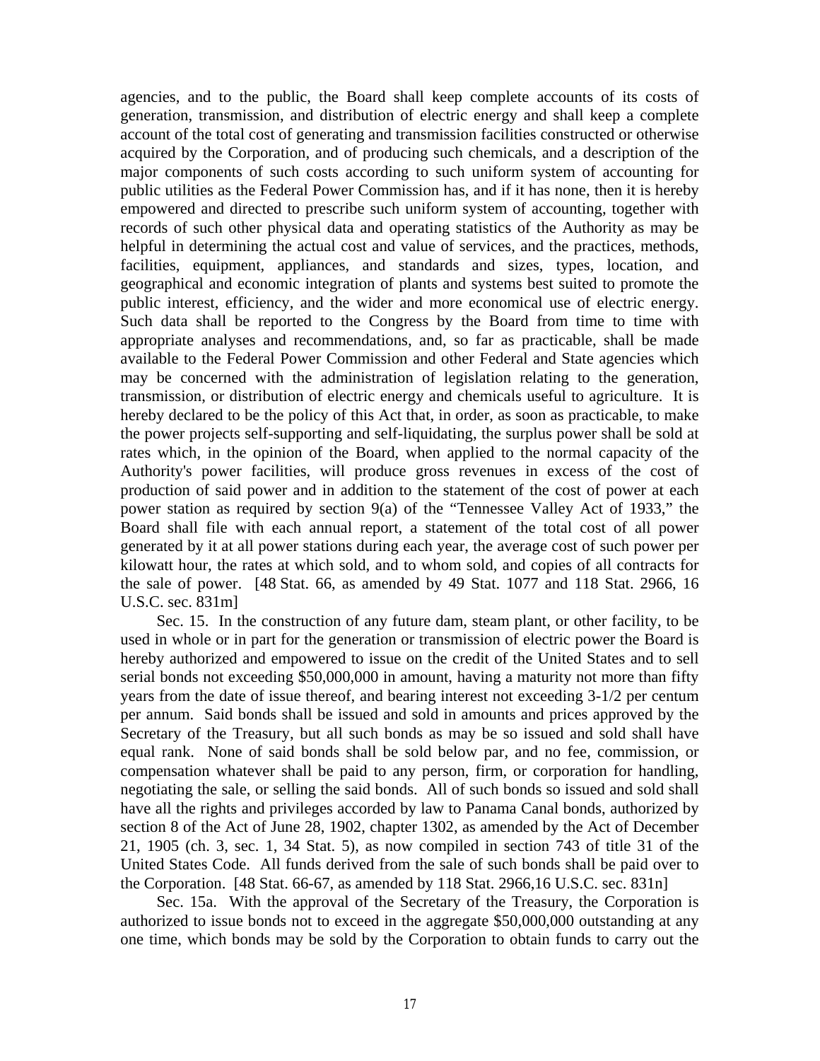agencies, and to the public, the Board shall keep complete accounts of its costs of generation, transmission, and distribution of electric energy and shall keep a complete account of the total cost of generating and transmission facilities constructed or otherwise acquired by the Corporation, and of producing such chemicals, and a description of the major components of such costs according to such uniform system of accounting for public utilities as the Federal Power Commission has, and if it has none, then it is hereby empowered and directed to prescribe such uniform system of accounting, together with records of such other physical data and operating statistics of the Authority as may be helpful in determining the actual cost and value of services, and the practices, methods, facilities, equipment, appliances, and standards and sizes, types, location, and geographical and economic integration of plants and systems best suited to promote the public interest, efficiency, and the wider and more economical use of electric energy. Such data shall be reported to the Congress by the Board from time to time with appropriate analyses and recommendations, and, so far as practicable, shall be made available to the Federal Power Commission and other Federal and State agencies which may be concerned with the administration of legislation relating to the generation, transmission, or distribution of electric energy and chemicals useful to agriculture. It is hereby declared to be the policy of this Act that, in order, as soon as practicable, to make the power projects self-supporting and self-liquidating, the surplus power shall be sold at rates which, in the opinion of the Board, when applied to the normal capacity of the Authority's power facilities, will produce gross revenues in excess of the cost of production of said power and in addition to the statement of the cost of power at each power station as required by section 9(a) of the "Tennessee Valley Act of 1933," the Board shall file with each annual report, a statement of the total cost of all power generated by it at all power stations during each year, the average cost of such power per kilowatt hour, the rates at which sold, and to whom sold, and copies of all contracts for the sale of power. [48 Stat. 66, as amended by 49 Stat. 1077 and 118 Stat. 2966, 16 U.S.C. sec. 831m]

Sec. 15. In the construction of any future dam, steam plant, or other facility, to be used in whole or in part for the generation or transmission of electric power the Board is hereby authorized and empowered to issue on the credit of the United States and to sell serial bonds not exceeding $50,000,000 in amount, having a maturity not more than fifty years from the date of issue thereof, and bearing interest not exceeding 3-1/2 per centum per annum. Said bonds shall be issued and sold in amounts and prices approved by the Secretary of the Treasury, but all such bonds as may be so issued and sold shall have equal rank. None of said bonds shall be sold below par, and no fee, commission, or compensation whatever shall be paid to any person, firm, or corporation for handling, negotiating the sale, or selling the said bonds. All of such bonds so issued and sold shall have all the rights and privileges accorded by law to Panama Canal bonds, authorized by section 8 of the Act of June 28, 1902, chapter 1302, as amended by the Act of December 21, 1905 (ch. 3, sec. 1, 34 Stat. 5), as now compiled in section 743 of title 31 of the United States Code. All funds derived from the sale of such bonds shall be paid over to the Corporation. [48 Stat. 66-67, as amended by 118 Stat. 2966,16 U.S.C. sec. 831n]

Sec. 15a. With the approval of the Secretary of the Treasury, the Corporation is authorized to issue bonds not to exceed in the aggregate $50,000,000 outstanding at any one time, which bonds may be sold by the Corporation to obtain funds to carry out the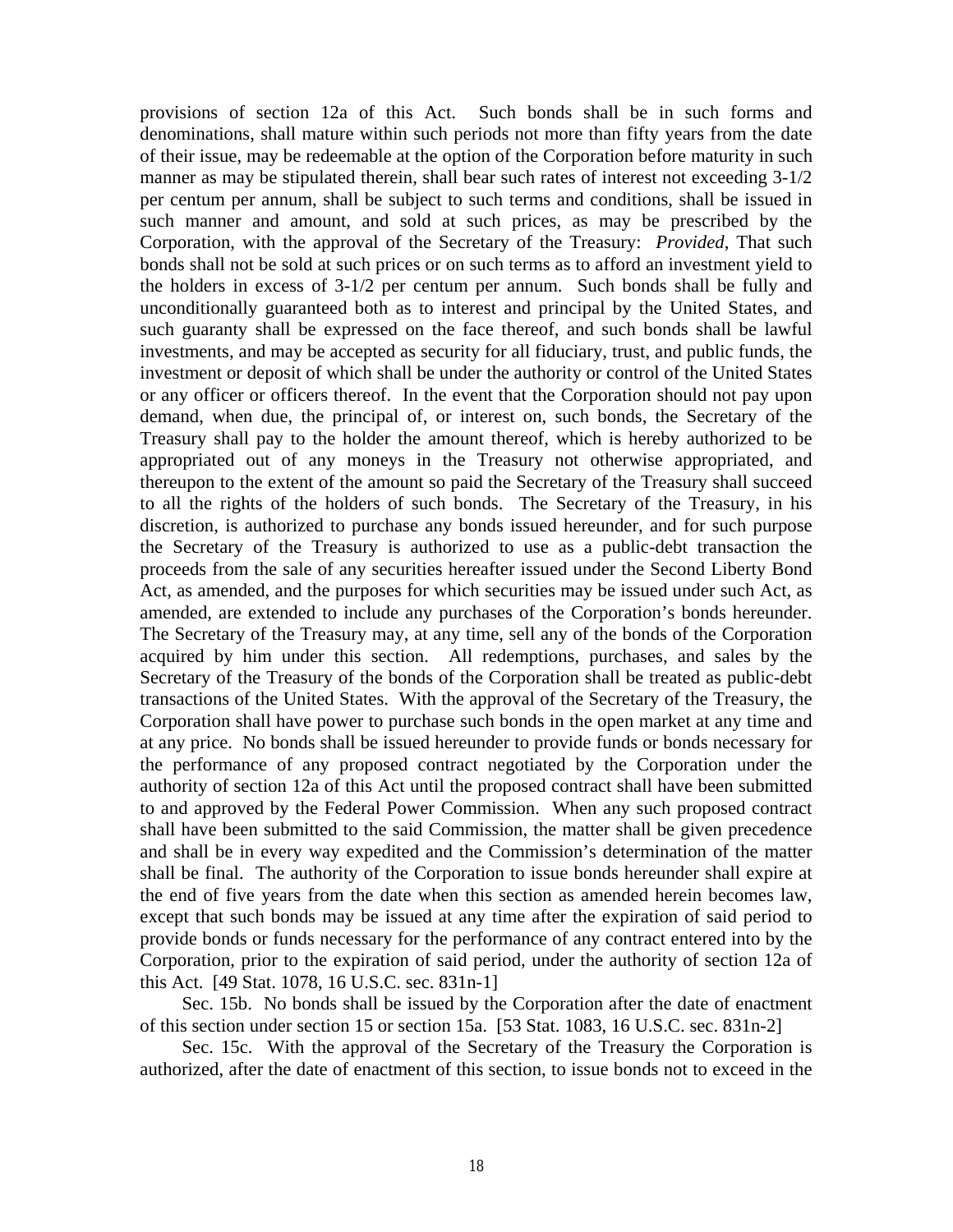provisions of section 12a of this Act. Such bonds shall be in such forms and denominations, shall mature within such periods not more than fifty years from the date of their issue, may be redeemable at the option of the Corporation before maturity in such manner as may be stipulated therein, shall bear such rates of interest not exceeding 3-1/2 per centum per annum, shall be subject to such terms and conditions, shall be issued in such manner and amount, and sold at such prices, as may be prescribed by the Corporation, with the approval of the Secretary of the Treasury: *Provided*, That such bonds shall not be sold at such prices or on such terms as to afford an investment yield to the holders in excess of 3-1/2 per centum per annum. Such bonds shall be fully and unconditionally guaranteed both as to interest and principal by the United States, and such guaranty shall be expressed on the face thereof, and such bonds shall be lawful investments, and may be accepted as security for all fiduciary, trust, and public funds, the investment or deposit of which shall be under the authority or control of the United States or any officer or officers thereof. In the event that the Corporation should not pay upon demand, when due, the principal of, or interest on, such bonds, the Secretary of the Treasury shall pay to the holder the amount thereof, which is hereby authorized to be appropriated out of any moneys in the Treasury not otherwise appropriated, and thereupon to the extent of the amount so paid the Secretary of the Treasury shall succeed to all the rights of the holders of such bonds. The Secretary of the Treasury, in his discretion, is authorized to purchase any bonds issued hereunder, and for such purpose the Secretary of the Treasury is authorized to use as a public-debt transaction the proceeds from the sale of any securities hereafter issued under the Second Liberty Bond Act, as amended, and the purposes for which securities may be issued under such Act, as amended, are extended to include any purchases of the Corporation's bonds hereunder. The Secretary of the Treasury may, at any time, sell any of the bonds of the Corporation acquired by him under this section. All redemptions, purchases, and sales by the Secretary of the Treasury of the bonds of the Corporation shall be treated as public-debt transactions of the United States. With the approval of the Secretary of the Treasury, the Corporation shall have power to purchase such bonds in the open market at any time and at any price. No bonds shall be issued hereunder to provide funds or bonds necessary for the performance of any proposed contract negotiated by the Corporation under the authority of section 12a of this Act until the proposed contract shall have been submitted to and approved by the Federal Power Commission. When any such proposed contract shall have been submitted to the said Commission, the matter shall be given precedence and shall be in every way expedited and the Commission's determination of the matter shall be final. The authority of the Corporation to issue bonds hereunder shall expire at the end of five years from the date when this section as amended herein becomes law, except that such bonds may be issued at any time after the expiration of said period to provide bonds or funds necessary for the performance of any contract entered into by the Corporation, prior to the expiration of said period, under the authority of section 12a of this Act. [49 Stat. 1078, 16 U.S.C. sec. 831n-1]

Sec. 15b. No bonds shall be issued by the Corporation after the date of enactment of this section under section 15 or section 15a. [53 Stat. 1083, 16 U.S.C. sec. 831n-2]

Sec. 15c. With the approval of the Secretary of the Treasury the Corporation is authorized, after the date of enactment of this section, to issue bonds not to exceed in the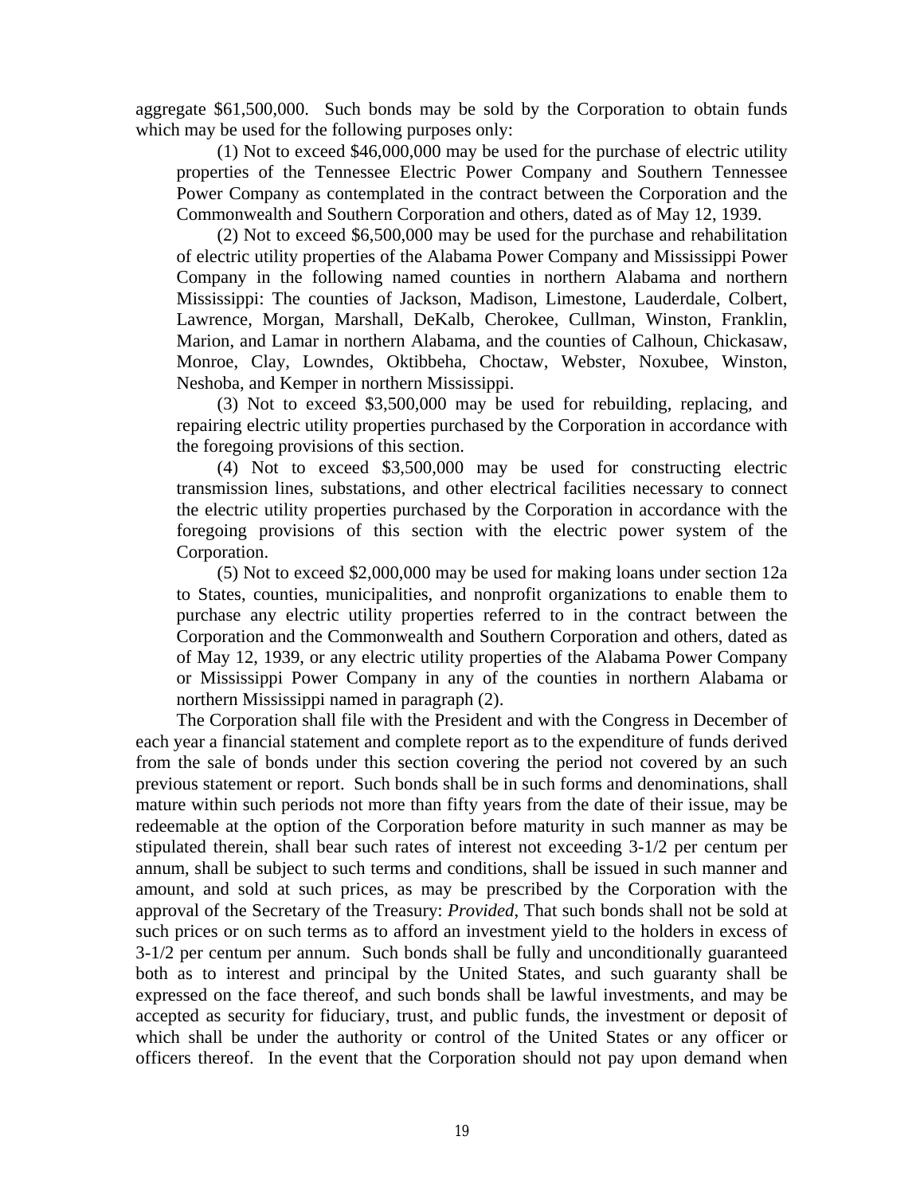aggregate $61,500,000. Such bonds may be sold by the Corporation to obtain funds which may be used for the following purposes only:

(1) Not to exceed $46,000,000 may be used for the purchase of electric utility properties of the Tennessee Electric Power Company and Southern Tennessee Power Company as contemplated in the contract between the Corporation and the Commonwealth and Southern Corporation and others, dated as of May 12, 1939.

(2) Not to exceed $6,500,000 may be used for the purchase and rehabilitation of electric utility properties of the Alabama Power Company and Mississippi Power Company in the following named counties in northern Alabama and northern Mississippi: The counties of Jackson, Madison, Limestone, Lauderdale, Colbert, Lawrence, Morgan, Marshall, DeKalb, Cherokee, Cullman, Winston, Franklin, Marion, and Lamar in northern Alabama, and the counties of Calhoun, Chickasaw, Monroe, Clay, Lowndes, Oktibbeha, Choctaw, Webster, Noxubee, Winston, Neshoba, and Kemper in northern Mississippi.

(3) Not to exceed $3,500,000 may be used for rebuilding, replacing, and repairing electric utility properties purchased by the Corporation in accordance with the foregoing provisions of this section.

(4) Not to exceed $3,500,000 may be used for constructing electric transmission lines, substations, and other electrical facilities necessary to connect the electric utility properties purchased by the Corporation in accordance with the foregoing provisions of this section with the electric power system of the Corporation.

(5) Not to exceed $2,000,000 may be used for making loans under section 12a to States, counties, municipalities, and nonprofit organizations to enable them to purchase any electric utility properties referred to in the contract between the Corporation and the Commonwealth and Southern Corporation and others, dated as of May 12, 1939, or any electric utility properties of the Alabama Power Company or Mississippi Power Company in any of the counties in northern Alabama or northern Mississippi named in paragraph (2).

The Corporation shall file with the President and with the Congress in December of each year a financial statement and complete report as to the expenditure of funds derived from the sale of bonds under this section covering the period not covered by an such previous statement or report. Such bonds shall be in such forms and denominations, shall mature within such periods not more than fifty years from the date of their issue, may be redeemable at the option of the Corporation before maturity in such manner as may be stipulated therein, shall bear such rates of interest not exceeding 3-1/2 per centum per annum, shall be subject to such terms and conditions, shall be issued in such manner and amount, and sold at such prices, as may be prescribed by the Corporation with the approval of the Secretary of the Treasury: *Provided*, That such bonds shall not be sold at such prices or on such terms as to afford an investment yield to the holders in excess of 3-1/2 per centum per annum. Such bonds shall be fully and unconditionally guaranteed both as to interest and principal by the United States, and such guaranty shall be expressed on the face thereof, and such bonds shall be lawful investments, and may be accepted as security for fiduciary, trust, and public funds, the investment or deposit of which shall be under the authority or control of the United States or any officer or officers thereof. In the event that the Corporation should not pay upon demand when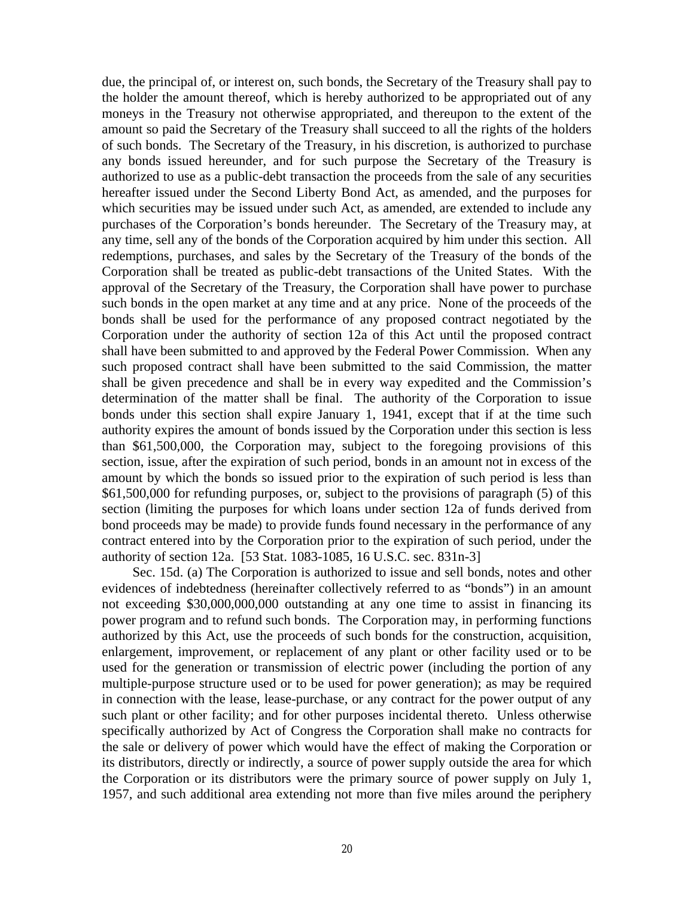due, the principal of, or interest on, such bonds, the Secretary of the Treasury shall pay to the holder the amount thereof, which is hereby authorized to be appropriated out of any moneys in the Treasury not otherwise appropriated, and thereupon to the extent of the amount so paid the Secretary of the Treasury shall succeed to all the rights of the holders of such bonds. The Secretary of the Treasury, in his discretion, is authorized to purchase any bonds issued hereunder, and for such purpose the Secretary of the Treasury is authorized to use as a public-debt transaction the proceeds from the sale of any securities hereafter issued under the Second Liberty Bond Act, as amended, and the purposes for which securities may be issued under such Act, as amended, are extended to include any purchases of the Corporation's bonds hereunder. The Secretary of the Treasury may, at any time, sell any of the bonds of the Corporation acquired by him under this section. All redemptions, purchases, and sales by the Secretary of the Treasury of the bonds of the Corporation shall be treated as public-debt transactions of the United States. With the approval of the Secretary of the Treasury, the Corporation shall have power to purchase such bonds in the open market at any time and at any price. None of the proceeds of the bonds shall be used for the performance of any proposed contract negotiated by the Corporation under the authority of section 12a of this Act until the proposed contract shall have been submitted to and approved by the Federal Power Commission. When any such proposed contract shall have been submitted to the said Commission, the matter shall be given precedence and shall be in every way expedited and the Commission's determination of the matter shall be final. The authority of the Corporation to issue bonds under this section shall expire January 1, 1941, except that if at the time such authority expires the amount of bonds issued by the Corporation under this section is less than $61,500,000, the Corporation may, subject to the foregoing provisions of this section, issue, after the expiration of such period, bonds in an amount not in excess of the amount by which the bonds so issued prior to the expiration of such period is less than $61,500,000 for refunding purposes, or, subject to the provisions of paragraph (5) of this section (limiting the purposes for which loans under section 12a of funds derived from bond proceeds may be made) to provide funds found necessary in the performance of any contract entered into by the Corporation prior to the expiration of such period, under the authority of section 12a. [53 Stat. 1083-1085, 16 U.S.C. sec. 831n-3]

Sec. 15d. (a) The Corporation is authorized to issue and sell bonds, notes and other evidences of indebtedness (hereinafter collectively referred to as "bonds") in an amount not exceeding $30,000,000,000 outstanding at any one time to assist in financing its power program and to refund such bonds. The Corporation may, in performing functions authorized by this Act, use the proceeds of such bonds for the construction, acquisition, enlargement, improvement, or replacement of any plant or other facility used or to be used for the generation or transmission of electric power (including the portion of any multiple-purpose structure used or to be used for power generation); as may be required in connection with the lease, lease-purchase, or any contract for the power output of any such plant or other facility; and for other purposes incidental thereto. Unless otherwise specifically authorized by Act of Congress the Corporation shall make no contracts for the sale or delivery of power which would have the effect of making the Corporation or its distributors, directly or indirectly, a source of power supply outside the area for which the Corporation or its distributors were the primary source of power supply on July 1, 1957, and such additional area extending not more than five miles around the periphery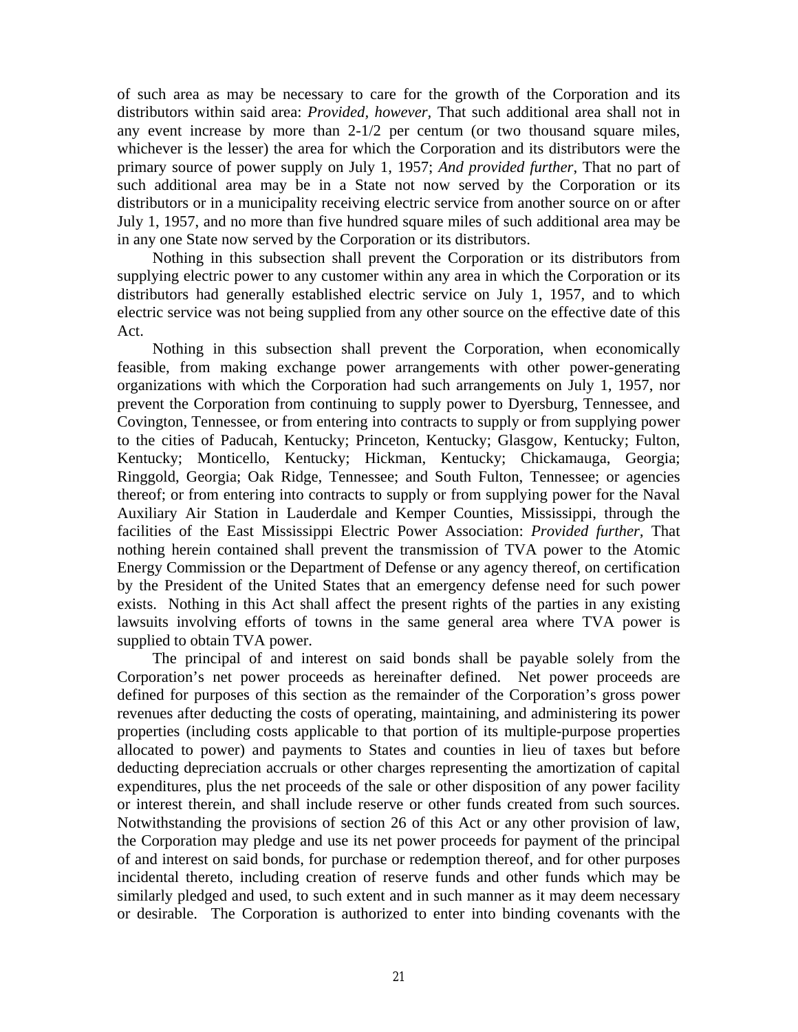of such area as may be necessary to care for the growth of the Corporation and its distributors within said area: *Provided, however,* That such additional area shall not in any event increase by more than 2-1/2 per centum (or two thousand square miles, whichever is the lesser) the area for which the Corporation and its distributors were the primary source of power supply on July 1, 1957; *And provided further*, That no part of such additional area may be in a State not now served by the Corporation or its distributors or in a municipality receiving electric service from another source on or after July 1, 1957, and no more than five hundred square miles of such additional area may be in any one State now served by the Corporation or its distributors.

Nothing in this subsection shall prevent the Corporation or its distributors from supplying electric power to any customer within any area in which the Corporation or its distributors had generally established electric service on July 1, 1957, and to which electric service was not being supplied from any other source on the effective date of this Act.

Nothing in this subsection shall prevent the Corporation, when economically feasible, from making exchange power arrangements with other power-generating organizations with which the Corporation had such arrangements on July 1, 1957, nor prevent the Corporation from continuing to supply power to Dyersburg, Tennessee, and Covington, Tennessee, or from entering into contracts to supply or from supplying power to the cities of Paducah, Kentucky; Princeton, Kentucky; Glasgow, Kentucky; Fulton, Kentucky; Monticello, Kentucky; Hickman, Kentucky; Chickamauga, Georgia; Ringgold, Georgia; Oak Ridge, Tennessee; and South Fulton, Tennessee; or agencies thereof; or from entering into contracts to supply or from supplying power for the Naval Auxiliary Air Station in Lauderdale and Kemper Counties, Mississippi, through the facilities of the East Mississippi Electric Power Association: *Provided further*, That nothing herein contained shall prevent the transmission of TVA power to the Atomic Energy Commission or the Department of Defense or any agency thereof, on certification by the President of the United States that an emergency defense need for such power exists. Nothing in this Act shall affect the present rights of the parties in any existing lawsuits involving efforts of towns in the same general area where TVA power is supplied to obtain TVA power.

The principal of and interest on said bonds shall be payable solely from the Corporation's net power proceeds as hereinafter defined. Net power proceeds are defined for purposes of this section as the remainder of the Corporation's gross power revenues after deducting the costs of operating, maintaining, and administering its power properties (including costs applicable to that portion of its multiple-purpose properties allocated to power) and payments to States and counties in lieu of taxes but before deducting depreciation accruals or other charges representing the amortization of capital expenditures, plus the net proceeds of the sale or other disposition of any power facility or interest therein, and shall include reserve or other funds created from such sources. Notwithstanding the provisions of section 26 of this Act or any other provision of law, the Corporation may pledge and use its net power proceeds for payment of the principal of and interest on said bonds, for purchase or redemption thereof, and for other purposes incidental thereto, including creation of reserve funds and other funds which may be similarly pledged and used, to such extent and in such manner as it may deem necessary or desirable. The Corporation is authorized to enter into binding covenants with the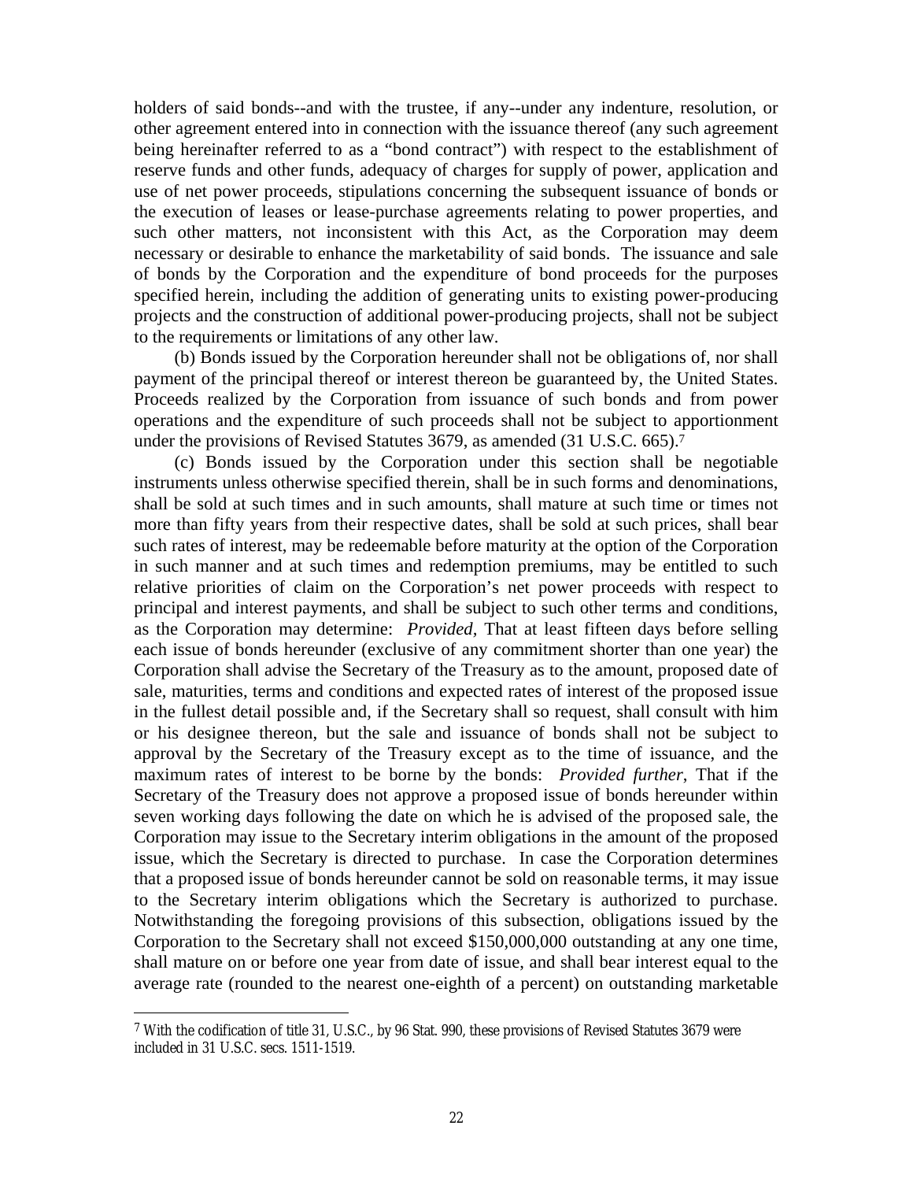holders of said bonds--and with the trustee, if any--under any indenture, resolution, or other agreement entered into in connection with the issuance thereof (any such agreement being hereinafter referred to as a "bond contract") with respect to the establishment of reserve funds and other funds, adequacy of charges for supply of power, application and use of net power proceeds, stipulations concerning the subsequent issuance of bonds or the execution of leases or lease-purchase agreements relating to power properties, and such other matters, not inconsistent with this Act, as the Corporation may deem necessary or desirable to enhance the marketability of said bonds. The issuance and sale of bonds by the Corporation and the expenditure of bond proceeds for the purposes specified herein, including the addition of generating units to existing power-producing projects and the construction of additional power-producing projects, shall not be subject to the requirements or limitations of any other law.

(b) Bonds issued by the Corporation hereunder shall not be obligations of, nor shall payment of the principal thereof or interest thereon be guaranteed by, the United States. Proceeds realized by the Corporation from issuance of such bonds and from power operations and the expenditure of such proceeds shall not be subject to apportionment under the provisions of Revised Statutes 3679, as amended (31 U.S.C. 665).[7]

(c) Bonds issued by the Corporation under this section shall be negotiable instruments unless otherwise specified therein, shall be in such forms and denominations, shall be sold at such times and in such amounts, shall mature at such time or times not more than fifty years from their respective dates, shall be sold at such prices, shall bear such rates of interest, may be redeemable before maturity at the option of the Corporation in such manner and at such times and redemption premiums, may be entitled to such relative priorities of claim on the Corporation's net power proceeds with respect to principal and interest payments, and shall be subject to such other terms and conditions, as the Corporation may determine: *Provided*, That at least fifteen days before selling each issue of bonds hereunder (exclusive of any commitment shorter than one year) the Corporation shall advise the Secretary of the Treasury as to the amount, proposed date of sale, maturities, terms and conditions and expected rates of interest of the proposed issue in the fullest detail possible and, if the Secretary shall so request, shall consult with him or his designee thereon, but the sale and issuance of bonds shall not be subject to approval by the Secretary of the Treasury except as to the time of issuance, and the maximum rates of interest to be borne by the bonds: *Provided further*, That if the Secretary of the Treasury does not approve a proposed issue of bonds hereunder within seven working days following the date on which he is advised of the proposed sale, the Corporation may issue to the Secretary interim obligations in the amount of the proposed issue, which the Secretary is directed to purchase. In case the Corporation determines that a proposed issue of bonds hereunder cannot be sold on reasonable terms, it may issue to the Secretary interim obligations which the Secretary is authorized to purchase. Notwithstanding the foregoing provisions of this subsection, obligations issued by the Corporation to the Secretary shall not exceed $150,000,000 outstanding at any one time, shall mature on or before one year from date of issue, and shall bear interest equal to the average rate (rounded to the nearest one-eighth of a percent) on outstanding marketable

---

[7] With the codification of title 31, U.S.C., by 96 Stat. 990, these provisions of Revised Statutes 3679 were included in 31 U.S.C. secs. 1511-1519.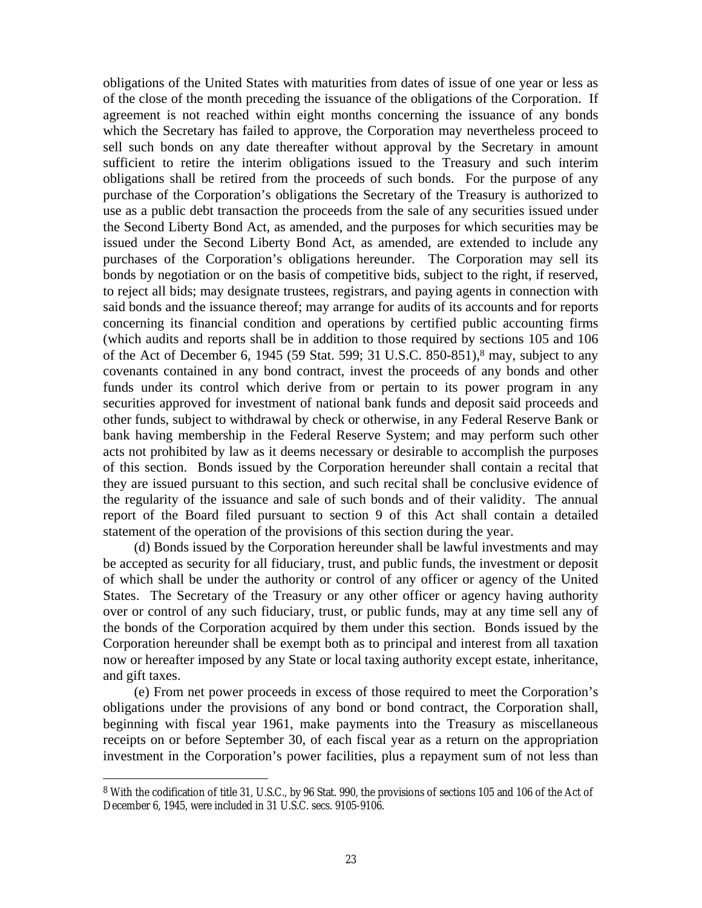obligations of the United States with maturities from dates of issue of one year or less as of the close of the month preceding the issuance of the obligations of the Corporation. If agreement is not reached within eight months concerning the issuance of any bonds which the Secretary has failed to approve, the Corporation may nevertheless proceed to sell such bonds on any date thereafter without approval by the Secretary in amount sufficient to retire the interim obligations issued to the Treasury and such interim obligations shall be retired from the proceeds of such bonds. For the purpose of any purchase of the Corporation's obligations the Secretary of the Treasury is authorized to use as a public debt transaction the proceeds from the sale of any securities issued under the Second Liberty Bond Act, as amended, and the purposes for which securities may be issued under the Second Liberty Bond Act, as amended, are extended to include any purchases of the Corporation's obligations hereunder. The Corporation may sell its bonds by negotiation or on the basis of competitive bids, subject to the right, if reserved, to reject all bids; may designate trustees, registrars, and paying agents in connection with said bonds and the issuance thereof; may arrange for audits of its accounts and for reports concerning its financial condition and operations by certified public accounting firms (which audits and reports shall be in addition to those required by sections 105 and 106 of the Act of December 6, 1945 (59 Stat. 599; 31 U.S.C. 850-851),[8] may, subject to any covenants contained in any bond contract, invest the proceeds of any bonds and other funds under its control which derive from or pertain to its power program in any securities approved for investment of national bank funds and deposit said proceeds and other funds, subject to withdrawal by check or otherwise, in any Federal Reserve Bank or bank having membership in the Federal Reserve System; and may perform such other acts not prohibited by law as it deems necessary or desirable to accomplish the purposes of this section. Bonds issued by the Corporation hereunder shall contain a recital that they are issued pursuant to this section, and such recital shall be conclusive evidence of the regularity of the issuance and sale of such bonds and of their validity. The annual report of the Board filed pursuant to section 9 of this Act shall contain a detailed statement of the operation of the provisions of this section during the year.

(d) Bonds issued by the Corporation hereunder shall be lawful investments and may be accepted as security for all fiduciary, trust, and public funds, the investment or deposit of which shall be under the authority or control of any officer or agency of the United States. The Secretary of the Treasury or any other officer or agency having authority over or control of any such fiduciary, trust, or public funds, may at any time sell any of the bonds of the Corporation acquired by them under this section. Bonds issued by the Corporation hereunder shall be exempt both as to principal and interest from all taxation now or hereafter imposed by any State or local taxing authority except estate, inheritance, and gift taxes.

(e) From net power proceeds in excess of those required to meet the Corporation's obligations under the provisions of any bond or bond contract, the Corporation shall, beginning with fiscal year 1961, make payments into the Treasury as miscellaneous receipts on or before September 30, of each fiscal year as a return on the appropriation investment in the Corporation's power facilities, plus a repayment sum of not less than

---

[8] With the codification of title 31, U.S.C., by 96 Stat. 990, the provisions of sections 105 and 106 of the Act of December 6, 1945, were included in 31 U.S.C. secs. 9105-9106.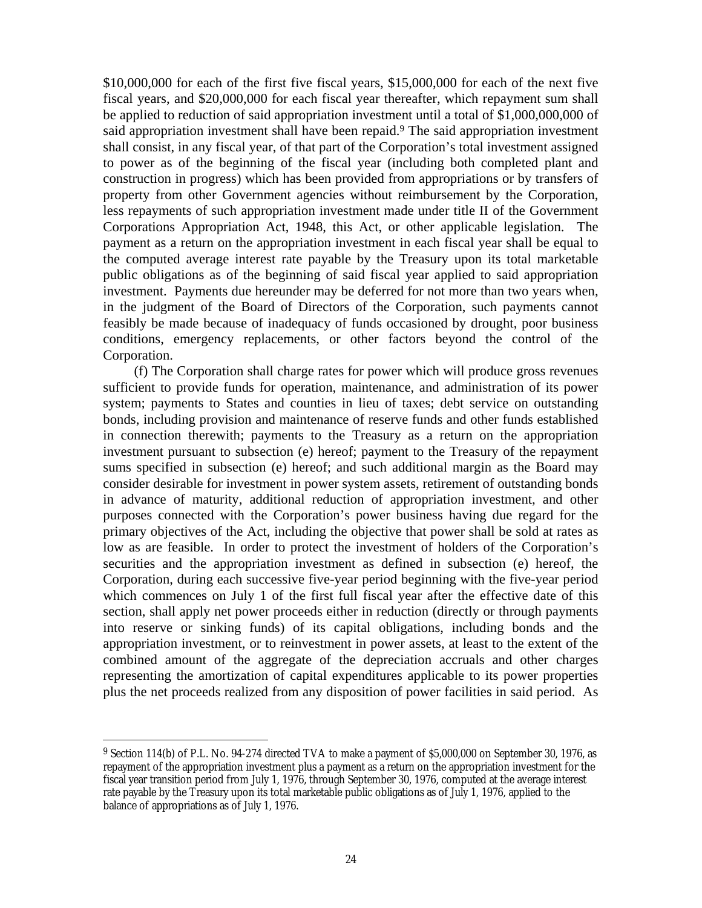$10,000,000 for each of the first five fiscal years, $15,000,000 for each of the next five fiscal years, and $20,000,000 for each fiscal year thereafter, which repayment sum shall be applied to reduction of said appropriation investment until a total of $1,000,000,000 of said appropriation investment shall have been repaid.[9] The said appropriation investment shall consist, in any fiscal year, of that part of the Corporation's total investment assigned to power as of the beginning of the fiscal year (including both completed plant and construction in progress) which has been provided from appropriations or by transfers of property from other Government agencies without reimbursement by the Corporation, less repayments of such appropriation investment made under title II of the Government Corporations Appropriation Act, 1948, this Act, or other applicable legislation. The payment as a return on the appropriation investment in each fiscal year shall be equal to the computed average interest rate payable by the Treasury upon its total marketable public obligations as of the beginning of said fiscal year applied to said appropriation investment. Payments due hereunder may be deferred for not more than two years when, in the judgment of the Board of Directors of the Corporation, such payments cannot feasibly be made because of inadequacy of funds occasioned by drought, poor business conditions, emergency replacements, or other factors beyond the control of the Corporation.

(f) The Corporation shall charge rates for power which will produce gross revenues sufficient to provide funds for operation, maintenance, and administration of its power system; payments to States and counties in lieu of taxes; debt service on outstanding bonds, including provision and maintenance of reserve funds and other funds established in connection therewith; payments to the Treasury as a return on the appropriation investment pursuant to subsection (e) hereof; payment to the Treasury of the repayment sums specified in subsection (e) hereof; and such additional margin as the Board may consider desirable for investment in power system assets, retirement of outstanding bonds in advance of maturity, additional reduction of appropriation investment, and other purposes connected with the Corporation's power business having due regard for the primary objectives of the Act, including the objective that power shall be sold at rates as low as are feasible. In order to protect the investment of holders of the Corporation's securities and the appropriation investment as defined in subsection (e) hereof, the Corporation, during each successive five-year period beginning with the five-year period which commences on July 1 of the first full fiscal year after the effective date of this section, shall apply net power proceeds either in reduction (directly or through payments into reserve or sinking funds) of its capital obligations, including bonds and the appropriation investment, or to reinvestment in power assets, at least to the extent of the combined amount of the aggregate of the depreciation accruals and other charges representing the amortization of capital expenditures applicable to its power properties plus the net proceeds realized from any disposition of power facilities in said period. As

---

[9] Section 114(b) of P.L. No. 94-274 directed TVA to make a payment of $5,000,000 on September 30, 1976, as repayment of the appropriation investment plus a payment as a return on the appropriation investment for the fiscal year transition period from July 1, 1976, through September 30, 1976, computed at the average interest rate payable by the Treasury upon its total marketable public obligations as of July 1, 1976, applied to the balance of appropriations as of July 1, 1976.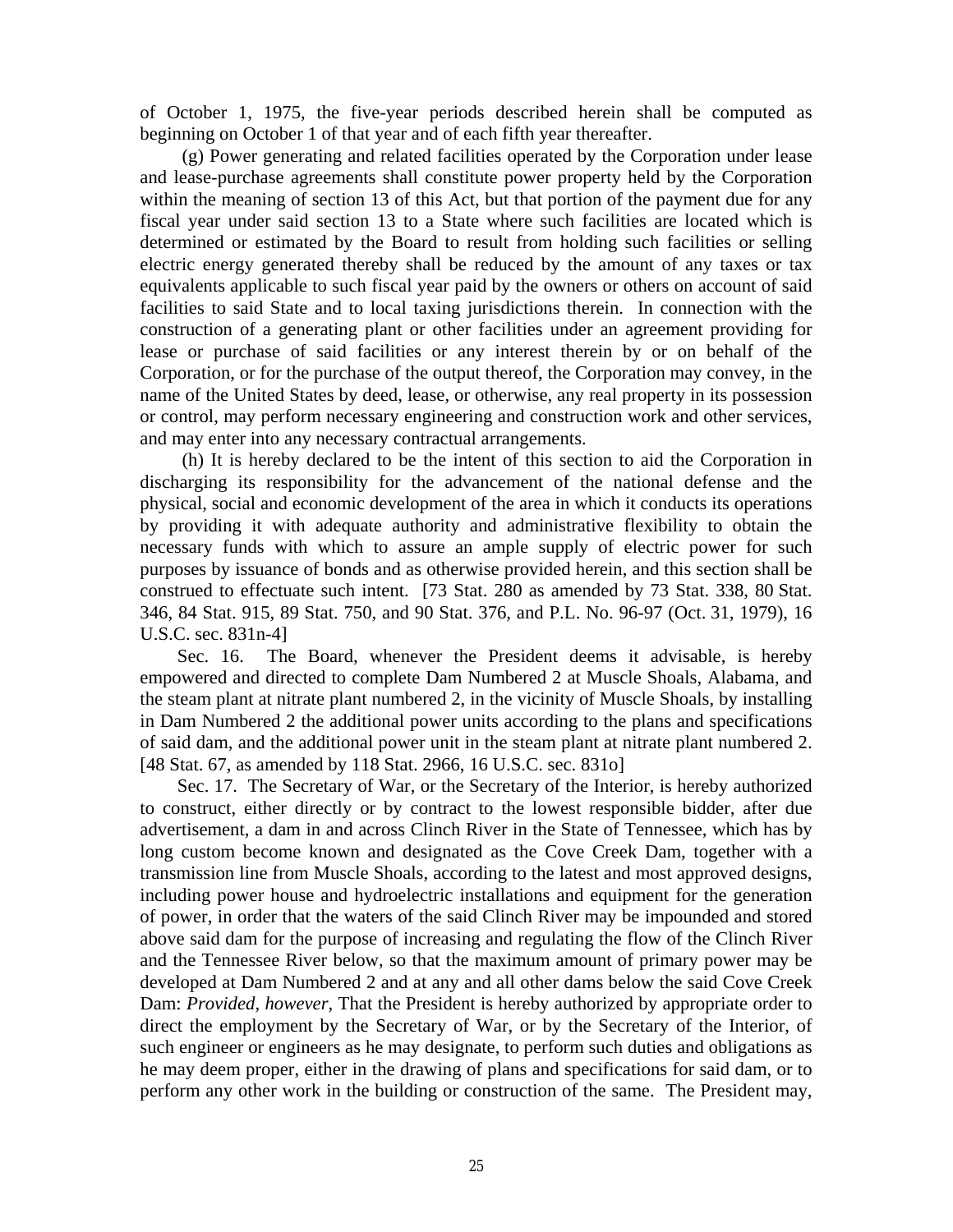of October 1, 1975, the five-year periods described herein shall be computed as beginning on October 1 of that year and of each fifth year thereafter.

(g) Power generating and related facilities operated by the Corporation under lease and lease-purchase agreements shall constitute power property held by the Corporation within the meaning of section 13 of this Act, but that portion of the payment due for any fiscal year under said section 13 to a State where such facilities are located which is determined or estimated by the Board to result from holding such facilities or selling electric energy generated thereby shall be reduced by the amount of any taxes or tax equivalents applicable to such fiscal year paid by the owners or others on account of said facilities to said State and to local taxing jurisdictions therein. In connection with the construction of a generating plant or other facilities under an agreement providing for lease or purchase of said facilities or any interest therein by or on behalf of the Corporation, or for the purchase of the output thereof, the Corporation may convey, in the name of the United States by deed, lease, or otherwise, any real property in its possession or control, may perform necessary engineering and construction work and other services, and may enter into any necessary contractual arrangements.

(h) It is hereby declared to be the intent of this section to aid the Corporation in discharging its responsibility for the advancement of the national defense and the physical, social and economic development of the area in which it conducts its operations by providing it with adequate authority and administrative flexibility to obtain the necessary funds with which to assure an ample supply of electric power for such purposes by issuance of bonds and as otherwise provided herein, and this section shall be construed to effectuate such intent. [73 Stat. 280 as amended by 73 Stat. 338, 80 Stat. 346, 84 Stat. 915, 89 Stat. 750, and 90 Stat. 376, and P.L. No. 96-97 (Oct. 31, 1979), 16 U.S.C. sec. 831n-4]

Sec. 16. The Board, whenever the President deems it advisable, is hereby empowered and directed to complete Dam Numbered 2 at Muscle Shoals, Alabama, and the steam plant at nitrate plant numbered 2, in the vicinity of Muscle Shoals, by installing in Dam Numbered 2 the additional power units according to the plans and specifications of said dam, and the additional power unit in the steam plant at nitrate plant numbered 2. [48 Stat. 67, as amended by 118 Stat. 2966, 16 U.S.C. sec. 831o]

Sec. 17. The Secretary of War, or the Secretary of the Interior, is hereby authorized to construct, either directly or by contract to the lowest responsible bidder, after due advertisement, a dam in and across Clinch River in the State of Tennessee, which has by long custom become known and designated as the Cove Creek Dam, together with a transmission line from Muscle Shoals, according to the latest and most approved designs, including power house and hydroelectric installations and equipment for the generation of power, in order that the waters of the said Clinch River may be impounded and stored above said dam for the purpose of increasing and regulating the flow of the Clinch River and the Tennessee River below, so that the maximum amount of primary power may be developed at Dam Numbered 2 and at any and all other dams below the said Cove Creek Dam: *Provided*, *however*, That the President is hereby authorized by appropriate order to direct the employment by the Secretary of War, or by the Secretary of the Interior, of such engineer or engineers as he may designate, to perform such duties and obligations as he may deem proper, either in the drawing of plans and specifications for said dam, or to perform any other work in the building or construction of the same. The President may,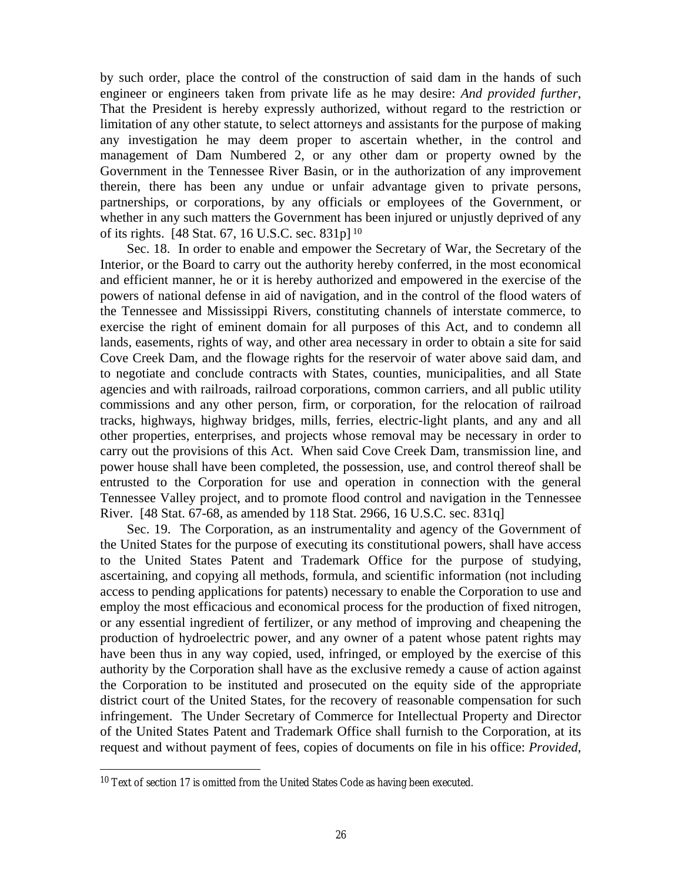by such order, place the control of the construction of said dam in the hands of such engineer or engineers taken from private life as he may desire: *And provided further*, That the President is hereby expressly authorized, without regard to the restriction or limitation of any other statute, to select attorneys and assistants for the purpose of making any investigation he may deem proper to ascertain whether, in the control and management of Dam Numbered 2, or any other dam or property owned by the Government in the Tennessee River Basin, or in the authorization of any improvement therein, there has been any undue or unfair advantage given to private persons, partnerships, or corporations, by any officials or employees of the Government, or whether in any such matters the Government has been injured or unjustly deprived of any of its rights. [48 Stat. 67, 16 U.S.C. sec. 831p] [10]

Sec. 18. In order to enable and empower the Secretary of War, the Secretary of the Interior, or the Board to carry out the authority hereby conferred, in the most economical and efficient manner, he or it is hereby authorized and empowered in the exercise of the powers of national defense in aid of navigation, and in the control of the flood waters of the Tennessee and Mississippi Rivers, constituting channels of interstate commerce, to exercise the right of eminent domain for all purposes of this Act, and to condemn all lands, easements, rights of way, and other area necessary in order to obtain a site for said Cove Creek Dam, and the flowage rights for the reservoir of water above said dam, and to negotiate and conclude contracts with States, counties, municipalities, and all State agencies and with railroads, railroad corporations, common carriers, and all public utility commissions and any other person, firm, or corporation, for the relocation of railroad tracks, highways, highway bridges, mills, ferries, electric-light plants, and any and all other properties, enterprises, and projects whose removal may be necessary in order to carry out the provisions of this Act. When said Cove Creek Dam, transmission line, and power house shall have been completed, the possession, use, and control thereof shall be entrusted to the Corporation for use and operation in connection with the general Tennessee Valley project, and to promote flood control and navigation in the Tennessee River. [48 Stat. 67-68, as amended by 118 Stat. 2966, 16 U.S.C. sec. 831q]

Sec. 19. The Corporation, as an instrumentality and agency of the Government of the United States for the purpose of executing its constitutional powers, shall have access to the United States Patent and Trademark Office for the purpose of studying, ascertaining, and copying all methods, formula, and scientific information (not including access to pending applications for patents) necessary to enable the Corporation to use and employ the most efficacious and economical process for the production of fixed nitrogen, or any essential ingredient of fertilizer, or any method of improving and cheapening the production of hydroelectric power, and any owner of a patent whose patent rights may have been thus in any way copied, used, infringed, or employed by the exercise of this authority by the Corporation shall have as the exclusive remedy a cause of action against the Corporation to be instituted and prosecuted on the equity side of the appropriate district court of the United States, for the recovery of reasonable compensation for such infringement. The Under Secretary of Commerce for Intellectual Property and Director of the United States Patent and Trademark Office shall furnish to the Corporation, at its request and without payment of fees, copies of documents on file in his office: *Provided*,

---

[10] Text of section 17 is omitted from the United States Code as having been executed.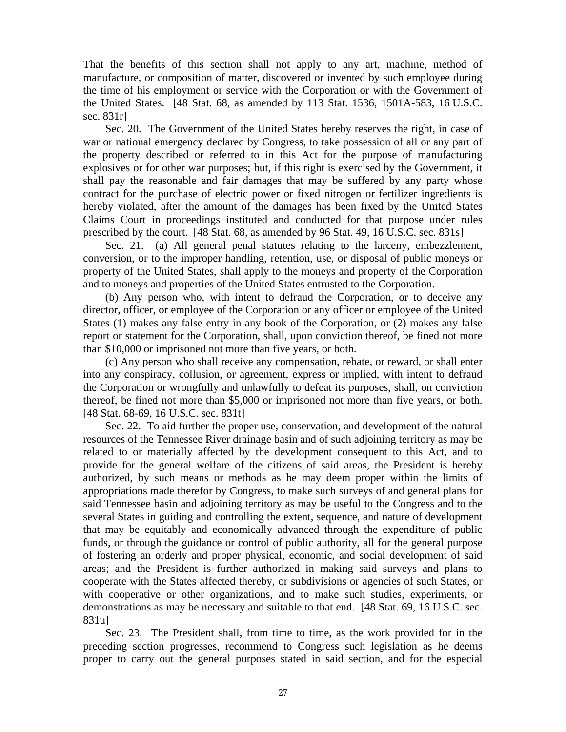That the benefits of this section shall not apply to any art, machine, method of manufacture, or composition of matter, discovered or invented by such employee during the time of his employment or service with the Corporation or with the Government of the United States. [48 Stat. 68, as amended by 113 Stat. 1536, 1501A-583, 16 U.S.C. sec. 831r]

Sec. 20. The Government of the United States hereby reserves the right, in case of war or national emergency declared by Congress, to take possession of all or any part of the property described or referred to in this Act for the purpose of manufacturing explosives or for other war purposes; but, if this right is exercised by the Government, it shall pay the reasonable and fair damages that may be suffered by any party whose contract for the purchase of electric power or fixed nitrogen or fertilizer ingredients is hereby violated, after the amount of the damages has been fixed by the United States Claims Court in proceedings instituted and conducted for that purpose under rules prescribed by the court. [48 Stat. 68, as amended by 96 Stat. 49, 16 U.S.C. sec. 831s]

Sec. 21. (a) All general penal statutes relating to the larceny, embezzlement, conversion, or to the improper handling, retention, use, or disposal of public moneys or property of the United States, shall apply to the moneys and property of the Corporation and to moneys and properties of the United States entrusted to the Corporation.

(b) Any person who, with intent to defraud the Corporation, or to deceive any director, officer, or employee of the Corporation or any officer or employee of the United States (1) makes any false entry in any book of the Corporation, or (2) makes any false report or statement for the Corporation, shall, upon conviction thereof, be fined not more than $10,000 or imprisoned not more than five years, or both.

(c) Any person who shall receive any compensation, rebate, or reward, or shall enter into any conspiracy, collusion, or agreement, express or implied, with intent to defraud the Corporation or wrongfully and unlawfully to defeat its purposes, shall, on conviction thereof, be fined not more than $5,000 or imprisoned not more than five years, or both. [48 Stat. 68-69, 16 U.S.C. sec. 831t]

Sec. 22. To aid further the proper use, conservation, and development of the natural resources of the Tennessee River drainage basin and of such adjoining territory as may be related to or materially affected by the development consequent to this Act, and to provide for the general welfare of the citizens of said areas, the President is hereby authorized, by such means or methods as he may deem proper within the limits of appropriations made therefor by Congress, to make such surveys of and general plans for said Tennessee basin and adjoining territory as may be useful to the Congress and to the several States in guiding and controlling the extent, sequence, and nature of development that may be equitably and economically advanced through the expenditure of public funds, or through the guidance or control of public authority, all for the general purpose of fostering an orderly and proper physical, economic, and social development of said areas; and the President is further authorized in making said surveys and plans to cooperate with the States affected thereby, or subdivisions or agencies of such States, or with cooperative or other organizations, and to make such studies, experiments, or demonstrations as may be necessary and suitable to that end. [48 Stat. 69, 16 U.S.C. sec. 831u]

Sec. 23. The President shall, from time to time, as the work provided for in the preceding section progresses, recommend to Congress such legislation as he deems proper to carry out the general purposes stated in said section, and for the especial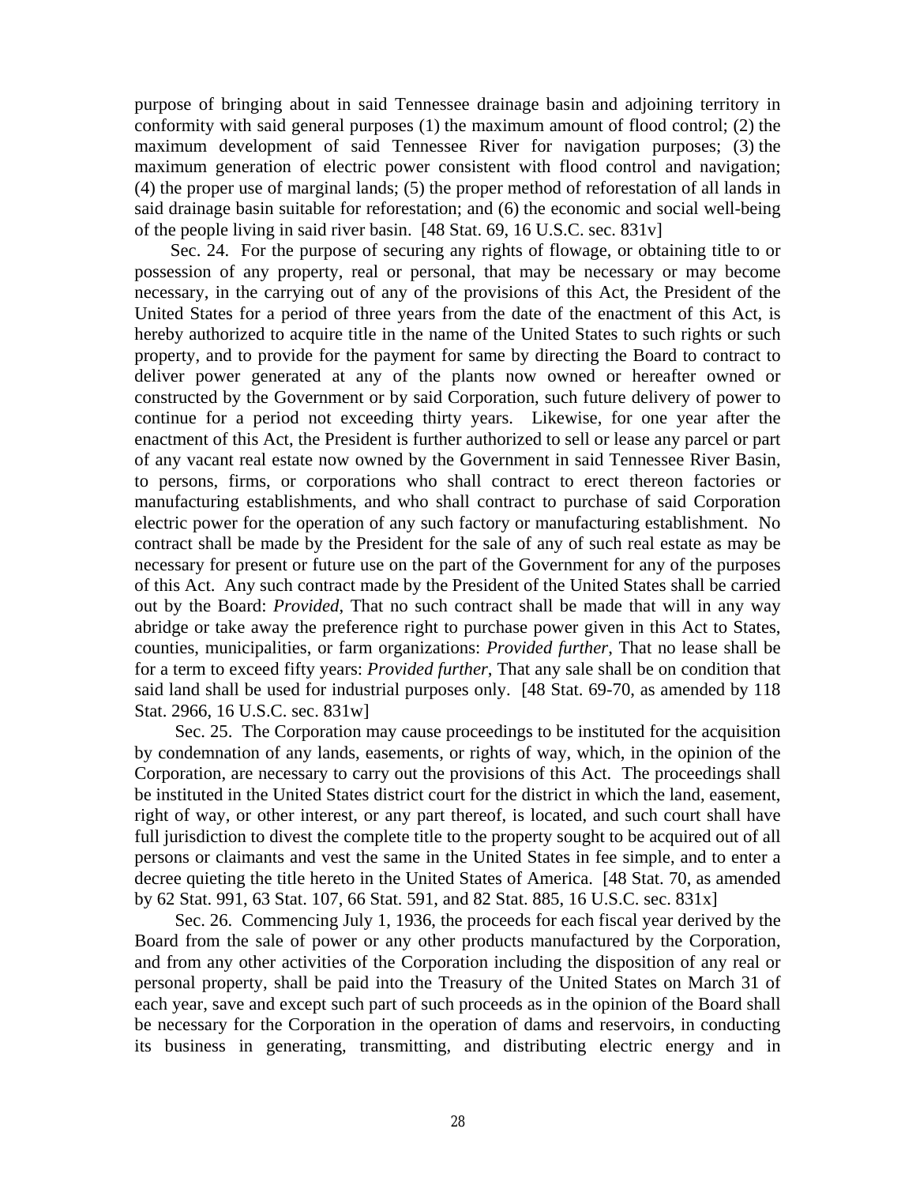purpose of bringing about in said Tennessee drainage basin and adjoining territory in conformity with said general purposes (1) the maximum amount of flood control; (2) the maximum development of said Tennessee River for navigation purposes; (3) the maximum generation of electric power consistent with flood control and navigation; (4) the proper use of marginal lands; (5) the proper method of reforestation of all lands in said drainage basin suitable for reforestation; and (6) the economic and social well-being of the people living in said river basin. [48 Stat. 69, 16 U.S.C. sec. 831v]

Sec. 24. For the purpose of securing any rights of flowage, or obtaining title to or possession of any property, real or personal, that may be necessary or may become necessary, in the carrying out of any of the provisions of this Act, the President of the United States for a period of three years from the date of the enactment of this Act, is hereby authorized to acquire title in the name of the United States to such rights or such property, and to provide for the payment for same by directing the Board to contract to deliver power generated at any of the plants now owned or hereafter owned or constructed by the Government or by said Corporation, such future delivery of power to continue for a period not exceeding thirty years. Likewise, for one year after the enactment of this Act, the President is further authorized to sell or lease any parcel or part of any vacant real estate now owned by the Government in said Tennessee River Basin, to persons, firms, or corporations who shall contract to erect thereon factories or manufacturing establishments, and who shall contract to purchase of said Corporation electric power for the operation of any such factory or manufacturing establishment. No contract shall be made by the President for the sale of any of such real estate as may be necessary for present or future use on the part of the Government for any of the purposes of this Act. Any such contract made by the President of the United States shall be carried out by the Board: *Provided*, That no such contract shall be made that will in any way abridge or take away the preference right to purchase power given in this Act to States, counties, municipalities, or farm organizations: *Provided further*, That no lease shall be for a term to exceed fifty years: *Provided further*, That any sale shall be on condition that said land shall be used for industrial purposes only. [48 Stat. 69-70, as amended by 118 Stat. 2966, 16 U.S.C. sec. 831w]

Sec. 25. The Corporation may cause proceedings to be instituted for the acquisition by condemnation of any lands, easements, or rights of way, which, in the opinion of the Corporation, are necessary to carry out the provisions of this Act. The proceedings shall be instituted in the United States district court for the district in which the land, easement, right of way, or other interest, or any part thereof, is located, and such court shall have full jurisdiction to divest the complete title to the property sought to be acquired out of all persons or claimants and vest the same in the United States in fee simple, and to enter a decree quieting the title hereto in the United States of America. [48 Stat. 70, as amended by 62 Stat. 991, 63 Stat. 107, 66 Stat. 591, and 82 Stat. 885, 16 U.S.C. sec. 831x]

Sec. 26. Commencing July 1, 1936, the proceeds for each fiscal year derived by the Board from the sale of power or any other products manufactured by the Corporation, and from any other activities of the Corporation including the disposition of any real or personal property, shall be paid into the Treasury of the United States on March 31 of each year, save and except such part of such proceeds as in the opinion of the Board shall be necessary for the Corporation in the operation of dams and reservoirs, in conducting its business in generating, transmitting, and distributing electric energy and in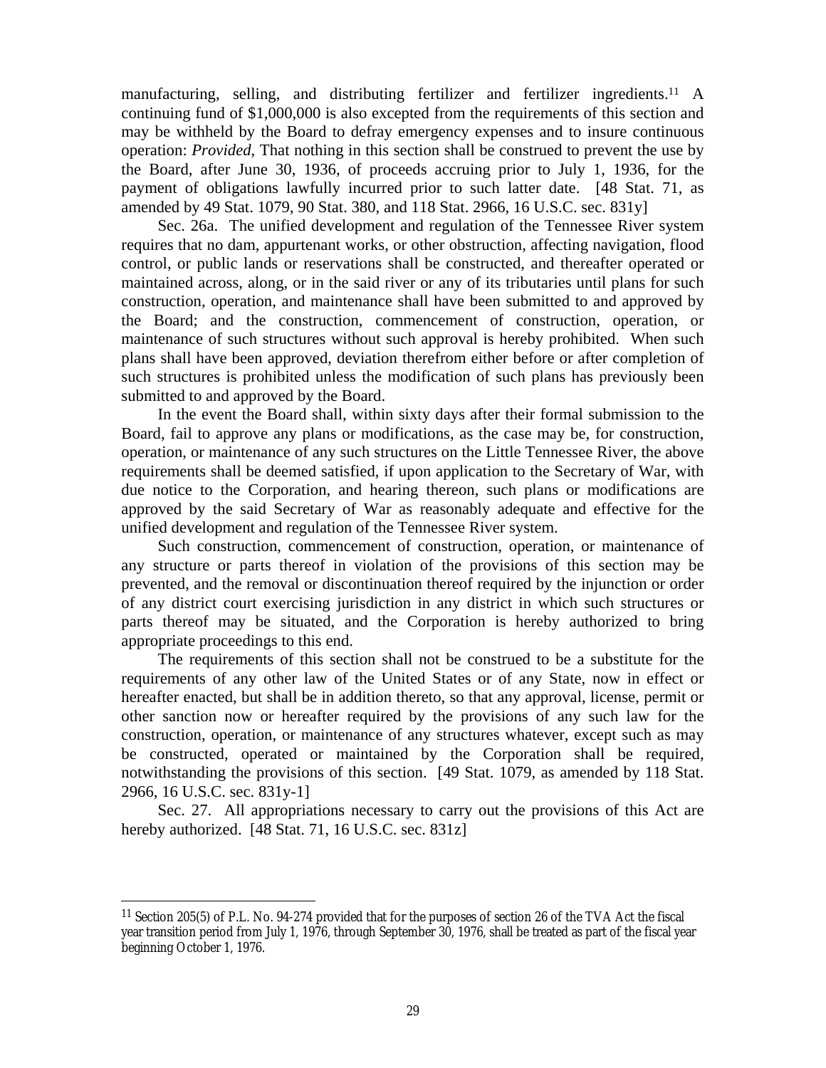manufacturing, selling, and distributing fertilizer and fertilizer ingredients.[11] A continuing fund of $1,000,000 is also excepted from the requirements of this section and may be withheld by the Board to defray emergency expenses and to insure continuous operation: *Provided*, That nothing in this section shall be construed to prevent the use by the Board, after June 30, 1936, of proceeds accruing prior to July 1, 1936, for the payment of obligations lawfully incurred prior to such latter date. [48 Stat. 71, as amended by 49 Stat. 1079, 90 Stat. 380, and 118 Stat. 2966, 16 U.S.C. sec. 831y]

Sec. 26a. The unified development and regulation of the Tennessee River system requires that no dam, appurtenant works, or other obstruction, affecting navigation, flood control, or public lands or reservations shall be constructed, and thereafter operated or maintained across, along, or in the said river or any of its tributaries until plans for such construction, operation, and maintenance shall have been submitted to and approved by the Board; and the construction, commencement of construction, operation, or maintenance of such structures without such approval is hereby prohibited. When such plans shall have been approved, deviation therefrom either before or after completion of such structures is prohibited unless the modification of such plans has previously been submitted to and approved by the Board.

In the event the Board shall, within sixty days after their formal submission to the Board, fail to approve any plans or modifications, as the case may be, for construction, operation, or maintenance of any such structures on the Little Tennessee River, the above requirements shall be deemed satisfied, if upon application to the Secretary of War, with due notice to the Corporation, and hearing thereon, such plans or modifications are approved by the said Secretary of War as reasonably adequate and effective for the unified development and regulation of the Tennessee River system.

Such construction, commencement of construction, operation, or maintenance of any structure or parts thereof in violation of the provisions of this section may be prevented, and the removal or discontinuation thereof required by the injunction or order of any district court exercising jurisdiction in any district in which such structures or parts thereof may be situated, and the Corporation is hereby authorized to bring appropriate proceedings to this end.

The requirements of this section shall not be construed to be a substitute for the requirements of any other law of the United States or of any State, now in effect or hereafter enacted, but shall be in addition thereto, so that any approval, license, permit or other sanction now or hereafter required by the provisions of any such law for the construction, operation, or maintenance of any structures whatever, except such as may be constructed, operated or maintained by the Corporation shall be required, notwithstanding the provisions of this section. [49 Stat. 1079, as amended by 118 Stat. 2966, 16 U.S.C. sec. 831y-1]

Sec. 27. All appropriations necessary to carry out the provisions of this Act are hereby authorized. [48 Stat. 71, 16 U.S.C. sec. 831z]

---

[11] Section 205(5) of P.L. No. 94-274 provided that for the purposes of section 26 of the TVA Act the fiscal year transition period from July 1, 1976, through September 30, 1976, shall be treated as part of the fiscal year beginning October 1, 1976.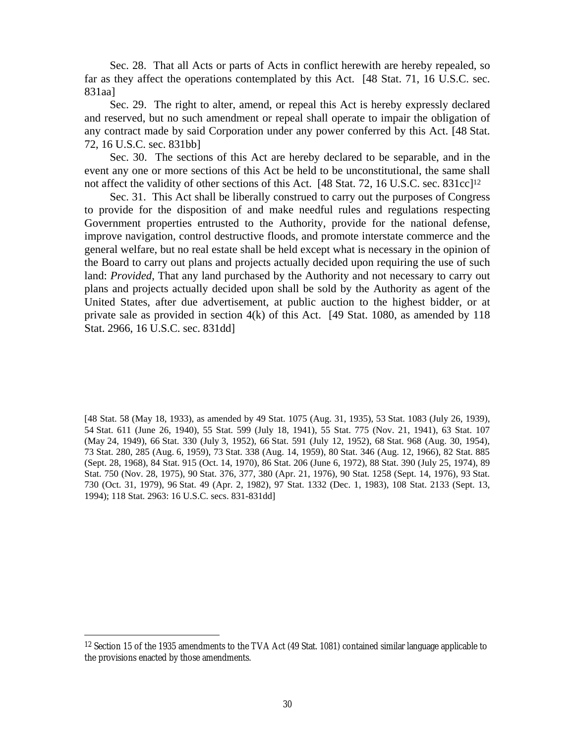Sec. 28. That all Acts or parts of Acts in conflict herewith are hereby repealed, so far as they affect the operations contemplated by this Act. [48 Stat. 71, 16 U.S.C. sec. 831aa]

Sec. 29. The right to alter, amend, or repeal this Act is hereby expressly declared and reserved, but no such amendment or repeal shall operate to impair the obligation of any contract made by said Corporation under any power conferred by this Act. [48 Stat. 72, 16 U.S.C. sec. 831bb]

Sec. 30. The sections of this Act are hereby declared to be separable, and in the event any one or more sections of this Act be held to be unconstitutional, the same shall not affect the validity of other sections of this Act. [48 Stat. 72, 16 U.S.C. sec. 831cc][12]

Sec. 31. This Act shall be liberally construed to carry out the purposes of Congress to provide for the disposition of and make needful rules and regulations respecting Government properties entrusted to the Authority, provide for the national defense, improve navigation, control destructive floods, and promote interstate commerce and the general welfare, but no real estate shall be held except what is necessary in the opinion of the Board to carry out plans and projects actually decided upon requiring the use of such land: *Provided*, That any land purchased by the Authority and not necessary to carry out plans and projects actually decided upon shall be sold by the Authority as agent of the United States, after due advertisement, at public auction to the highest bidder, or at private sale as provided in section 4(k) of this Act. [49 Stat. 1080, as amended by 118 Stat. 2966, 16 U.S.C. sec. 831dd]

[48 Stat. 58 (May 18, 1933), as amended by 49 Stat. 1075 (Aug. 31, 1935), 53 Stat. 1083 (July 26, 1939), 54 Stat. 611 (June 26, 1940), 55 Stat. 599 (July 18, 1941), 55 Stat. 775 (Nov. 21, 1941), 63 Stat. 107 (May 24, 1949), 66 Stat. 330 (July 3, 1952), 66 Stat. 591 (July 12, 1952), 68 Stat. 968 (Aug. 30, 1954), 73 Stat. 280, 285 (Aug. 6, 1959), 73 Stat. 338 (Aug. 14, 1959), 80 Stat. 346 (Aug. 12, 1966), 82 Stat. 885 (Sept. 28, 1968), 84 Stat. 915 (Oct. 14, 1970), 86 Stat. 206 (June 6, 1972), 88 Stat. 390 (July 25, 1974), 89 Stat. 750 (Nov. 28, 1975), 90 Stat. 376, 377, 380 (Apr. 21, 1976), 90 Stat. 1258 (Sept. 14, 1976), 93 Stat. 730 (Oct. 31, 1979), 96 Stat. 49 (Apr. 2, 1982), 97 Stat. 1332 (Dec. 1, 1983), 108 Stat. 2133 (Sept. 13, 1994); 118 Stat. 2963: 16 U.S.C. secs. 831-831dd]

[12] Section 15 of the 1935 amendments to the TVA Act (49 Stat. 1081) contained similar language applicable to the provisions enacted by those amendments.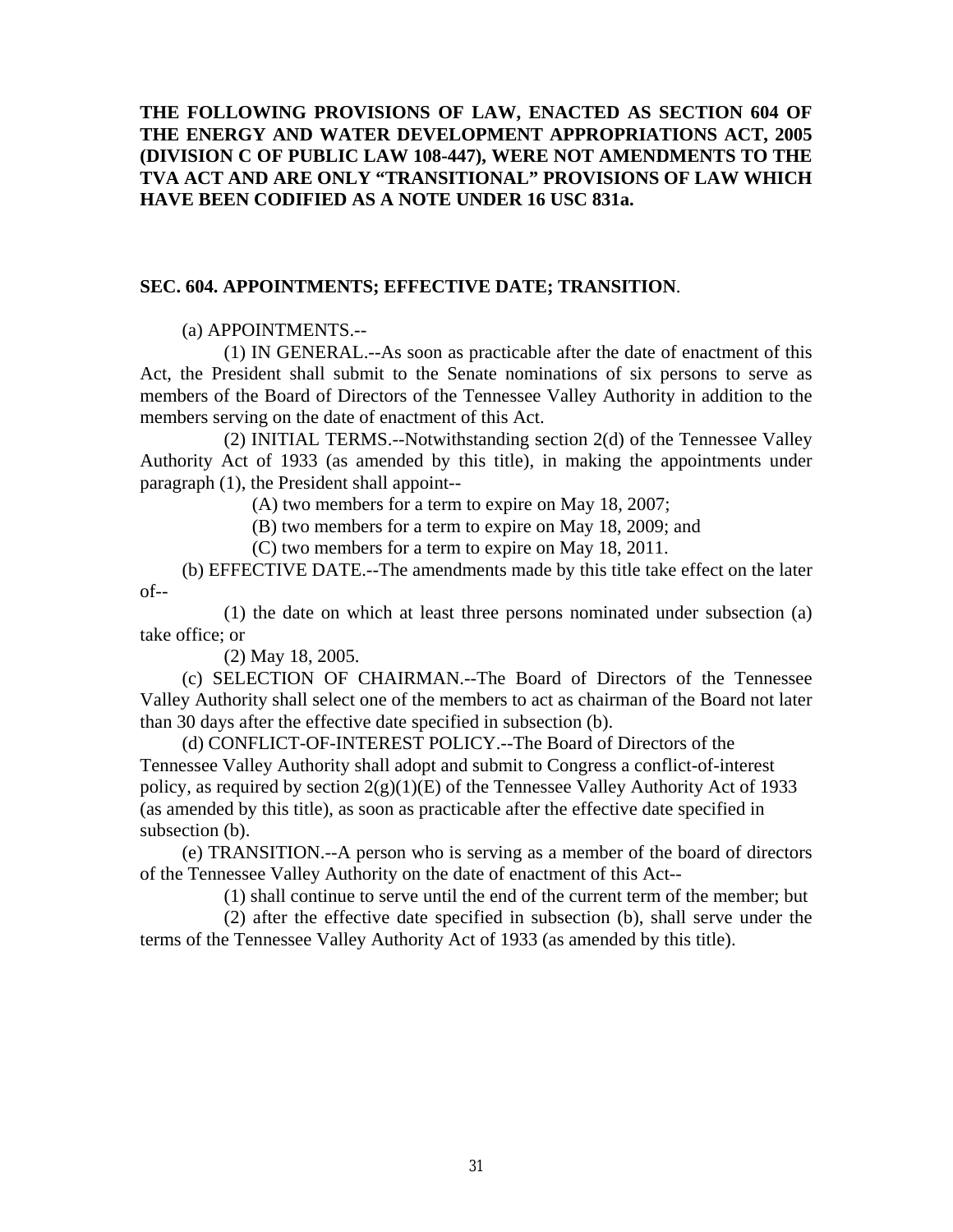**THE FOLLOWING PROVISIONS OF LAW, ENACTED AS SECTION 604 OF THE ENERGY AND WATER DEVELOPMENT APPROPRIATIONS ACT, 2005 (DIVISION C OF PUBLIC LAW 108-447), WERE NOT AMENDMENTS TO THE TVA ACT AND ARE ONLY "TRANSITIONAL" PROVISIONS OF LAW WHICH HAVE BEEN CODIFIED AS A NOTE UNDER 16 USC 831a.**

**SEC. 604. APPOINTMENTS; EFFECTIVE DATE; TRANSITION**.

(a) APPOINTMENTS.--

(1) IN GENERAL.--As soon as practicable after the date of enactment of this Act, the President shall submit to the Senate nominations of six persons to serve as members of the Board of Directors of the Tennessee Valley Authority in addition to the members serving on the date of enactment of this Act.

(2) INITIAL TERMS.--Notwithstanding section 2(d) of the Tennessee Valley Authority Act of 1933 (as amended by this title), in making the appointments under paragraph (1), the President shall appoint--

(A) two members for a term to expire on May 18, 2007;

(B) two members for a term to expire on May 18, 2009; and

(C) two members for a term to expire on May 18, 2011.

(b) EFFECTIVE DATE.--The amendments made by this title take effect on the later of--

(1) the date on which at least three persons nominated under subsection (a) take office; or

(2) May 18, 2005.

(c) SELECTION OF CHAIRMAN.--The Board of Directors of the Tennessee Valley Authority shall select one of the members to act as chairman of the Board not later than 30 days after the effective date specified in subsection (b).

(d) CONFLICT-OF-INTEREST POLICY.--The Board of Directors of the Tennessee Valley Authority shall adopt and submit to Congress a conflict-of-interest policy, as required by section 2(g)(1)(E) of the Tennessee Valley Authority Act of 1933 (as amended by this title), as soon as practicable after the effective date specified in subsection (b).

(e) TRANSITION.--A person who is serving as a member of the board of directors of the Tennessee Valley Authority on the date of enactment of this Act--

(1) shall continue to serve until the end of the current term of the member; but

(2) after the effective date specified in subsection (b), shall serve under the terms of the Tennessee Valley Authority Act of 1933 (as amended by this title).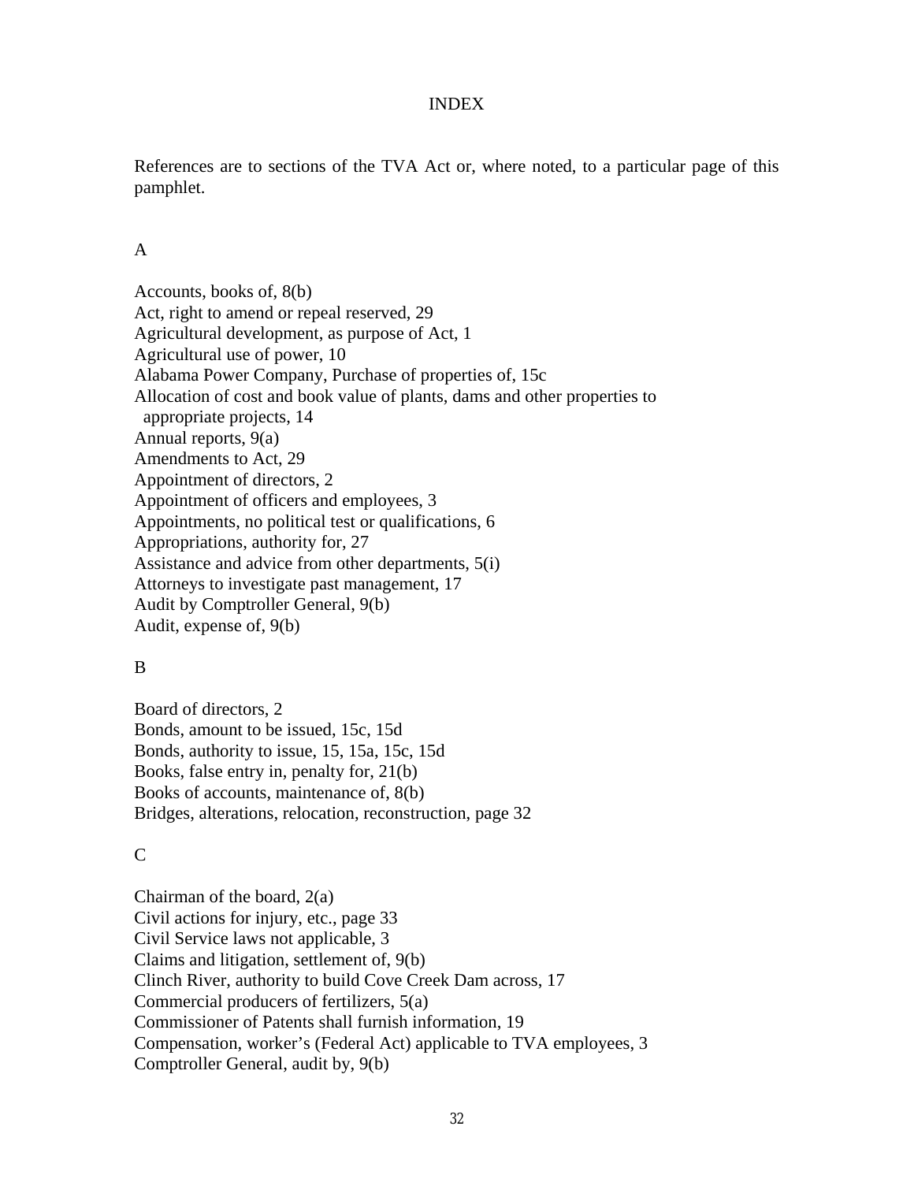# INDEX

References are to sections of the TVA Act or, where noted, to a particular page of this pamphlet.

## A

Accounts, books of, 8(b)
Act, right to amend or repeal reserved, 29
Agricultural development, as purpose of Act, 1
Agricultural use of power, 10
Alabama Power Company, Purchase of properties of, 15c
Allocation of cost and book value of plants, dams and other properties to
  appropriate projects, 14
Annual reports, 9(a)
Amendments to Act, 29
Appointment of directors, 2
Appointment of officers and employees, 3
Appointments, no political test or qualifications, 6
Appropriations, authority for, 27
Assistance and advice from other departments, 5(i)
Attorneys to investigate past management, 17
Audit by Comptroller General, 9(b)
Audit, expense of, 9(b)

## B

Board of directors, 2
Bonds, amount to be issued, 15c, 15d
Bonds, authority to issue, 15, 15a, 15c, 15d
Books, false entry in, penalty for, 21(b)
Books of accounts, maintenance of, 8(b)
Bridges, alterations, relocation, reconstruction, page 32

## C

Chairman of the board, 2(a)
Civil actions for injury, etc., page 33
Civil Service laws not applicable, 3
Claims and litigation, settlement of, 9(b)
Clinch River, authority to build Cove Creek Dam across, 17
Commercial producers of fertilizers, 5(a)
Commissioner of Patents shall furnish information, 19
Compensation, worker's (Federal Act) applicable to TVA employees, 3
Comptroller General, audit by, 9(b)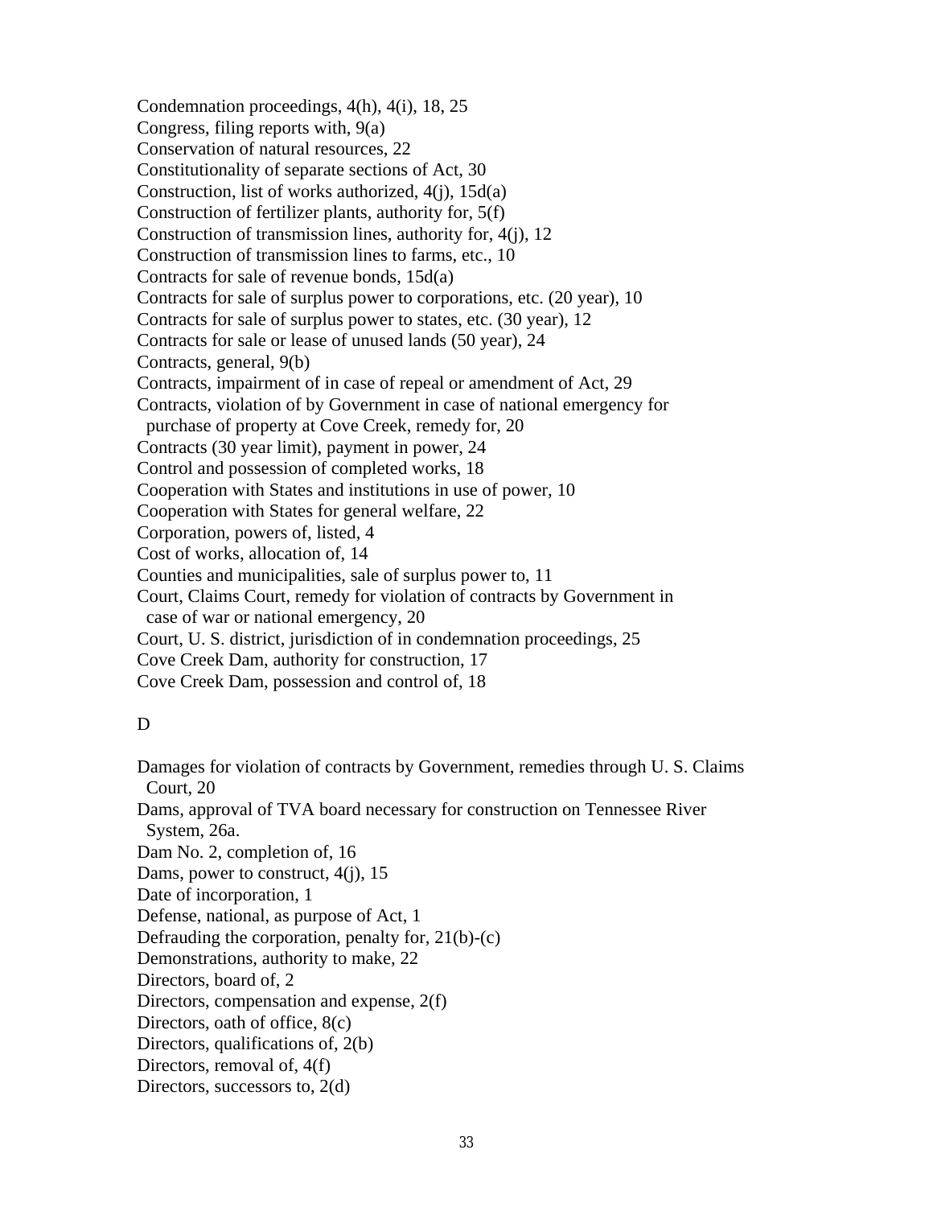Condemnation proceedings, 4(h), 4(i), 18, 25
Congress, filing reports with, 9(a)
Conservation of natural resources, 22
Constitutionality of separate sections of Act, 30
Construction, list of works authorized, 4(j), 15d(a)
Construction of fertilizer plants, authority for, 5(f)
Construction of transmission lines, authority for, 4(j), 12
Construction of transmission lines to farms, etc., 10
Contracts for sale of revenue bonds, 15d(a)
Contracts for sale of surplus power to corporations, etc. (20 year), 10
Contracts for sale of surplus power to states, etc. (30 year), 12
Contracts for sale or lease of unused lands (50 year), 24
Contracts, general, 9(b)
Contracts, impairment of in case of repeal or amendment of Act, 29
Contracts, violation of by Government in case of national emergency for purchase of property at Cove Creek, remedy for, 20
Contracts (30 year limit), payment in power, 24
Control and possession of completed works, 18
Cooperation with States and institutions in use of power, 10
Cooperation with States for general welfare, 22
Corporation, powers of, listed, 4
Cost of works, allocation of, 14
Counties and municipalities, sale of surplus power to, 11
Court, Claims Court, remedy for violation of contracts by Government in case of war or national emergency, 20
Court, U. S. district, jurisdiction of in condemnation proceedings, 25
Cove Creek Dam, authority for construction, 17
Cove Creek Dam, possession and control of, 18

D

Damages for violation of contracts by Government, remedies through U. S. Claims Court, 20
Dams, approval of TVA board necessary for construction on Tennessee River System, 26a.
Dam No. 2, completion of, 16
Dams, power to construct, 4(j), 15
Date of incorporation, 1
Defense, national, as purpose of Act, 1
Defrauding the corporation, penalty for, 21(b)-(c)
Demonstrations, authority to make, 22
Directors, board of, 2
Directors, compensation and expense, 2(f)
Directors, oath of office, 8(c)
Directors, qualifications of, 2(b)
Directors, removal of, 4(f)
Directors, successors to, 2(d)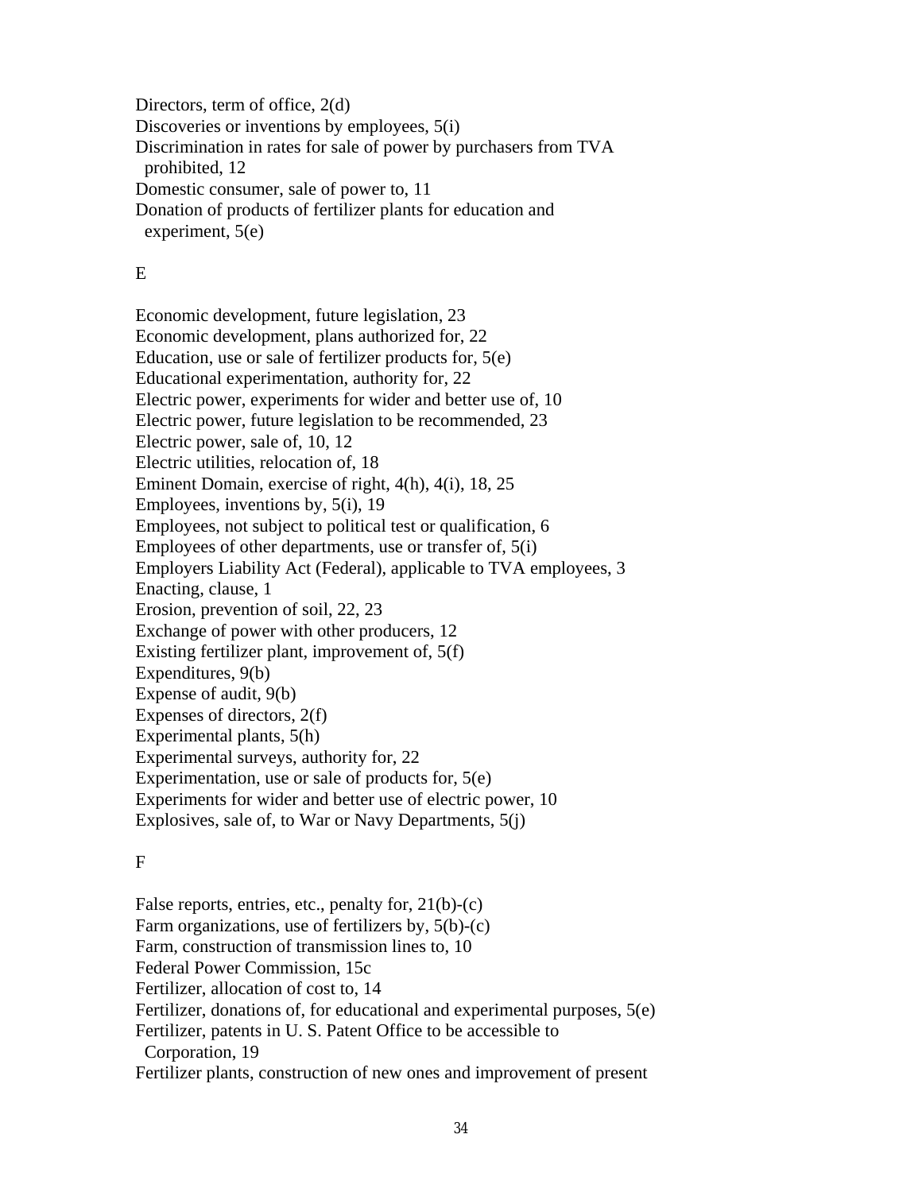Directors, term of office, 2(d)
Discoveries or inventions by employees, 5(i)
Discrimination in rates for sale of power by purchasers from TVA prohibited, 12
Domestic consumer, sale of power to, 11
Donation of products of fertilizer plants for education and experiment, 5(e)

E

Economic development, future legislation, 23
Economic development, plans authorized for, 22
Education, use or sale of fertilizer products for, 5(e)
Educational experimentation, authority for, 22
Electric power, experiments for wider and better use of, 10
Electric power, future legislation to be recommended, 23
Electric power, sale of, 10, 12
Electric utilities, relocation of, 18
Eminent Domain, exercise of right, 4(h), 4(i), 18, 25
Employees, inventions by, 5(i), 19
Employees, not subject to political test or qualification, 6
Employees of other departments, use or transfer of, 5(i)
Employers Liability Act (Federal), applicable to TVA employees, 3
Enacting, clause, 1
Erosion, prevention of soil, 22, 23
Exchange of power with other producers, 12
Existing fertilizer plant, improvement of, 5(f)
Expenditures, 9(b)
Expense of audit, 9(b)
Expenses of directors, 2(f)
Experimental plants, 5(h)
Experimental surveys, authority for, 22
Experimentation, use or sale of products for, 5(e)
Experiments for wider and better use of electric power, 10
Explosives, sale of, to War or Navy Departments, 5(j)

F

False reports, entries, etc., penalty for, 21(b)-(c)
Farm organizations, use of fertilizers by, 5(b)-(c)
Farm, construction of transmission lines to, 10
Federal Power Commission, 15c
Fertilizer, allocation of cost to, 14
Fertilizer, donations of, for educational and experimental purposes, 5(e)
Fertilizer, patents in U. S. Patent Office to be accessible to Corporation, 19
Fertilizer plants, construction of new ones and improvement of present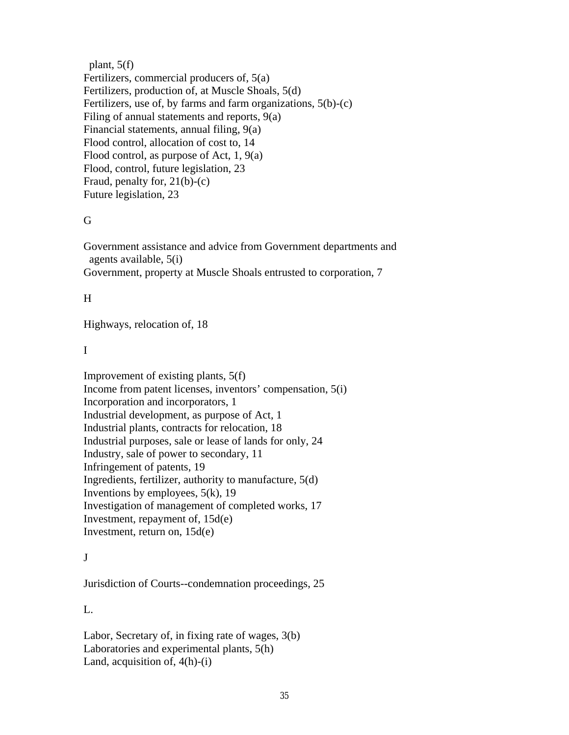plant, 5(f)
Fertilizers, commercial producers of, 5(a)
Fertilizers, production of, at Muscle Shoals, 5(d)
Fertilizers, use of, by farms and farm organizations, 5(b)-(c)
Filing of annual statements and reports, 9(a)
Financial statements, annual filing, 9(a)
Flood control, allocation of cost to, 14
Flood control, as purpose of Act, 1, 9(a)
Flood, control, future legislation, 23
Fraud, penalty for, 21(b)-(c)
Future legislation, 23

G

Government assistance and advice from Government departments and
agents available, 5(i)
Government, property at Muscle Shoals entrusted to corporation, 7

H

Highways, relocation of, 18

I

Improvement of existing plants, 5(f)
Income from patent licenses, inventors' compensation, 5(i)
Incorporation and incorporators, 1
Industrial development, as purpose of Act, 1
Industrial plants, contracts for relocation, 18
Industrial purposes, sale or lease of lands for only, 24
Industry, sale of power to secondary, 11
Infringement of patents, 19
Ingredients, fertilizer, authority to manufacture, 5(d)
Inventions by employees, 5(k), 19
Investigation of management of completed works, 17
Investment, repayment of, 15d(e)
Investment, return on, 15d(e)

J

Jurisdiction of Courts--condemnation proceedings, 25

L.

Labor, Secretary of, in fixing rate of wages, 3(b)
Laboratories and experimental plants, 5(h)
Land, acquisition of, 4(h)-(i)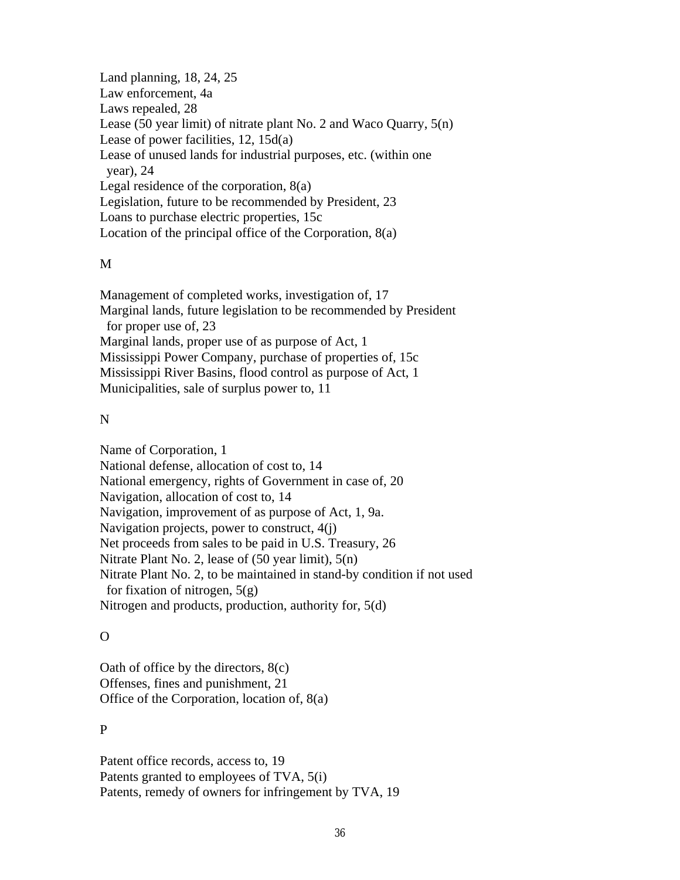Land planning, 18, 24, 25
Law enforcement, 4a
Laws repealed, 28
Lease (50 year limit) of nitrate plant No. 2 and Waco Quarry, 5(n)
Lease of power facilities, 12, 15d(a)
Lease of unused lands for industrial purposes, etc. (within one year), 24
Legal residence of the corporation, 8(a)
Legislation, future to be recommended by President, 23
Loans to purchase electric properties, 15c
Location of the principal office of the Corporation, 8(a)

M

Management of completed works, investigation of, 17
Marginal lands, future legislation to be recommended by President for proper use of, 23
Marginal lands, proper use of as purpose of Act, 1
Mississippi Power Company, purchase of properties of, 15c
Mississippi River Basins, flood control as purpose of Act, 1
Municipalities, sale of surplus power to, 11

N

Name of Corporation, 1
National defense, allocation of cost to, 14
National emergency, rights of Government in case of, 20
Navigation, allocation of cost to, 14
Navigation, improvement of as purpose of Act, 1, 9a.
Navigation projects, power to construct, 4(j)
Net proceeds from sales to be paid in U.S. Treasury, 26
Nitrate Plant No. 2, lease of (50 year limit), 5(n)
Nitrate Plant No. 2, to be maintained in stand-by condition if not used for fixation of nitrogen, 5(g)
Nitrogen and products, production, authority for, 5(d)

O

Oath of office by the directors, 8(c)
Offenses, fines and punishment, 21
Office of the Corporation, location of, 8(a)

P

Patent office records, access to, 19
Patents granted to employees of TVA, 5(i)
Patents, remedy of owners for infringement by TVA, 19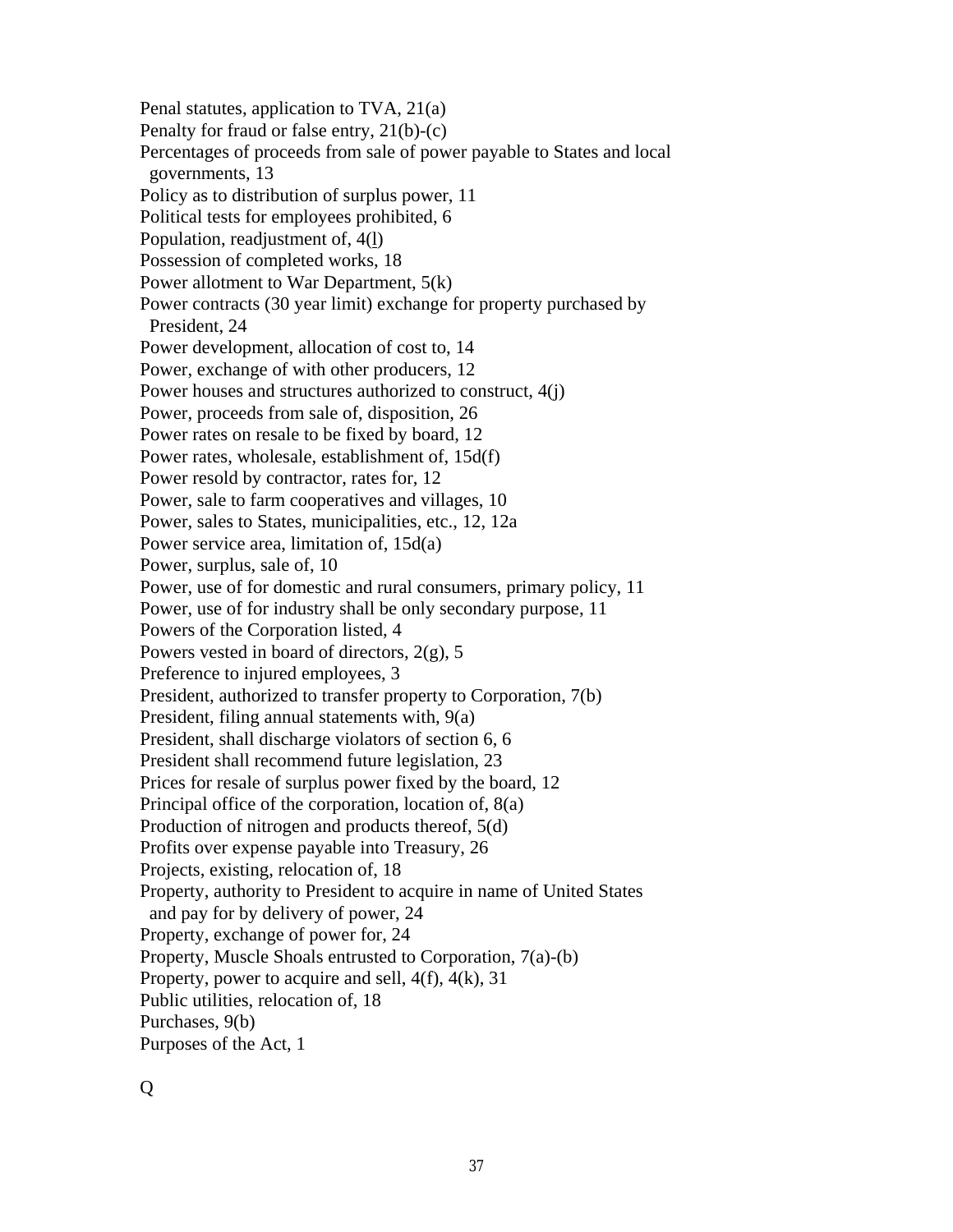Penal statutes, application to TVA, 21(a)
Penalty for fraud or false entry, 21(b)-(c)
Percentages of proceeds from sale of power payable to States and local governments, 13
Policy as to distribution of surplus power, 11
Political tests for employees prohibited, 6
Population, readjustment of, 4(l)
Possession of completed works, 18
Power allotment to War Department, 5(k)
Power contracts (30 year limit) exchange for property purchased by President, 24
Power development, allocation of cost to, 14
Power, exchange of with other producers, 12
Power houses and structures authorized to construct, 4(j)
Power, proceeds from sale of, disposition, 26
Power rates on resale to be fixed by board, 12
Power rates, wholesale, establishment of, 15d(f)
Power resold by contractor, rates for, 12
Power, sale to farm cooperatives and villages, 10
Power, sales to States, municipalities, etc., 12, 12a
Power service area, limitation of, 15d(a)
Power, surplus, sale of, 10
Power, use of for domestic and rural consumers, primary policy, 11
Power, use of for industry shall be only secondary purpose, 11
Powers of the Corporation listed, 4
Powers vested in board of directors, 2(g), 5
Preference to injured employees, 3
President, authorized to transfer property to Corporation, 7(b)
President, filing annual statements with, 9(a)
President, shall discharge violators of section 6, 6
President shall recommend future legislation, 23
Prices for resale of surplus power fixed by the board, 12
Principal office of the corporation, location of, 8(a)
Production of nitrogen and products thereof, 5(d)
Profits over expense payable into Treasury, 26
Projects, existing, relocation of, 18
Property, authority to President to acquire in name of United States and pay for by delivery of power, 24
Property, exchange of power for, 24
Property, Muscle Shoals entrusted to Corporation, 7(a)-(b)
Property, power to acquire and sell, 4(f), 4(k), 31
Public utilities, relocation of, 18
Purchases, 9(b)
Purposes of the Act, 1

Q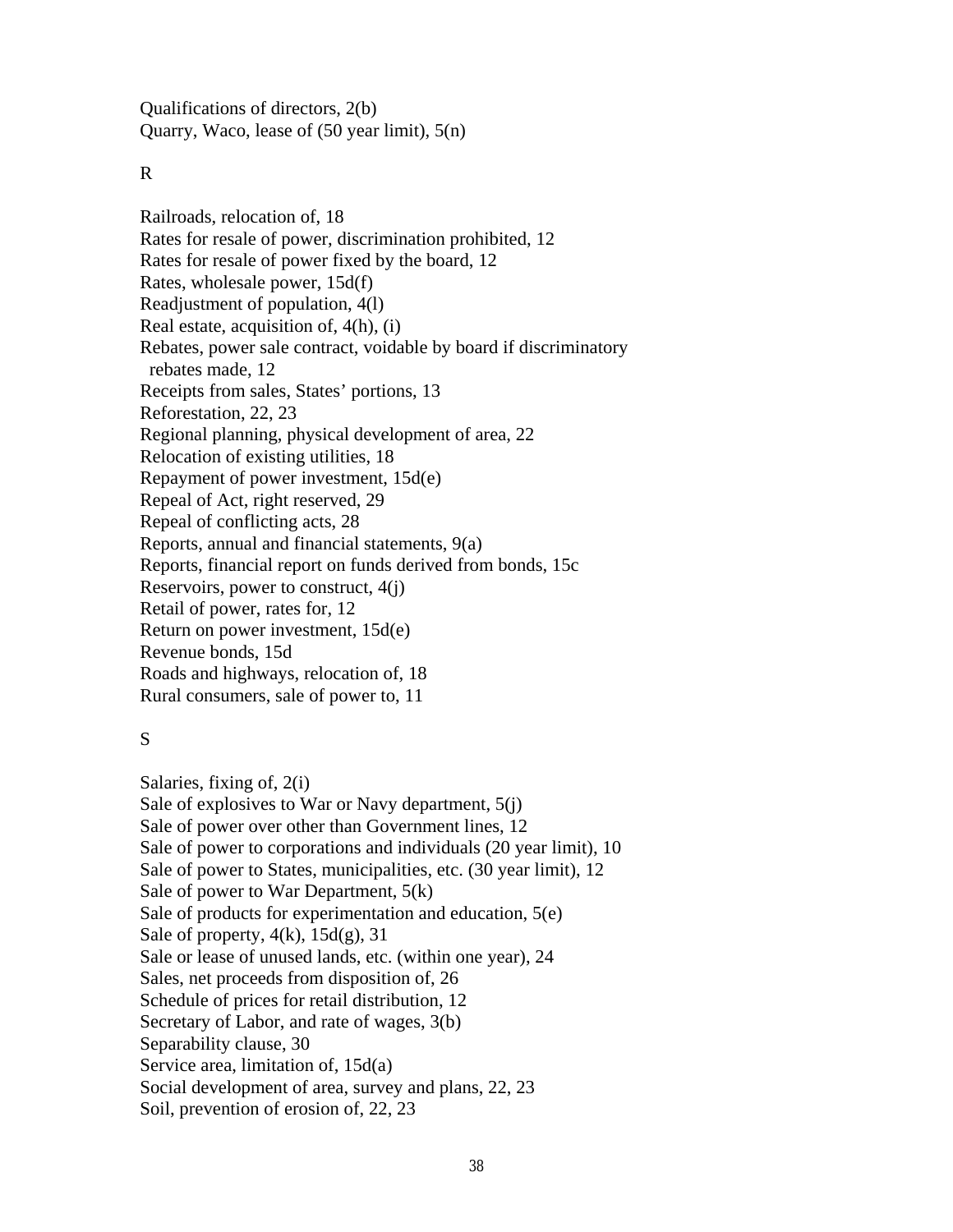Qualifications of directors, 2(b)
Quarry, Waco, lease of (50 year limit), 5(n)

R

Railroads, relocation of, 18
Rates for resale of power, discrimination prohibited, 12
Rates for resale of power fixed by the board, 12
Rates, wholesale power, 15d(f)
Readjustment of population, 4(l)
Real estate, acquisition of, 4(h), (i)
Rebates, power sale contract, voidable by board if discriminatory
  rebates made, 12
Receipts from sales, States' portions, 13
Reforestation, 22, 23
Regional planning, physical development of area, 22
Relocation of existing utilities, 18
Repayment of power investment, 15d(e)
Repeal of Act, right reserved, 29
Repeal of conflicting acts, 28
Reports, annual and financial statements, 9(a)
Reports, financial report on funds derived from bonds, 15c
Reservoirs, power to construct, 4(j)
Retail of power, rates for, 12
Return on power investment, 15d(e)
Revenue bonds, 15d
Roads and highways, relocation of, 18
Rural consumers, sale of power to, 11

S

Salaries, fixing of, 2(i)
Sale of explosives to War or Navy department, 5(j)
Sale of power over other than Government lines, 12
Sale of power to corporations and individuals (20 year limit), 10
Sale of power to States, municipalities, etc. (30 year limit), 12
Sale of power to War Department, 5(k)
Sale of products for experimentation and education, 5(e)
Sale of property, 4(k), 15d(g), 31
Sale or lease of unused lands, etc. (within one year), 24
Sales, net proceeds from disposition of, 26
Schedule of prices for retail distribution, 12
Secretary of Labor, and rate of wages, 3(b)
Separability clause, 30
Service area, limitation of, 15d(a)
Social development of area, survey and plans, 22, 23
Soil, prevention of erosion of, 22, 23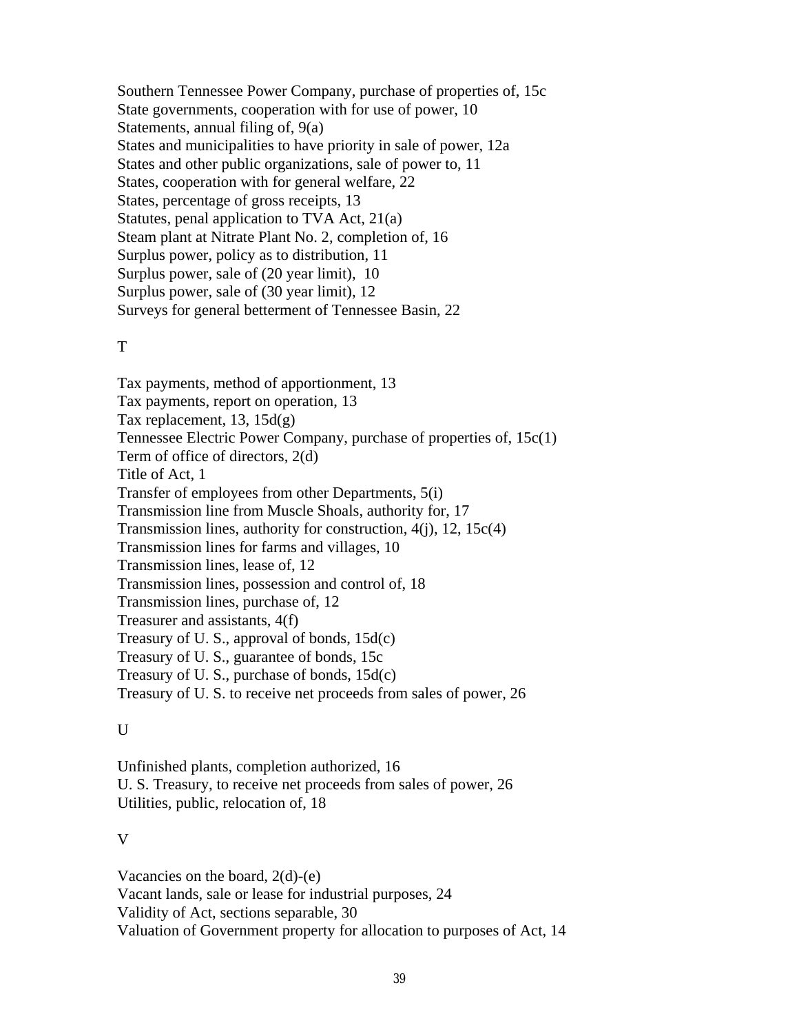Southern Tennessee Power Company, purchase of properties of, 15c
State governments, cooperation with for use of power, 10
Statements, annual filing of, 9(a)
States and municipalities to have priority in sale of power, 12a
States and other public organizations, sale of power to, 11
States, cooperation with for general welfare, 22
States, percentage of gross receipts, 13
Statutes, penal application to TVA Act, 21(a)
Steam plant at Nitrate Plant No. 2, completion of, 16
Surplus power, policy as to distribution, 11
Surplus power, sale of (20 year limit), 10
Surplus power, sale of (30 year limit), 12
Surveys for general betterment of Tennessee Basin, 22

T

Tax payments, method of apportionment, 13
Tax payments, report on operation, 13
Tax replacement, 13, 15d(g)
Tennessee Electric Power Company, purchase of properties of, 15c(1)
Term of office of directors, 2(d)
Title of Act, 1
Transfer of employees from other Departments, 5(i)
Transmission line from Muscle Shoals, authority for, 17
Transmission lines, authority for construction, 4(j), 12, 15c(4)
Transmission lines for farms and villages, 10
Transmission lines, lease of, 12
Transmission lines, possession and control of, 18
Transmission lines, purchase of, 12
Treasurer and assistants, 4(f)
Treasury of U. S., approval of bonds, 15d(c)
Treasury of U. S., guarantee of bonds, 15c
Treasury of U. S., purchase of bonds, 15d(c)
Treasury of U. S. to receive net proceeds from sales of power, 26

U

Unfinished plants, completion authorized, 16
U. S. Treasury, to receive net proceeds from sales of power, 26
Utilities, public, relocation of, 18

V

Vacancies on the board, 2(d)-(e)
Vacant lands, sale or lease for industrial purposes, 24
Validity of Act, sections separable, 30
Valuation of Government property for allocation to purposes of Act, 14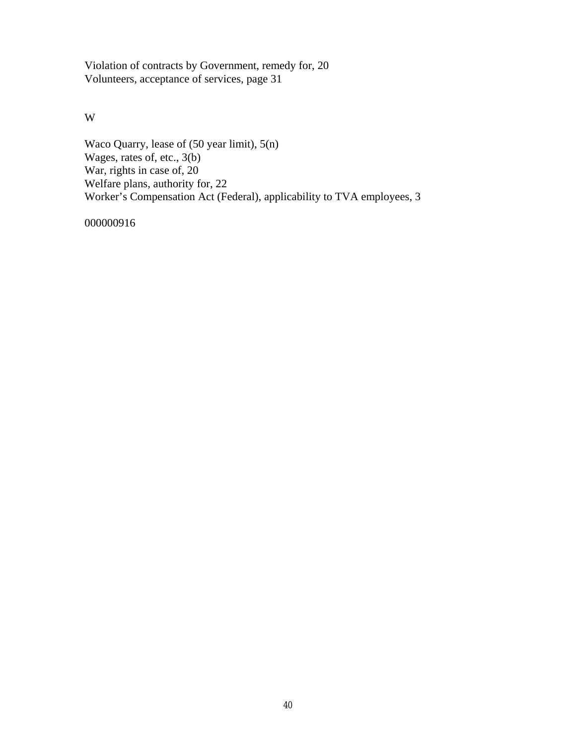Violation of contracts by Government, remedy for, 20
Volunteers, acceptance of services, page 31

W

Waco Quarry, lease of (50 year limit), 5(n)
Wages, rates of, etc., 3(b)
War, rights in case of, 20
Welfare plans, authority for, 22
Worker's Compensation Act (Federal), applicability to TVA employees, 3

000000916